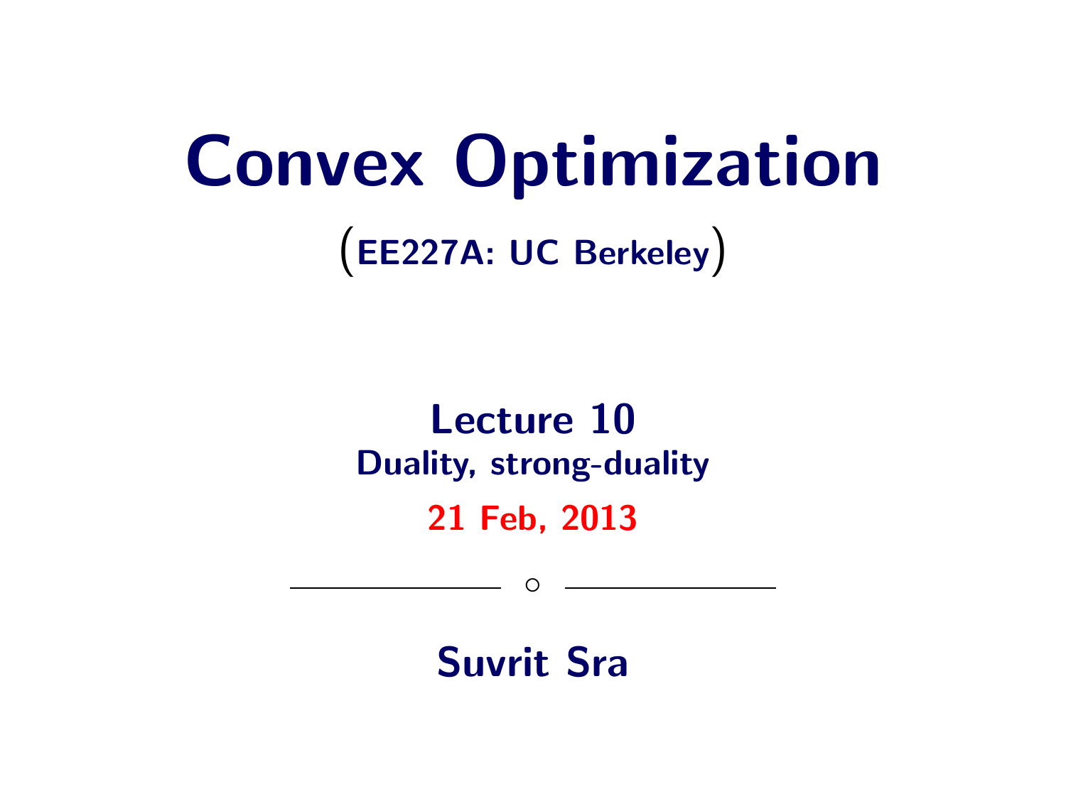# Convex Optimization

(EE227A: UC Berkeley)

## Lecture 10

### Duality, strong-duality

**21 Feb, 2013**

---

**Suvrit Sra**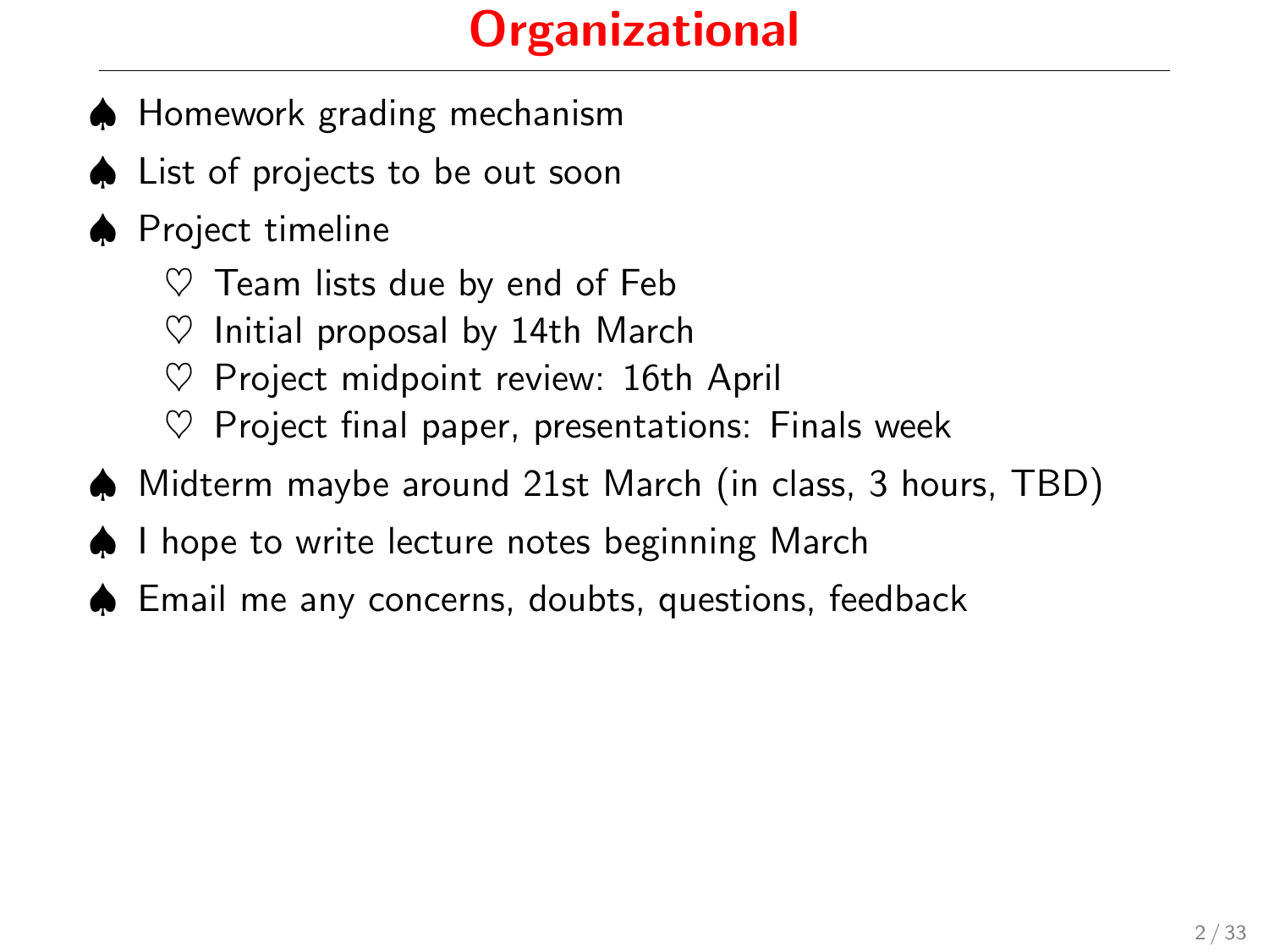# Organizational

- Homework grading mechanism
- List of projects to be out soon
- Project timeline
  - Team lists due by end of Feb
  - Initial proposal by 14th March
  - Project midpoint review: 16th April
  - Project final paper, presentations: Finals week
- Midterm maybe around 21st March (in class, 3 hours, TBD)
- I hope to write lecture notes beginning March
- Email me any concerns, doubts, questions, feedback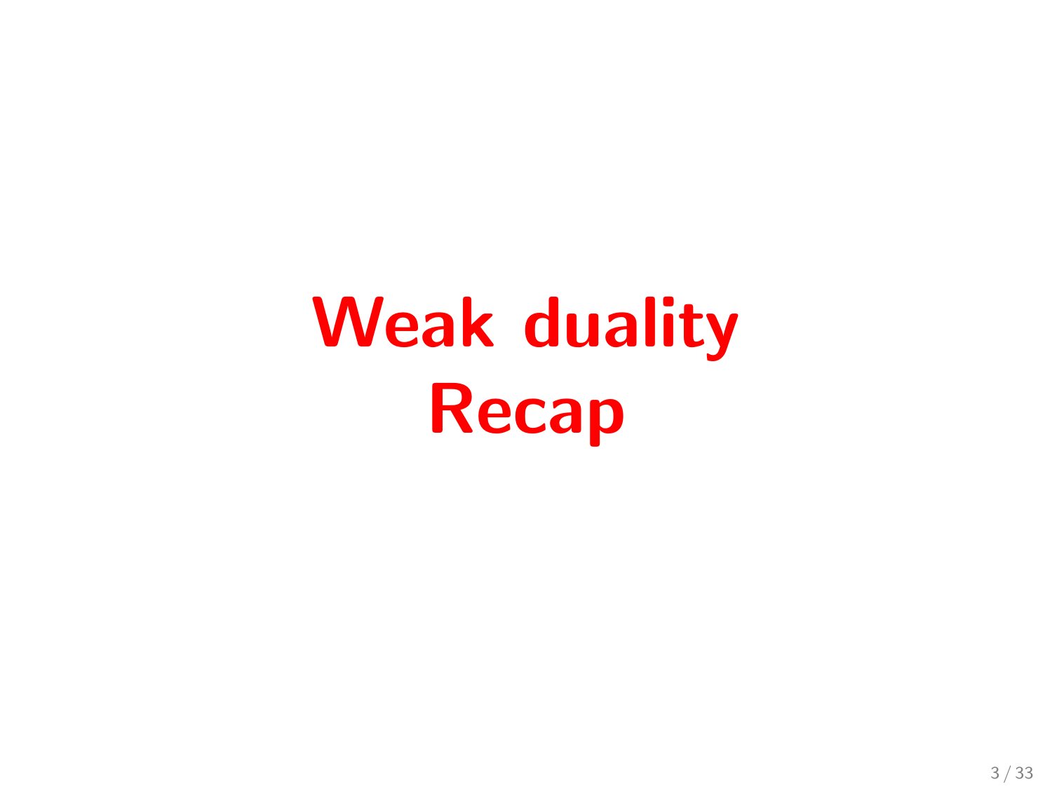# Weak duality
# Recap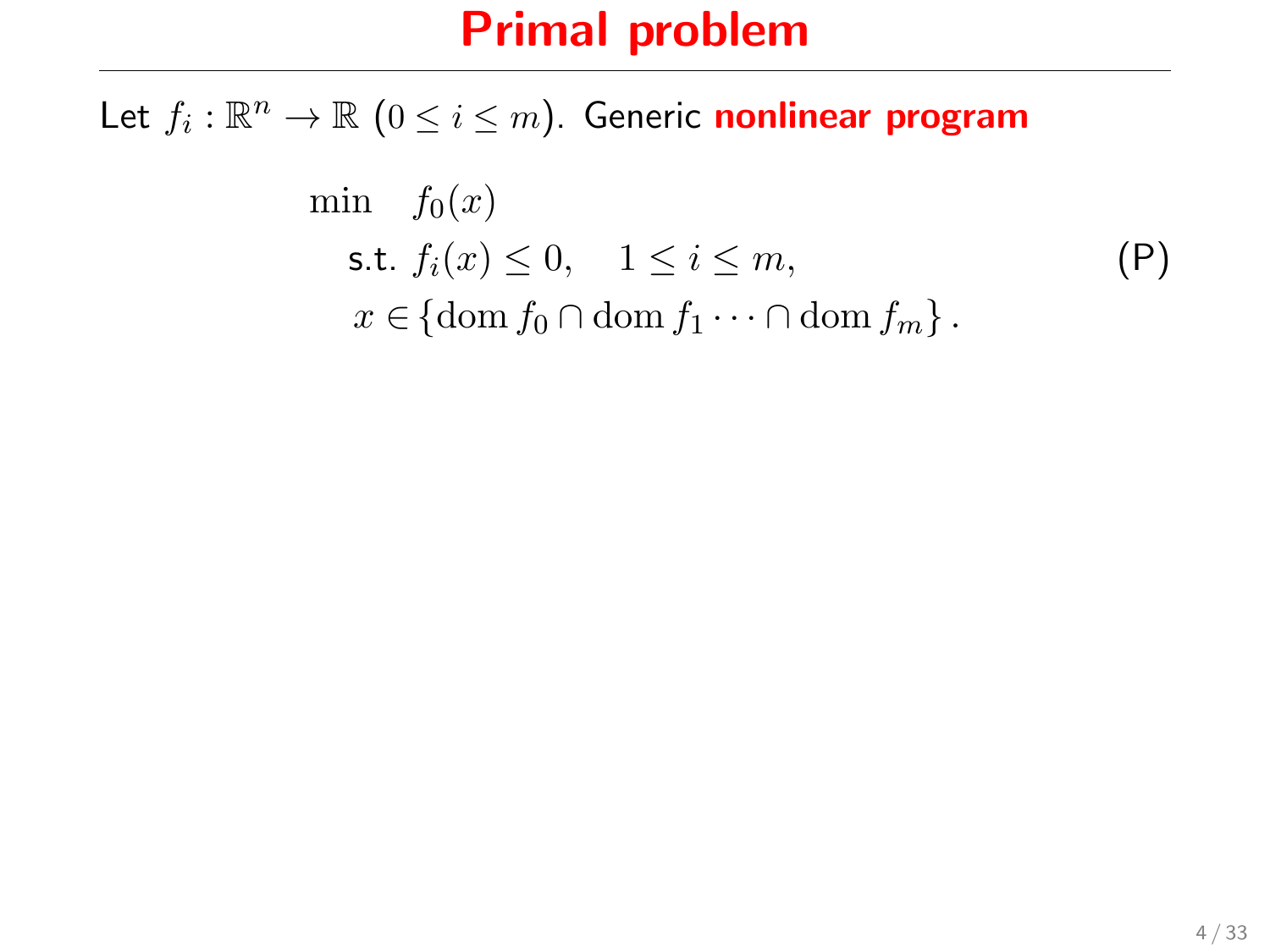# Primal problem

Let $f_i : \mathbb{R}^n \to \mathbb{R}$ $(0 \leq i \leq m)$. Generic **nonlinear program**

$$
\begin{aligned}
\min \quad & f_0(x) \\
\text{s.t. } & f_i(x) \leq 0, \quad 1 \leq i \leq m, \\
& x \in \{\operatorname{dom} f_0 \cap \operatorname{dom} f_1 \cdots \cap \operatorname{dom} f_m\}.
\end{aligned}
\tag{P}
$$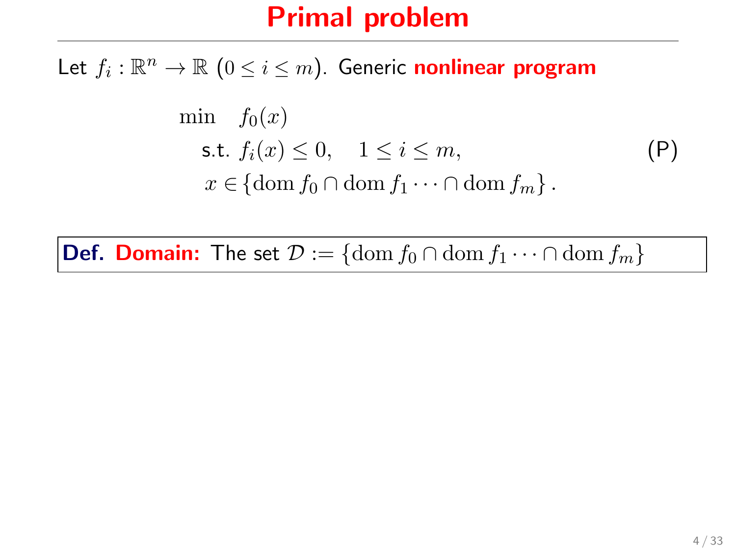# Primal problem

Let $f_i : \mathbb{R}^n \to \mathbb{R}$ $(0 \leq i \leq m)$. Generic **nonlinear program**

$$
\begin{aligned}
\min \quad & f_0(x) \\
\text{s.t. } & f_i(x) \leq 0, \quad 1 \leq i \leq m, \\
& x \in \{\operatorname{dom} f_0 \cap \operatorname{dom} f_1 \cdots \cap \operatorname{dom} f_m\}.
\end{aligned}
\tag{P}
$$

**Def. Domain:** The set $\mathcal{D} := \{\operatorname{dom} f_0 \cap \operatorname{dom} f_1 \cdots \cap \operatorname{dom} f_m\}$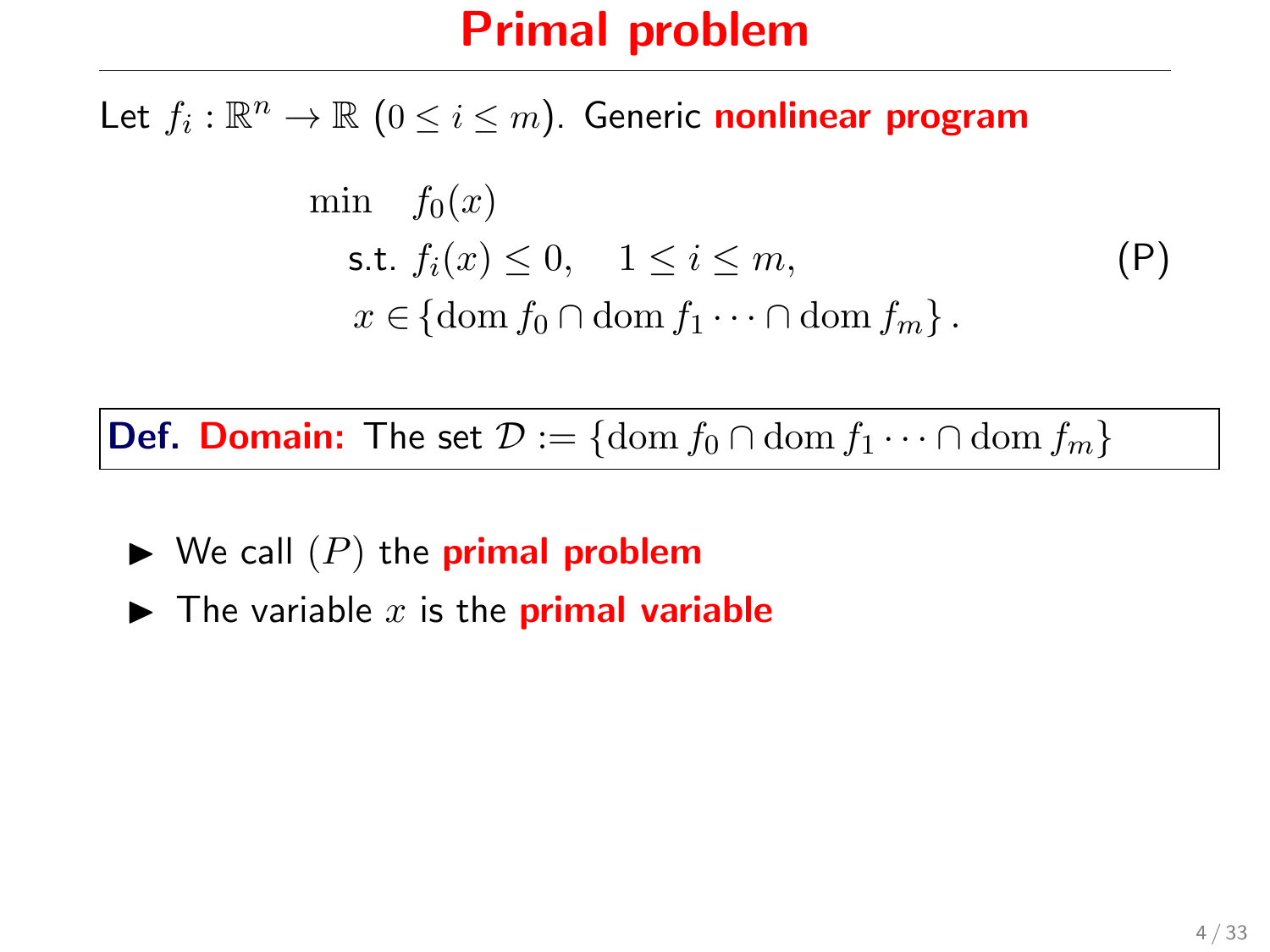# Primal problem

Let $f_i : \mathbb{R}^n \to \mathbb{R}$ $(0 \leq i \leq m)$. Generic **nonlinear program**

$$
\begin{aligned}
\min \quad & f_0(x) \\
\text{s.t. } & f_i(x) \leq 0, \quad 1 \leq i \leq m, \\
& x \in \{\operatorname{dom} f_0 \cap \operatorname{dom} f_1 \cdots \cap \operatorname{dom} f_m\}.
\end{aligned}
\tag{P}
$$

**Def. Domain:** The set $\mathcal{D} := \{\operatorname{dom} f_0 \cap \operatorname{dom} f_1 \cdots \cap \operatorname{dom} f_m\}$

- We call $(P)$ the **primal problem**
- The variable $x$ is the **primal variable**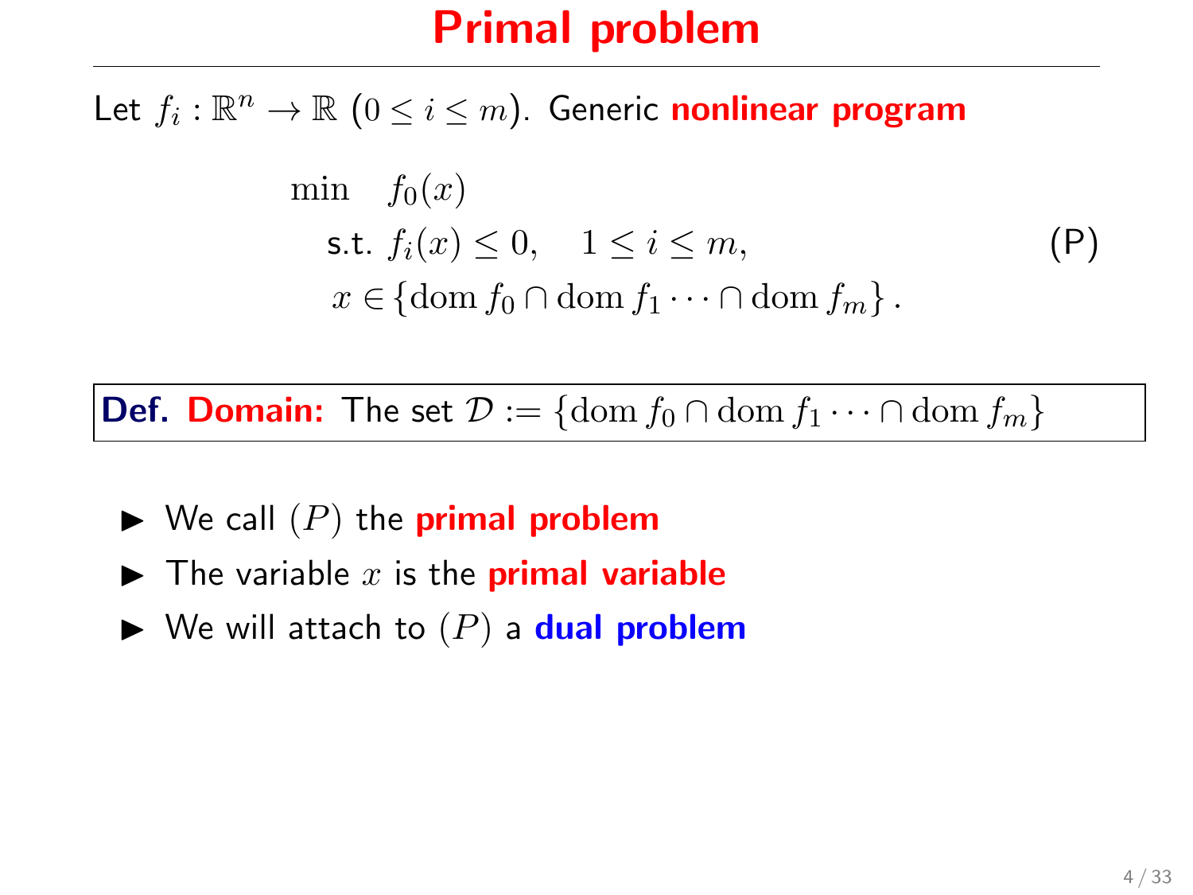# Primal problem

Let $f_i : \mathbb{R}^n \to \mathbb{R}$ $(0 \leq i \leq m)$. Generic **nonlinear program**

$$
\begin{aligned}
\min \quad & f_0(x) \\
\text{s.t. } & f_i(x) \leq 0, \quad 1 \leq i \leq m, \\
& x \in \{\operatorname{dom} f_0 \cap \operatorname{dom} f_1 \cdots \cap \operatorname{dom} f_m\}.
\end{aligned}
\tag{P}
$$

**Def. Domain:** The set $\mathcal{D} := \{\operatorname{dom} f_0 \cap \operatorname{dom} f_1 \cdots \cap \operatorname{dom} f_m\}$

- We call $(P)$ the **primal problem**
- The variable $x$ is the **primal variable**
- We will attach to $(P)$ a **dual problem**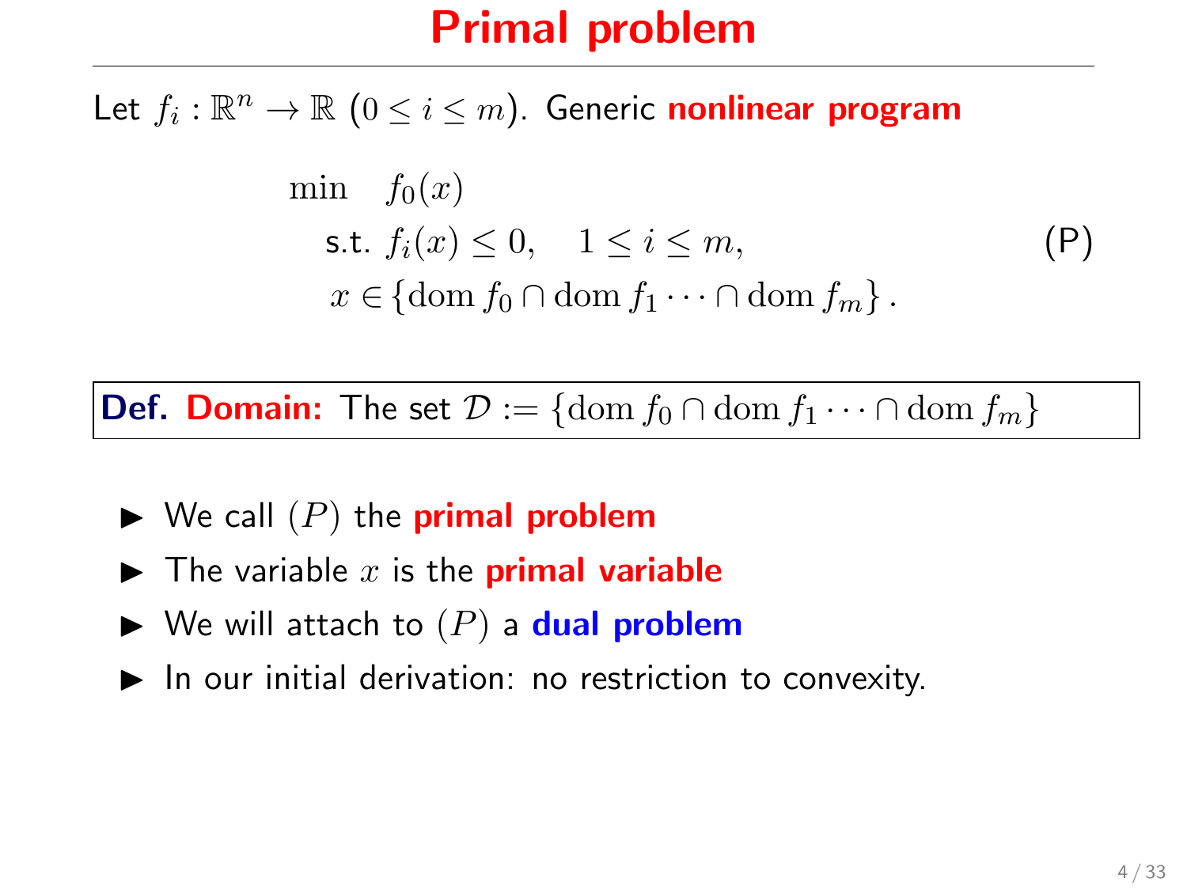# Primal problem

Let $f_i : \mathbb{R}^n \to \mathbb{R}$ $(0 \leq i \leq m)$. Generic **nonlinear program**

$$
\begin{aligned}
\min \quad & f_0(x) \\
\text{s.t. } & f_i(x) \leq 0, \quad 1 \leq i \leq m, \\
& x \in \{\operatorname{dom} f_0 \cap \operatorname{dom} f_1 \cdots \cap \operatorname{dom} f_m\}.
\end{aligned} \tag{P}
$$

**Def. Domain:** The set $\mathcal{D} := \{\operatorname{dom} f_0 \cap \operatorname{dom} f_1 \cdots \cap \operatorname{dom} f_m\}$

- We call $(P)$ the **primal problem**
- The variable $x$ is the **primal variable**
- We will attach to $(P)$ a **dual problem**
- In our initial derivation: no restriction to convexity.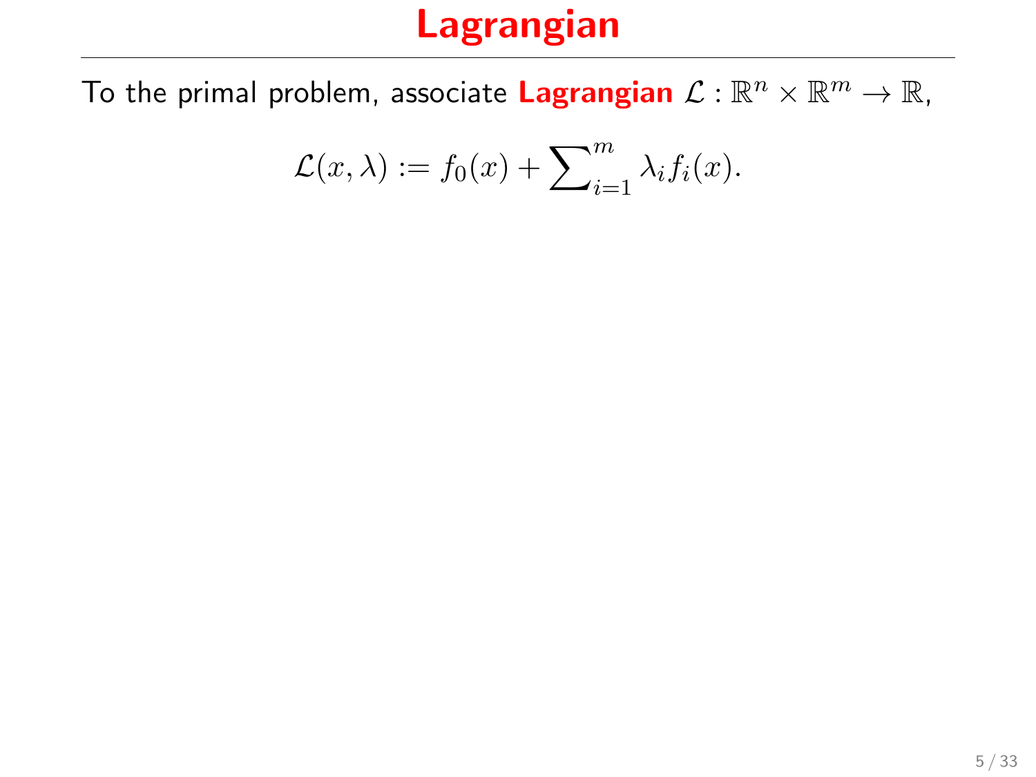# Lagrangian

To the primal problem, associate **Lagrangian** $\mathcal{L} : \mathbb{R}^n \times \mathbb{R}^m \to \mathbb{R}$,

$$\mathcal{L}(x, \lambda) := f_0(x) + \sum_{i=1}^{m} \lambda_i f_i(x).$$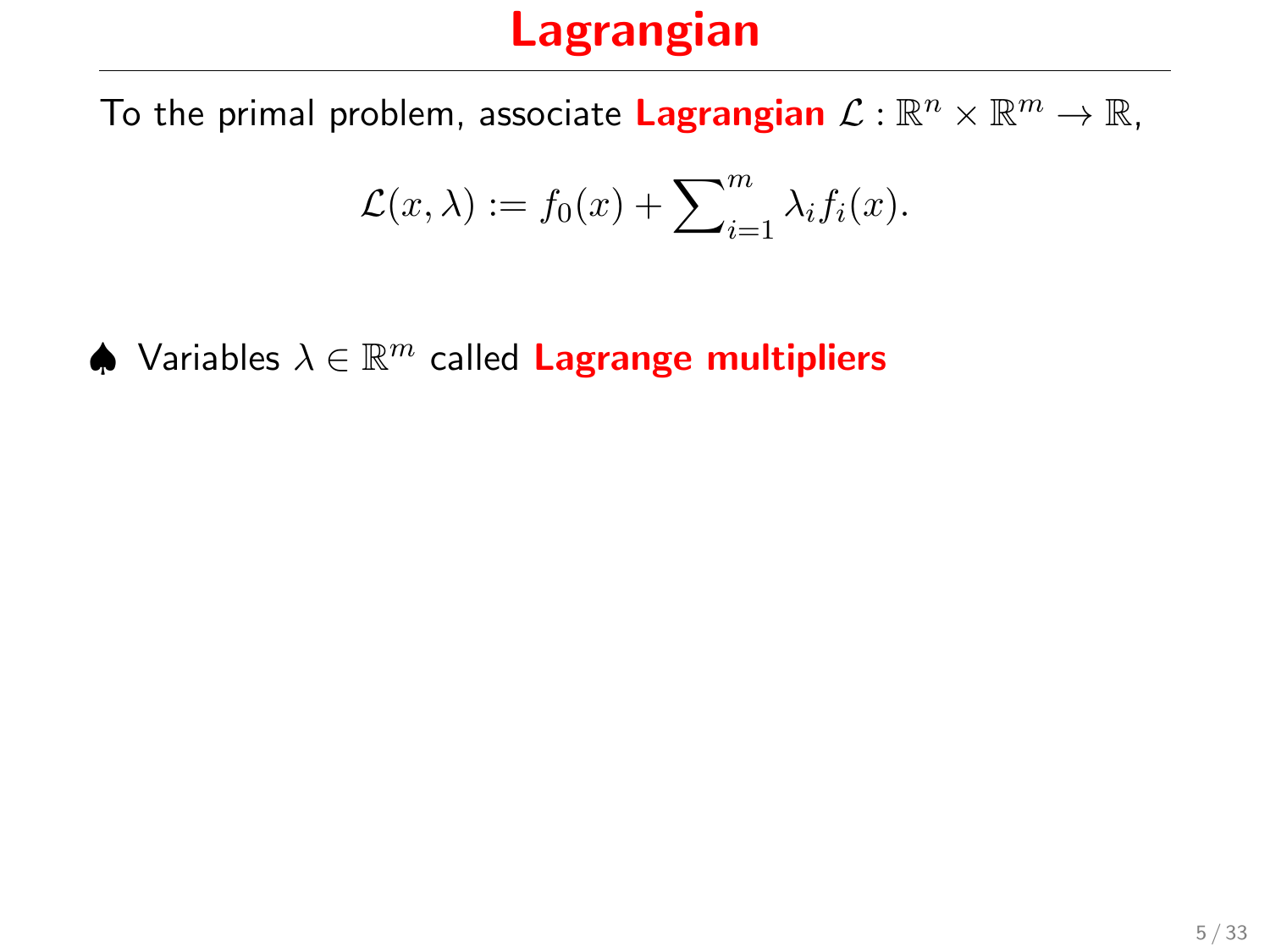# Lagrangian

To the primal problem, associate **Lagrangian** $\mathcal{L} : \mathbb{R}^n \times \mathbb{R}^m \to \mathbb{R}$,

$$\mathcal{L}(x, \lambda) := f_0(x) + \sum\nolimits_{i=1}^{m} \lambda_i f_i(x).$$

♠ Variables $\lambda \in \mathbb{R}^m$ called **Lagrange multipliers**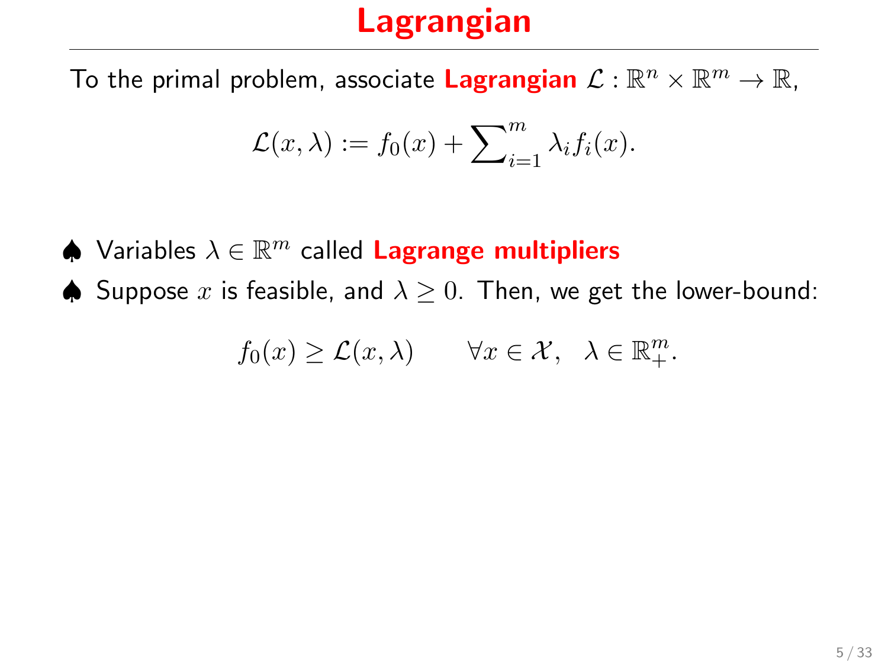# Lagrangian

To the primal problem, associate **Lagrangian** $\mathcal{L} : \mathbb{R}^n \times \mathbb{R}^m \to \mathbb{R}$,

$$\mathcal{L}(x, \lambda) := f_0(x) + \sum_{i=1}^{m} \lambda_i f_i(x).$$

- ♠ Variables $\lambda \in \mathbb{R}^m$ called **Lagrange multipliers**
- ♠ Suppose $x$ is feasible, and $\lambda \geq 0$. Then, we get the lower-bound:

$$f_0(x) \geq \mathcal{L}(x, \lambda) \qquad \forall x \in \mathcal{X}, \;\; \lambda \in \mathbb{R}^m_+.$$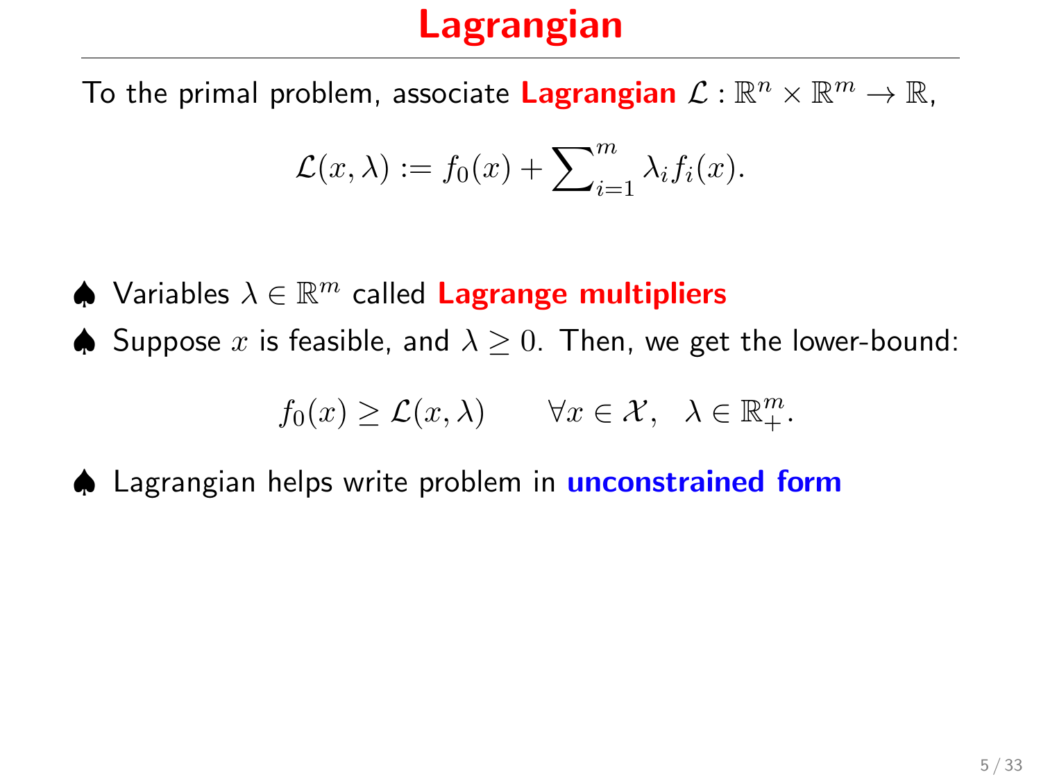# Lagrangian

To the primal problem, associate **Lagrangian** $\mathcal{L} : \mathbb{R}^n \times \mathbb{R}^m \to \mathbb{R}$,

$$\mathcal{L}(x, \lambda) := f_0(x) + \sum_{i=1}^{m} \lambda_i f_i(x).$$

- ♠ Variables $\lambda \in \mathbb{R}^m$ called **Lagrange multipliers**
- ♠ Suppose $x$ is feasible, and $\lambda \geq 0$. Then, we get the lower-bound:

$$f_0(x) \geq \mathcal{L}(x, \lambda) \qquad \forall x \in \mathcal{X}, \quad \lambda \in \mathbb{R}^m_+.$$

- ♠ Lagrangian helps write problem in **unconstrained form**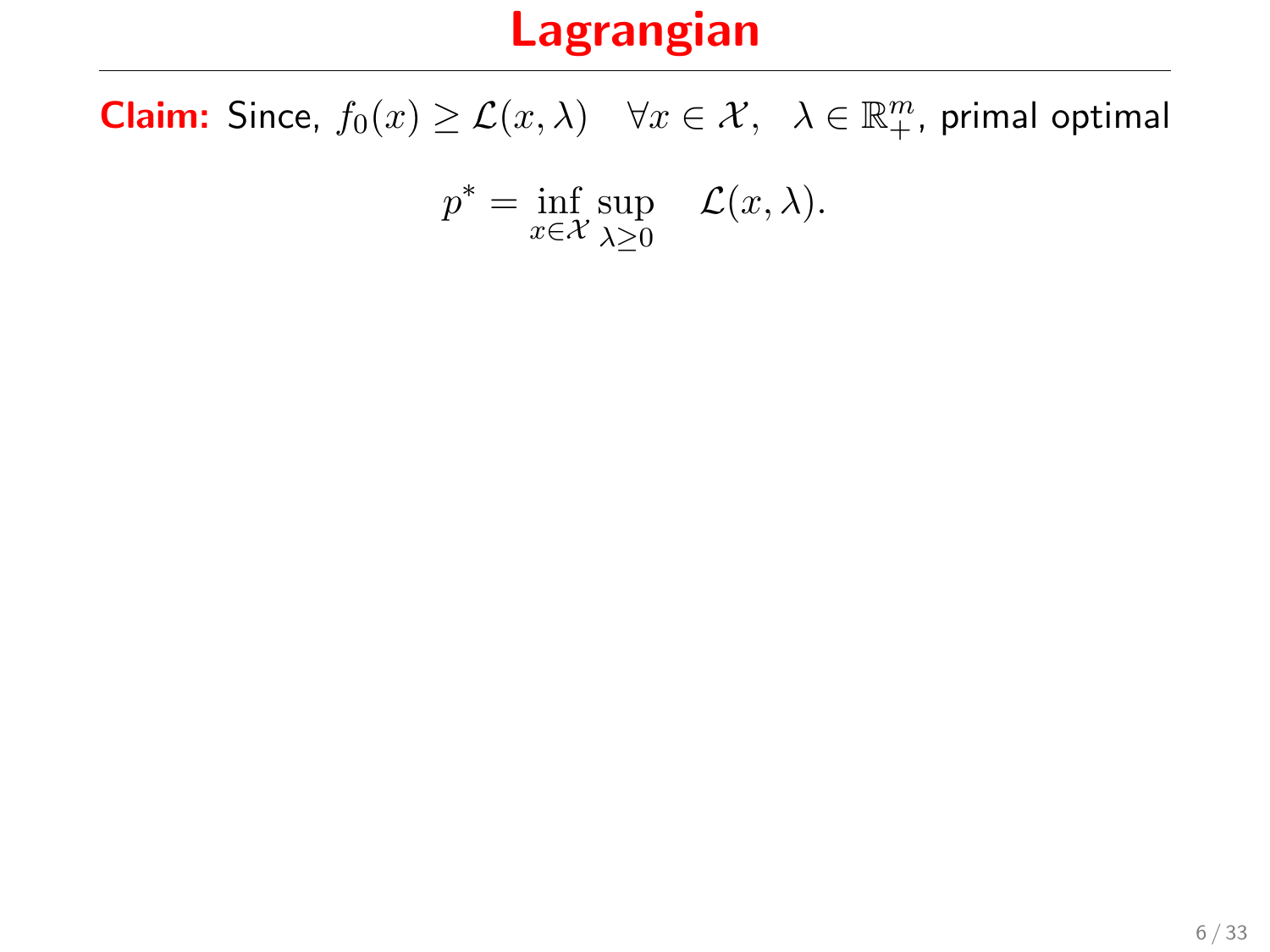# Lagrangian

**Claim:** Since, $f_0(x) \geq \mathcal{L}(x, \lambda) \quad \forall x \in \mathcal{X}, \quad \lambda \in \mathbb{R}^m_+$, primal optimal

$$p^* = \inf_{x \in \mathcal{X}} \sup_{\lambda \geq 0} \quad \mathcal{L}(x, \lambda).$$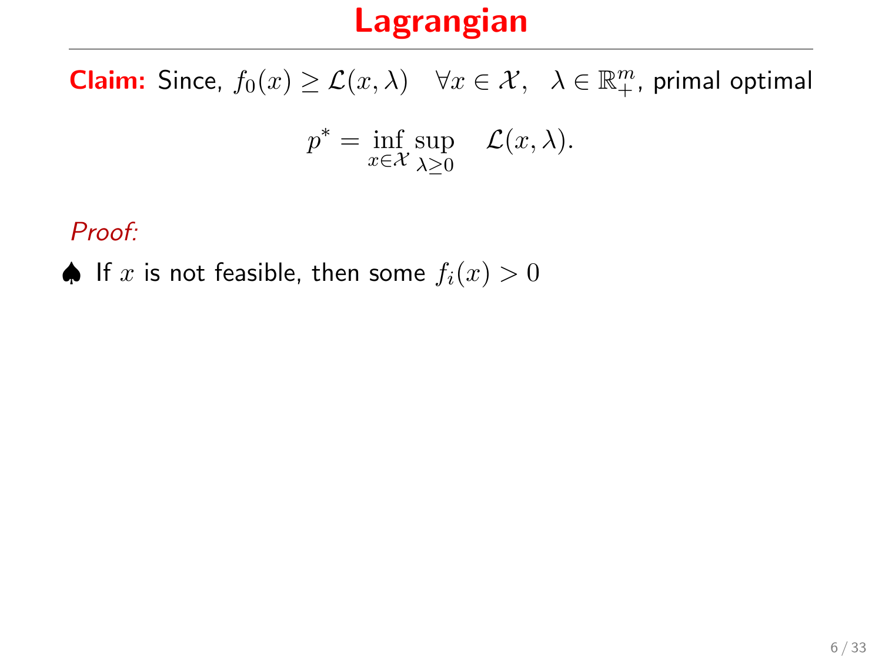# Lagrangian

**Claim:** Since, $f_0(x) \geq \mathcal{L}(x, \lambda) \quad \forall x \in \mathcal{X}, \quad \lambda \in \mathbb{R}^m_+$, primal optimal

$$p^* = \inf_{x \in \mathcal{X}} \sup_{\lambda \geq 0} \quad \mathcal{L}(x, \lambda).$$

*Proof:*

♠ If $x$ is not feasible, then some $f_i(x) > 0$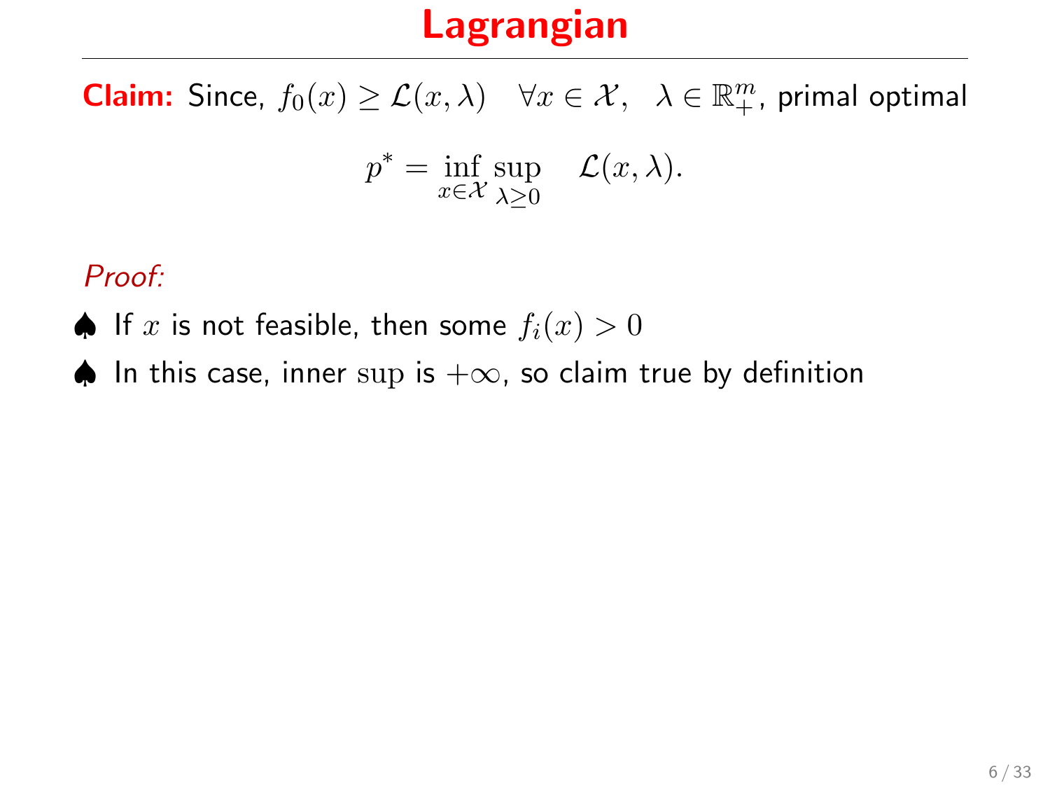# Lagrangian

**Claim:** Since, $f_0(x) \geq \mathcal{L}(x, \lambda) \quad \forall x \in \mathcal{X}, \quad \lambda \in \mathbb{R}^m_+$, primal optimal

$$p^* = \inf_{x \in \mathcal{X}} \sup_{\lambda \geq 0} \quad \mathcal{L}(x, \lambda).$$

*Proof:*

♠ If $x$ is not feasible, then some $f_i(x) > 0$

♠ In this case, inner $\sup$ is $+\infty$, so claim true by definition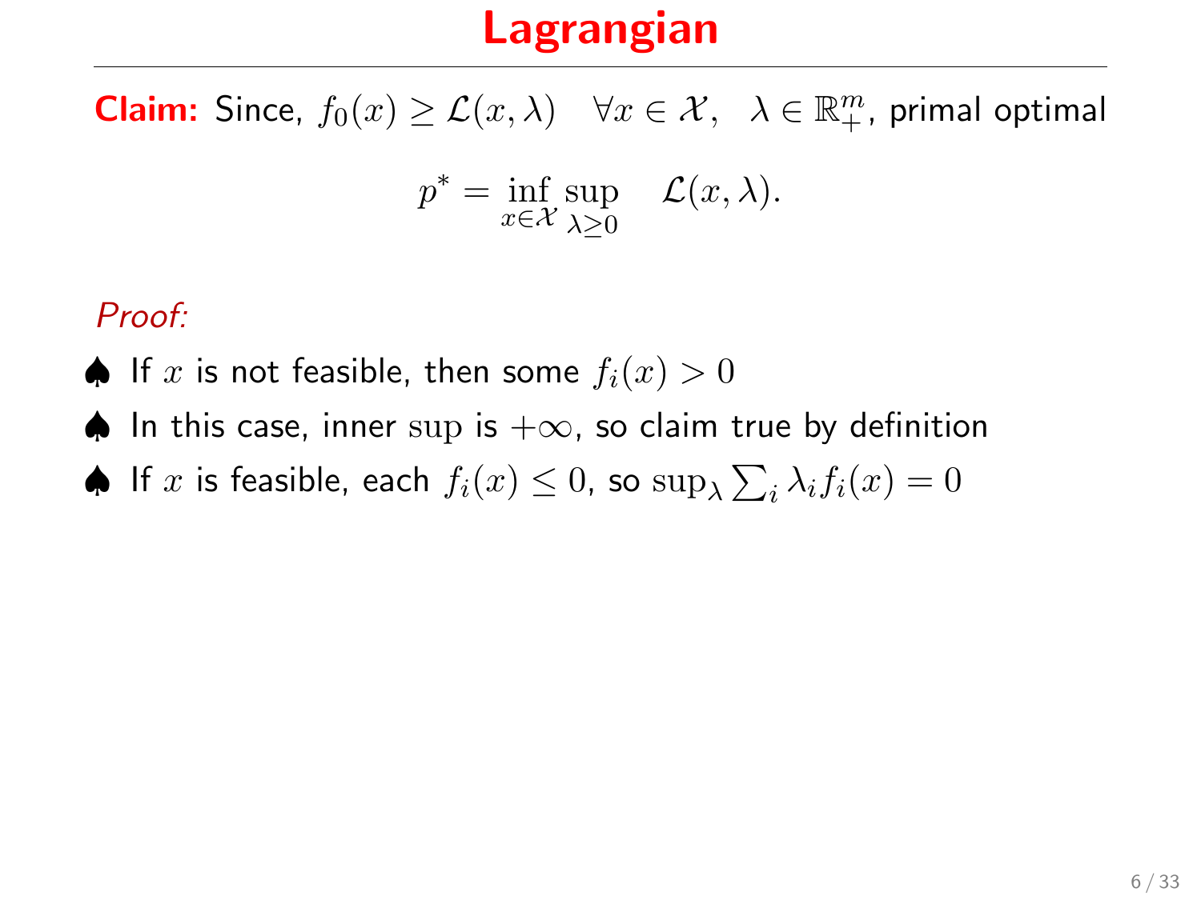# Lagrangian

**Claim:** Since, $f_0(x) \geq \mathcal{L}(x, \lambda) \quad \forall x \in \mathcal{X}, \quad \lambda \in \mathbb{R}^m_+$, primal optimal

$$p^* = \inf_{x \in \mathcal{X}} \sup_{\lambda \geq 0} \quad \mathcal{L}(x, \lambda).$$

*Proof:*

♠ If $x$ is not feasible, then some $f_i(x) > 0$

♠ In this case, inner $\sup$ is $+\infty$, so claim true by definition

♠ If $x$ is feasible, each $f_i(x) \leq 0$, so $\sup_\lambda \sum_i \lambda_i f_i(x) = 0$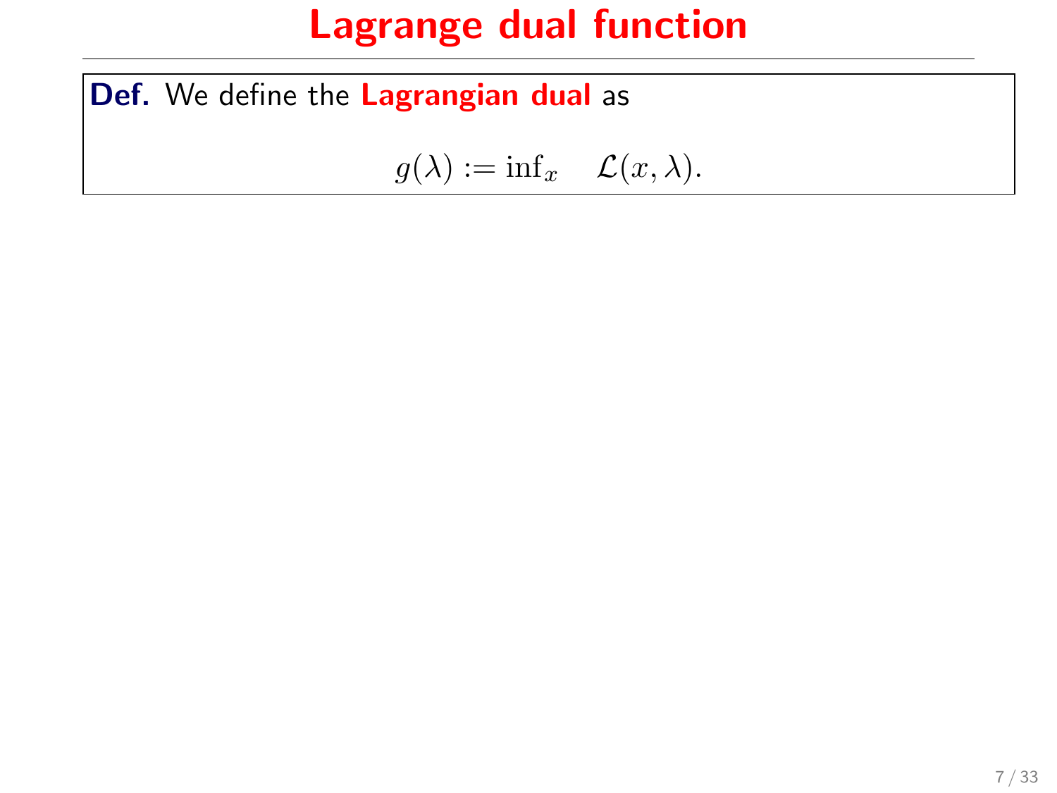# Lagrange dual function

**Def.** We define the **Lagrangian dual** as

$$g(\lambda) := \inf_x \quad \mathcal{L}(x, \lambda).$$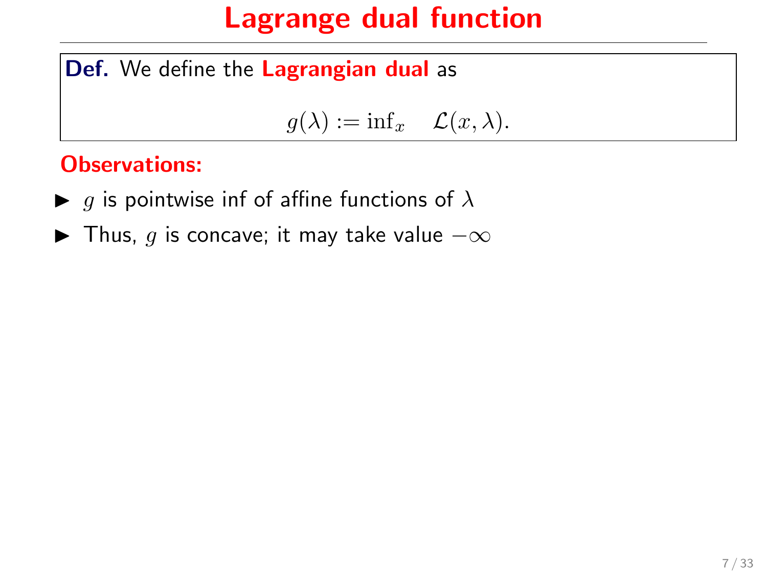# Lagrange dual function

**Def.** We define the **Lagrangian dual** as

$$g(\lambda) := \inf_x \quad \mathcal{L}(x, \lambda).$$

**Observations:**

- $g$ is pointwise inf of affine functions of $\lambda$
- Thus, $g$ is concave; it may take value $-\infty$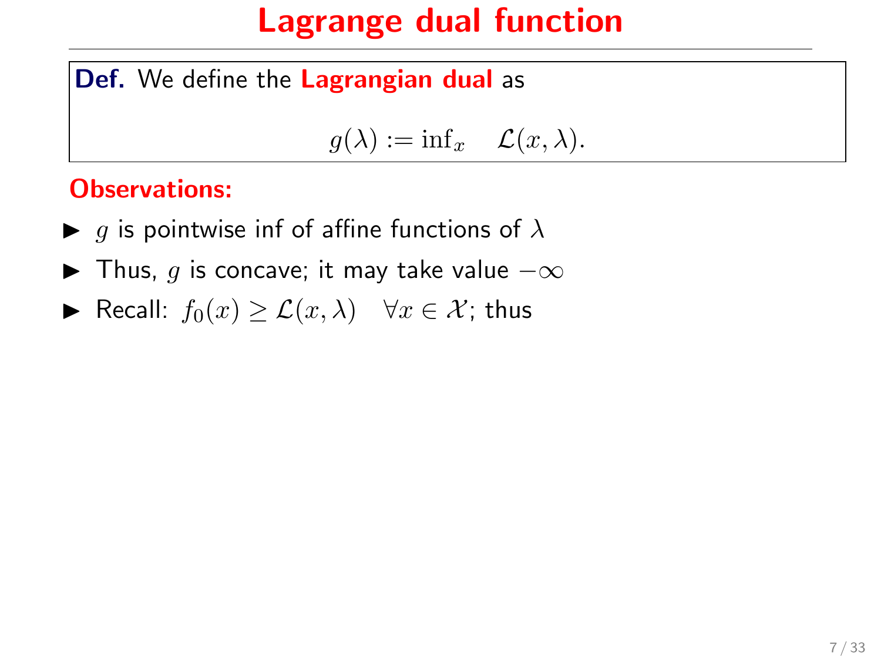# Lagrange dual function

**Def.** We define the **Lagrangian dual** as

$$g(\lambda) := \inf_x \quad \mathcal{L}(x, \lambda).$$

**Observations:**

- $g$ is pointwise inf of affine functions of $\lambda$
- Thus, $g$ is concave; it may take value $-\infty$
- Recall: $f_0(x) \geq \mathcal{L}(x, \lambda) \quad \forall x \in \mathcal{X}$; thus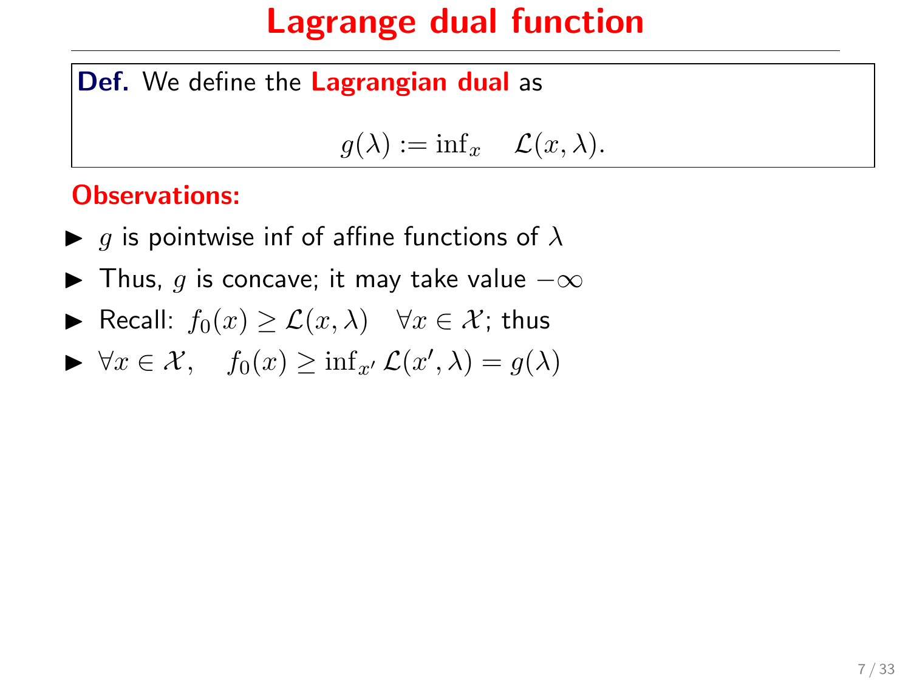# Lagrange dual function

**Def.** We define the **Lagrangian dual** as

$$g(\lambda) := \inf_x \quad \mathcal{L}(x, \lambda).$$

**Observations:**

- $g$ is pointwise inf of affine functions of $\lambda$
- Thus, $g$ is concave; it may take value $-\infty$
- Recall: $f_0(x) \geq \mathcal{L}(x, \lambda) \quad \forall x \in \mathcal{X}$; thus
- $\forall x \in \mathcal{X}, \quad f_0(x) \geq \inf_{x'} \mathcal{L}(x', \lambda) = g(\lambda)$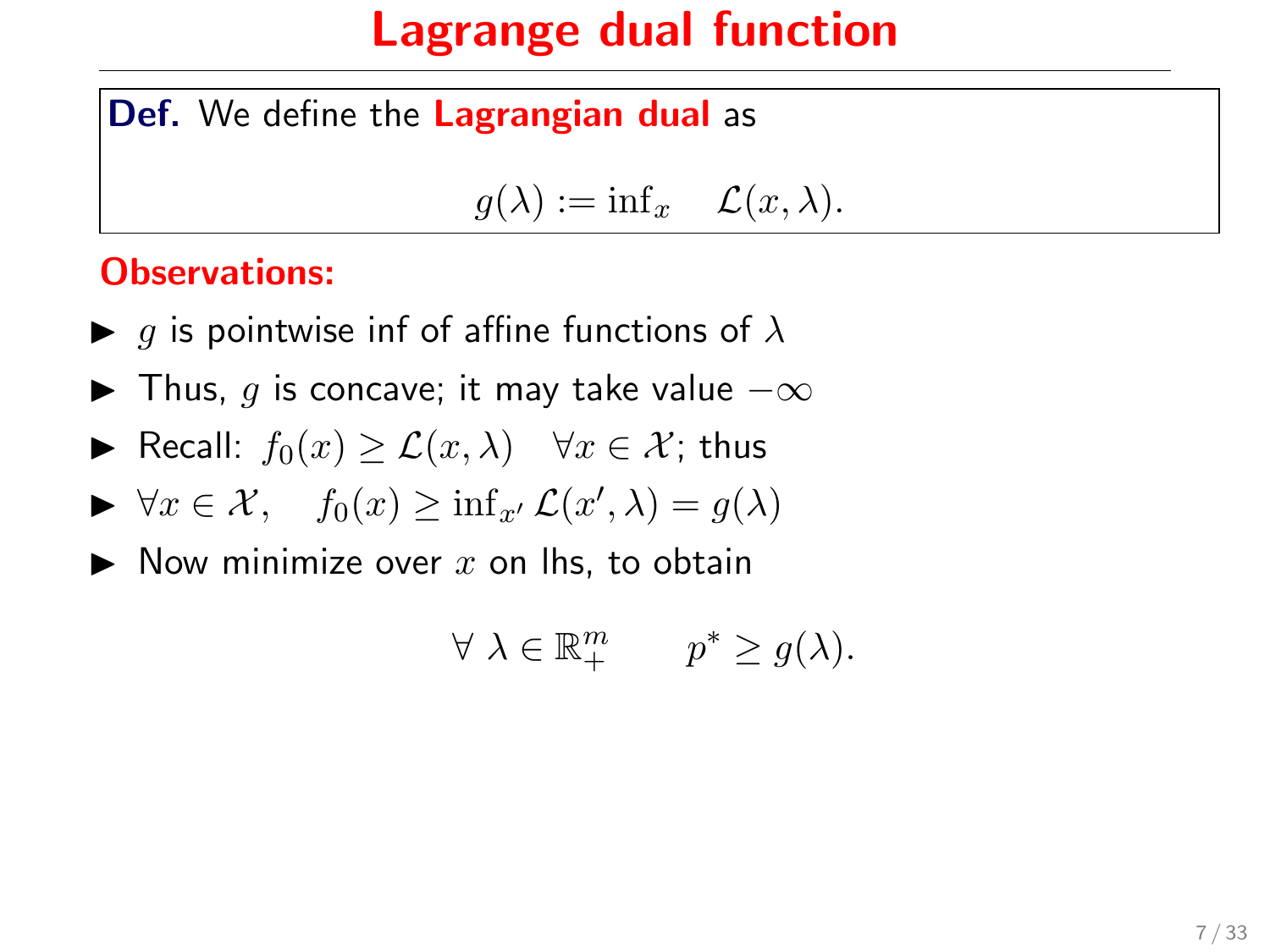# Lagrange dual function

**Def.** We define the **Lagrangian dual** as

$$g(\lambda) := \inf_x \quad \mathcal{L}(x, \lambda).$$

**Observations:**

- $g$ is pointwise inf of affine functions of $\lambda$
- Thus, $g$ is concave; it may take value $-\infty$
- Recall: $f_0(x) \geq \mathcal{L}(x, \lambda) \quad \forall x \in \mathcal{X}$; thus
- $\forall x \in \mathcal{X}, \quad f_0(x) \geq \inf_{x'} \mathcal{L}(x', \lambda) = g(\lambda)$
- Now minimize over $x$ on lhs, to obtain

$$\forall \ \lambda \in \mathbb{R}^m_+ \qquad p^* \geq g(\lambda).$$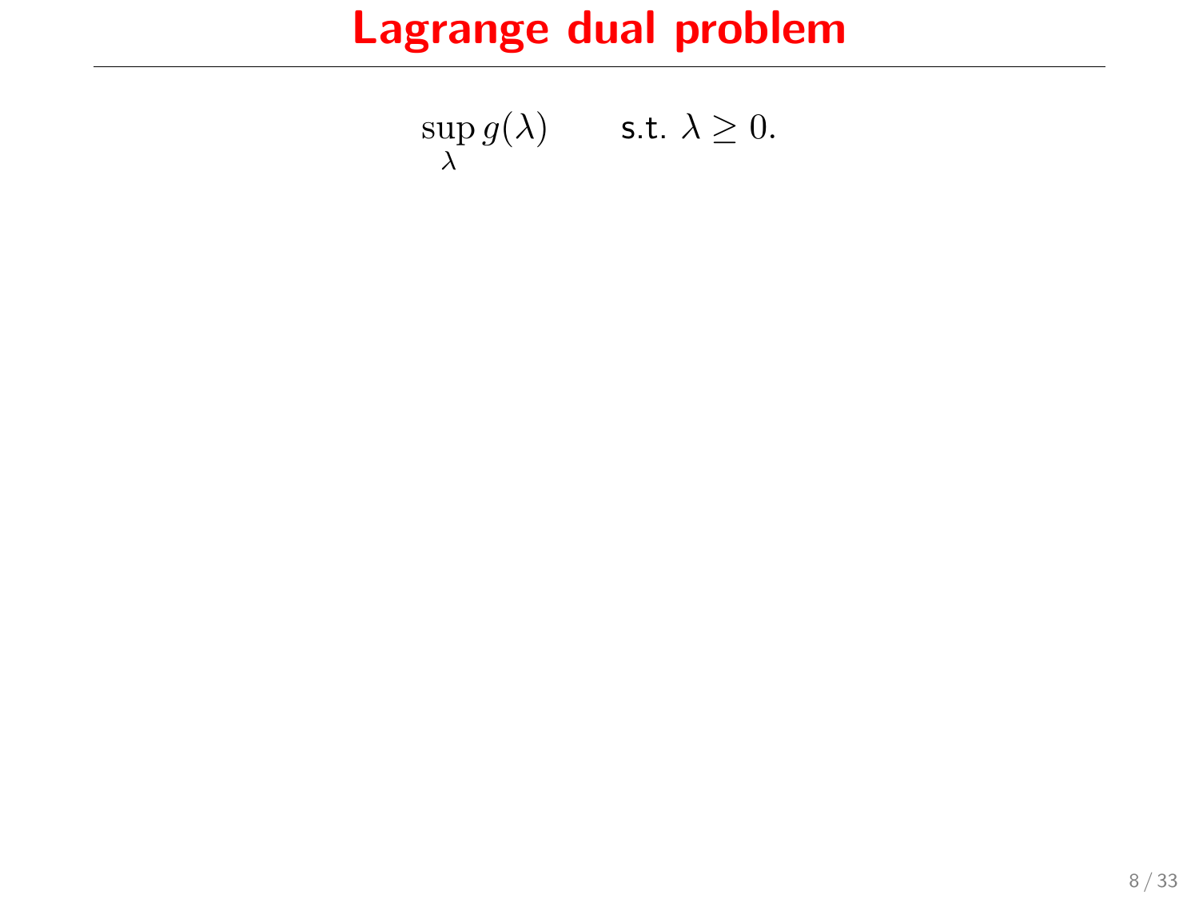# Lagrange dual problem

$$\sup_{\lambda} g(\lambda) \qquad \text{s.t. } \lambda \geq 0.$$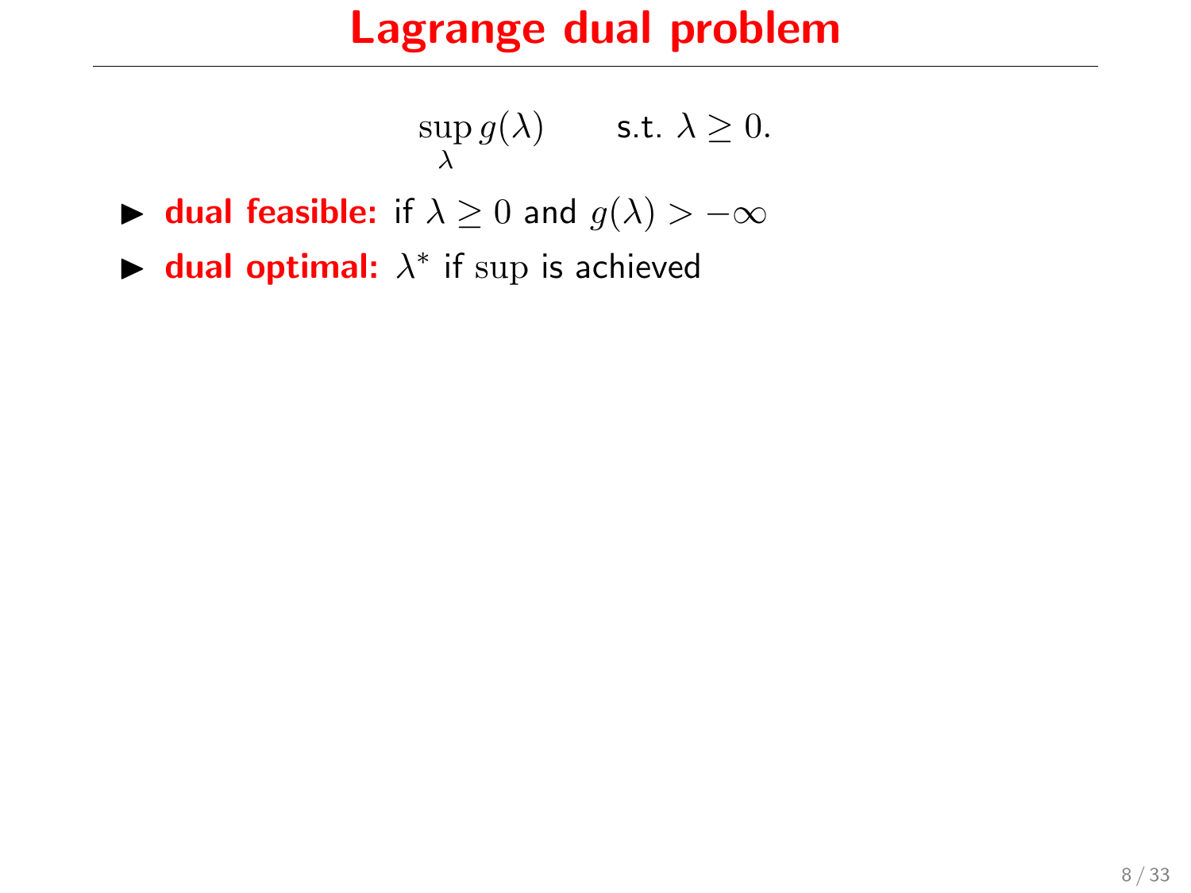# Lagrange dual problem

$$\sup_{\lambda} g(\lambda) \qquad \text{s.t. } \lambda \geq 0.$$

- **dual feasible:** if $\lambda \geq 0$ and $g(\lambda) > -\infty$
- **dual optimal:** $\lambda^*$ if $\sup$ is achieved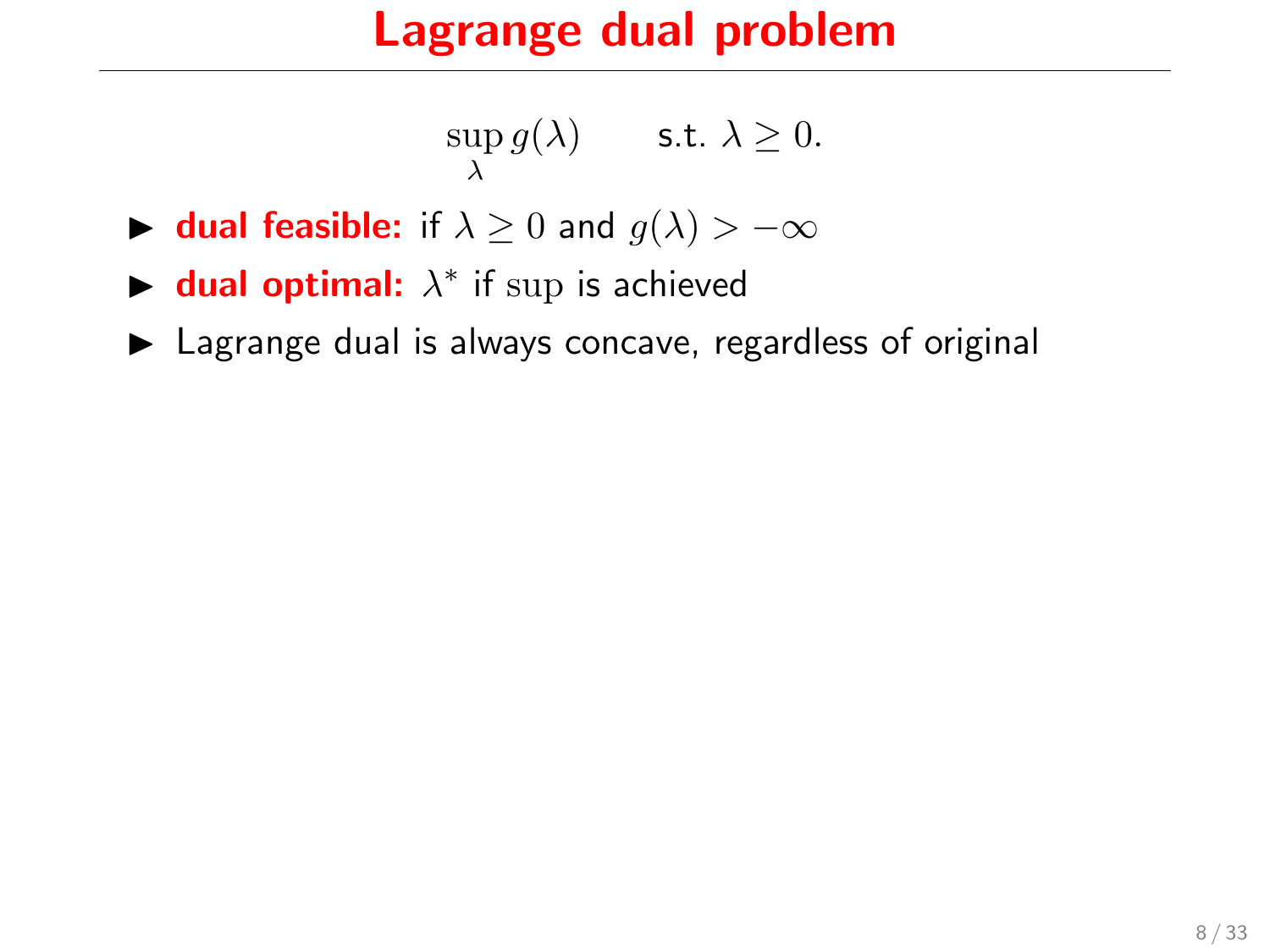# Lagrange dual problem

$$\sup_{\lambda} g(\lambda) \qquad \text{s.t. } \lambda \geq 0.$$

- **dual feasible:** if $\lambda \geq 0$ and $g(\lambda) > -\infty$
- **dual optimal:** $\lambda^*$ if $\sup$ is achieved
- Lagrange dual is always concave, regardless of original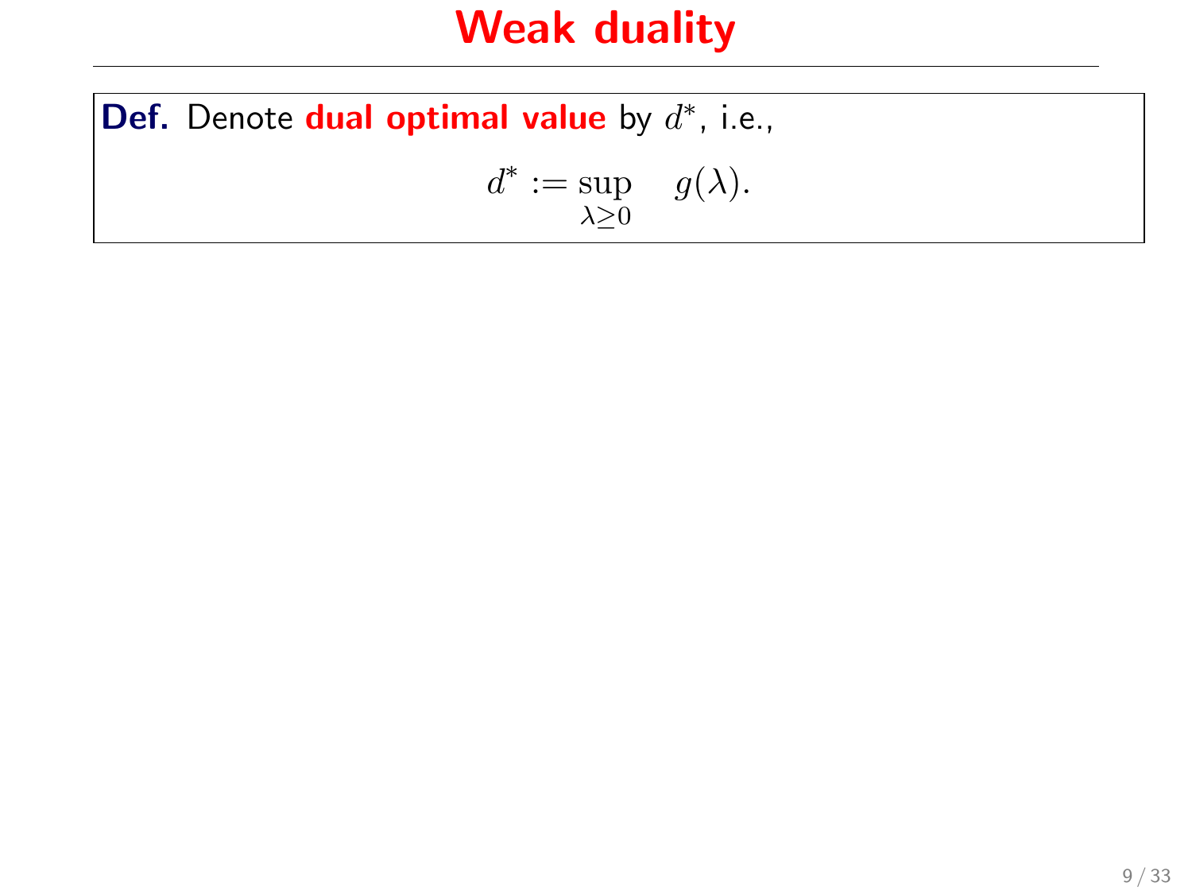# Weak duality

**Def.** Denote **dual optimal value** by $d^*$, i.e.,

$$d^* := \sup_{\lambda \geq 0} \quad g(\lambda).$$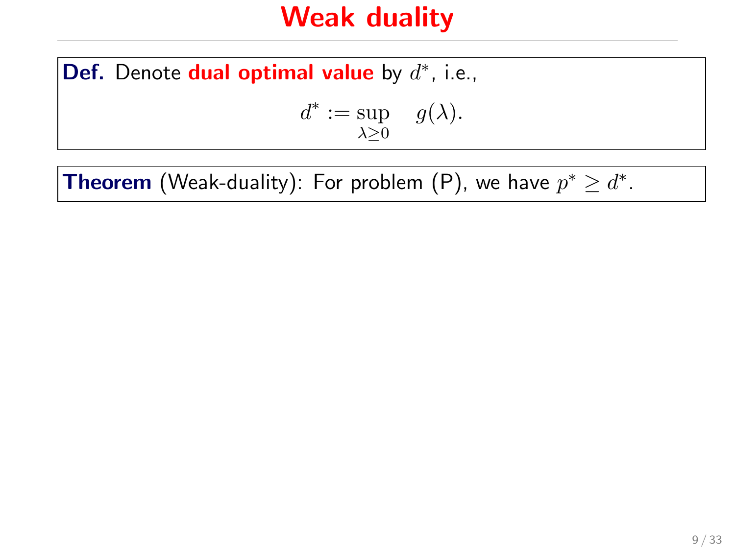# Weak duality

**Def.** Denote **dual optimal value** by $d^*$, i.e.,

$$d^* := \sup_{\lambda \geq 0} \quad g(\lambda).$$

**Theorem** (Weak-duality): For problem (P), we have $p^* \geq d^*$.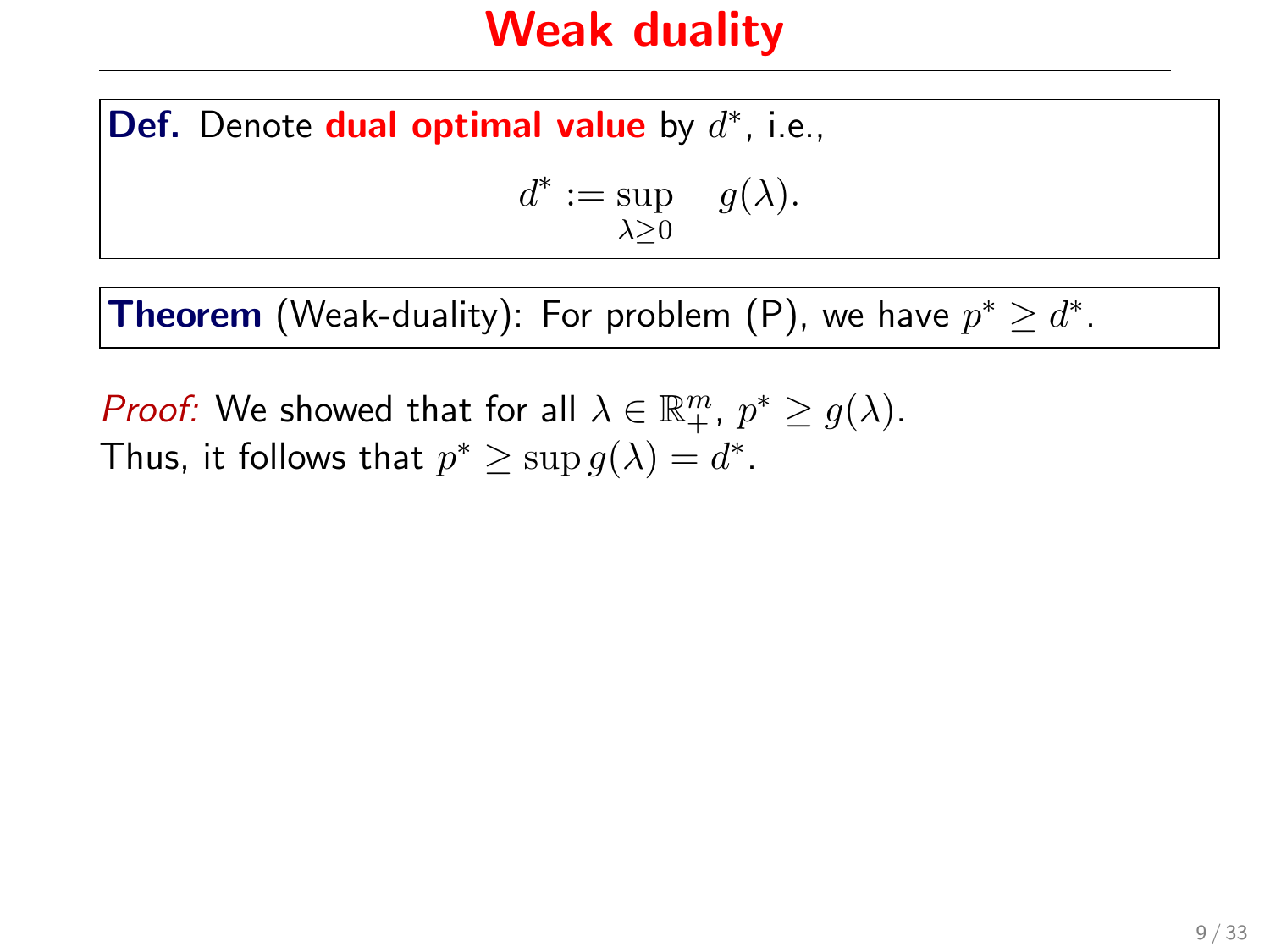# Weak duality

**Def.** Denote **dual optimal value** by $d^*$, i.e.,

$$d^* := \sup_{\lambda \geq 0} \quad g(\lambda).$$

**Theorem** (Weak-duality): For problem (P), we have $p^* \geq d^*$.

*Proof:* We showed that for all $\lambda \in \mathbb{R}^m_+$, $p^* \geq g(\lambda)$.
Thus, it follows that $p^* \geq \sup g(\lambda) = d^*$.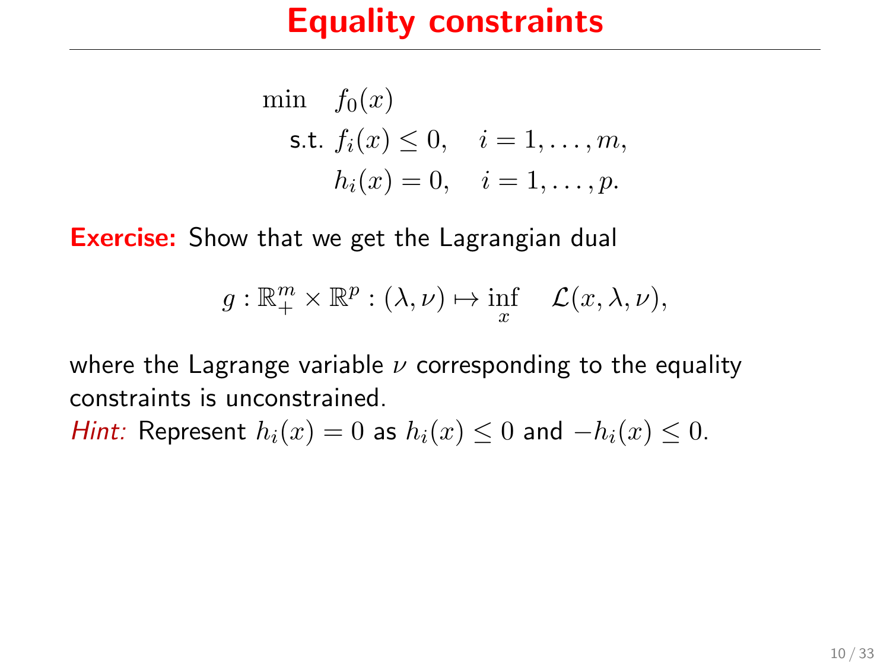# Equality constraints

$$
\begin{aligned}
\min \quad & f_0(x) \\
\text{s.t. } & f_i(x) \le 0, \quad i = 1, \dots, m, \\
& h_i(x) = 0, \quad i = 1, \dots, p.
\end{aligned}
$$

**Exercise:** Show that we get the Lagrangian dual

$$
g : \mathbb{R}^m_+ \times \mathbb{R}^p : (\lambda, \nu) \mapsto \inf_x \quad \mathcal{L}(x, \lambda, \nu),
$$

where the Lagrange variable $\nu$ corresponding to the equality constraints is unconstrained.

*Hint:* Represent $h_i(x) = 0$ as $h_i(x) \le 0$ and $-h_i(x) \le 0$.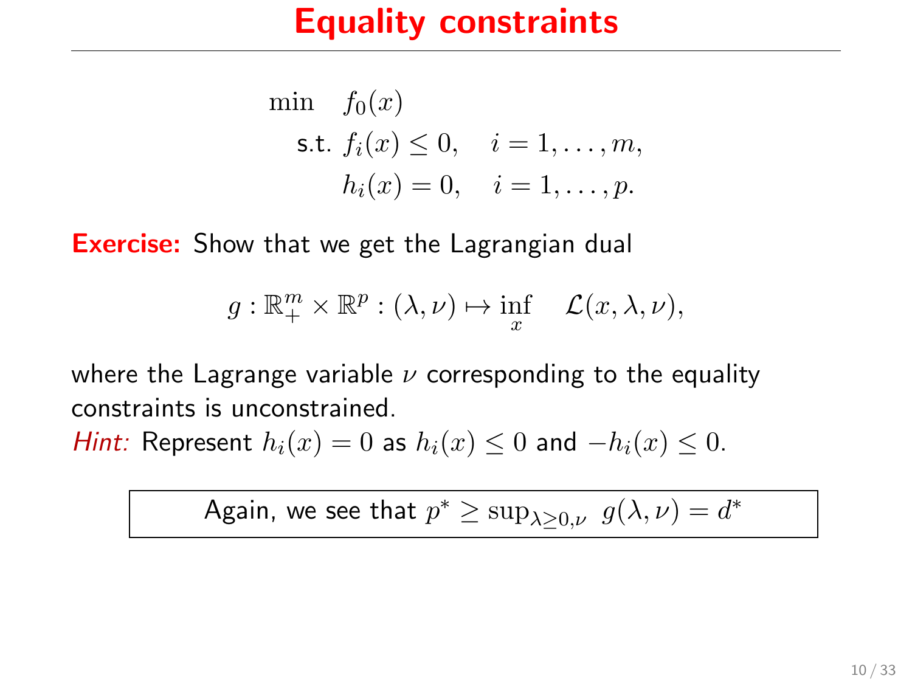# Equality constraints

$$
\begin{aligned}
\min \quad & f_0(x) \\
\text{s.t. } & f_i(x) \leq 0, \quad i = 1, \ldots, m, \\
& h_i(x) = 0, \quad i = 1, \ldots, p.
\end{aligned}
$$

**Exercise:** Show that we get the Lagrangian dual

$$
g : \mathbb{R}^m_+ \times \mathbb{R}^p : (\lambda, \nu) \mapsto \inf_x \quad \mathcal{L}(x, \lambda, \nu),
$$

where the Lagrange variable $\nu$ corresponding to the equality constraints is unconstrained.

*Hint:* Represent $h_i(x) = 0$ as $h_i(x) \leq 0$ and $-h_i(x) \leq 0$.

Again, we see that $p^* \geq \sup_{\lambda \geq 0, \nu} \ g(\lambda, \nu) = d^*$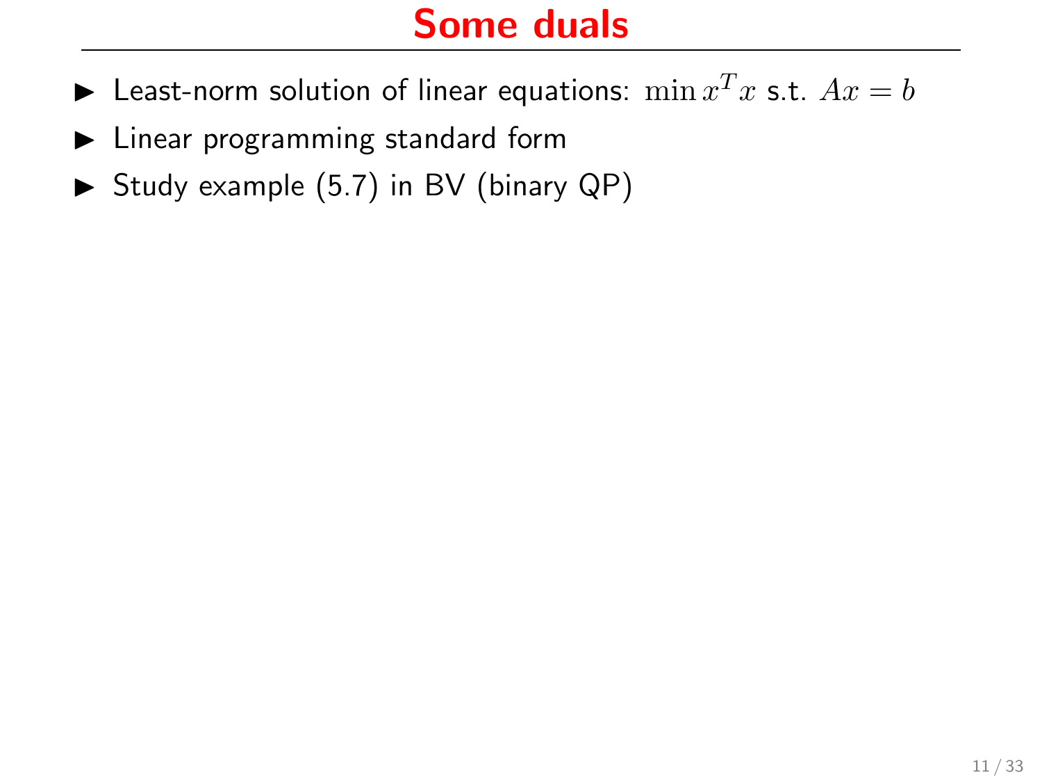# Some duals

- Least-norm solution of linear equations: $\min x^T x$ s.t. $Ax = b$
- Linear programming standard form
- Study example (5.7) in BV (binary QP)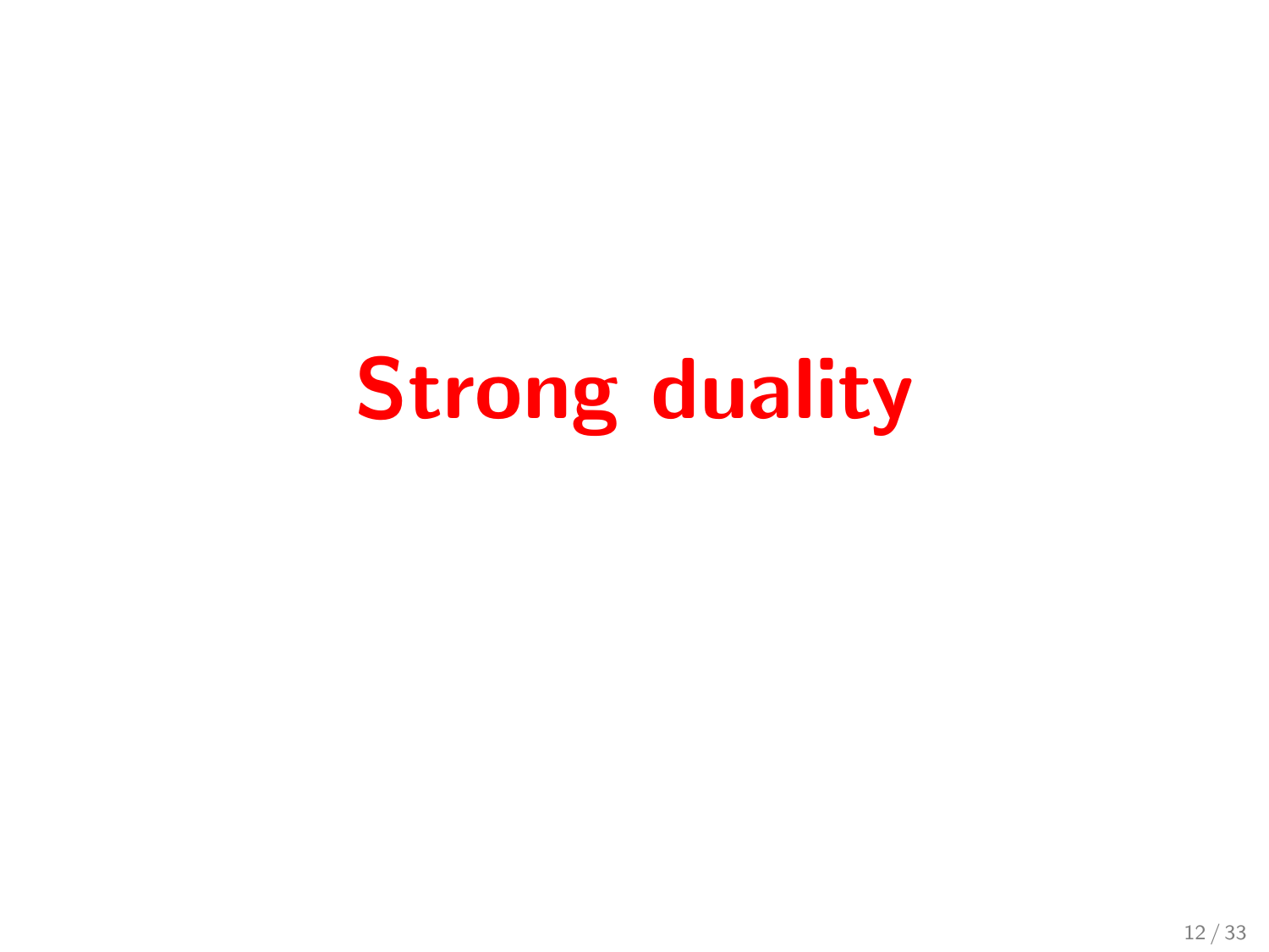# Strong duality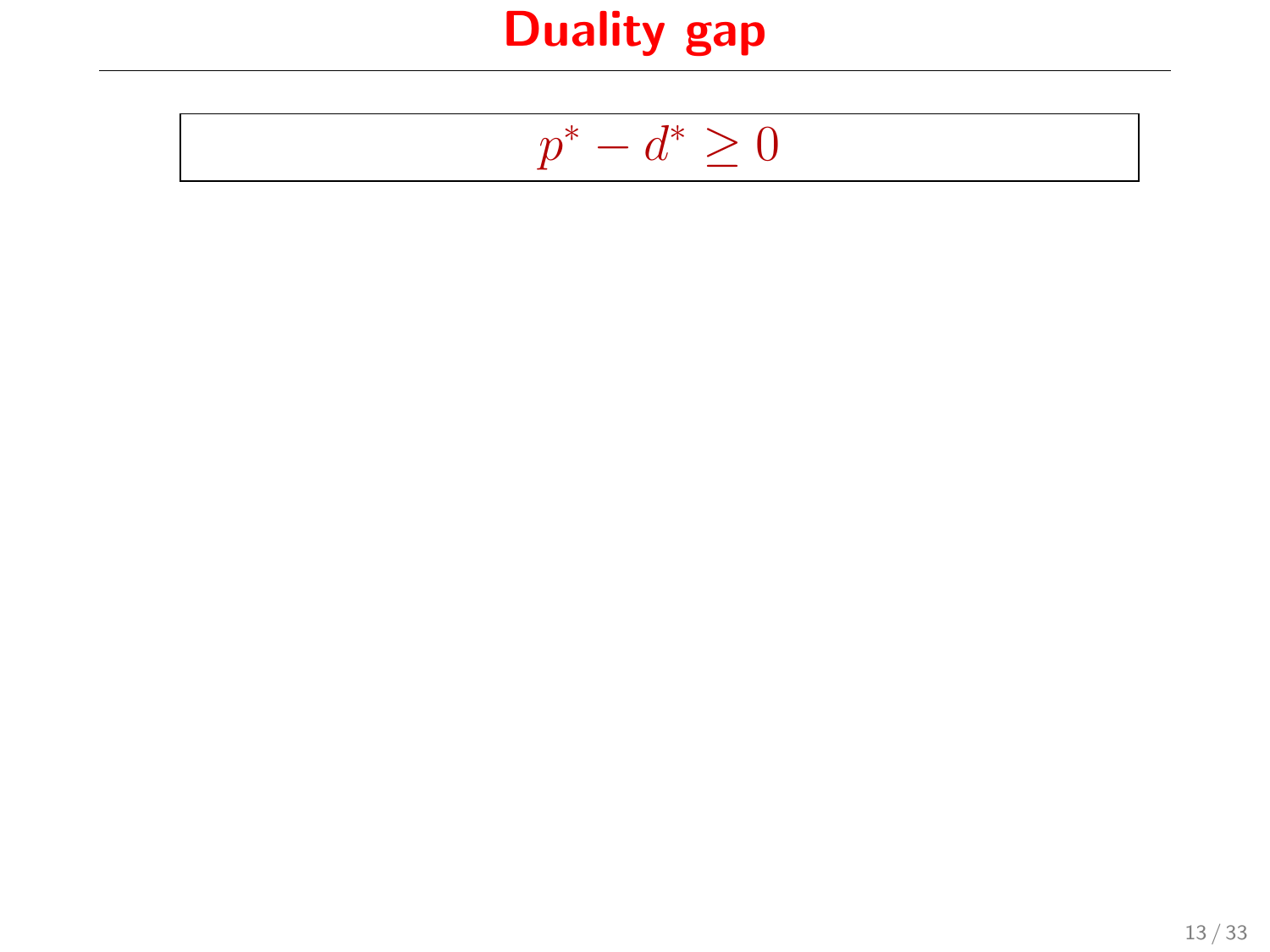# Duality gap

$$p^* - d^* \geq 0$$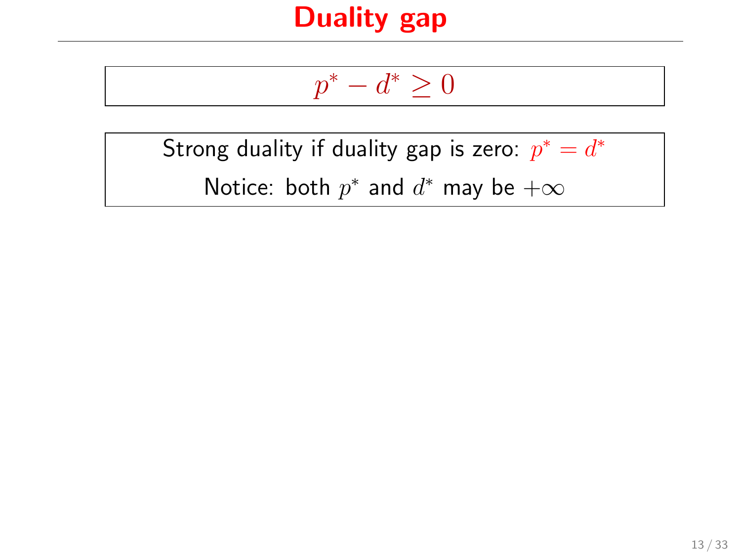# Duality gap

$$p^* - d^* \geq 0$$

Strong duality if duality gap is zero: $p^* = d^*$

Notice: both $p^*$ and $d^*$ may be $+\infty$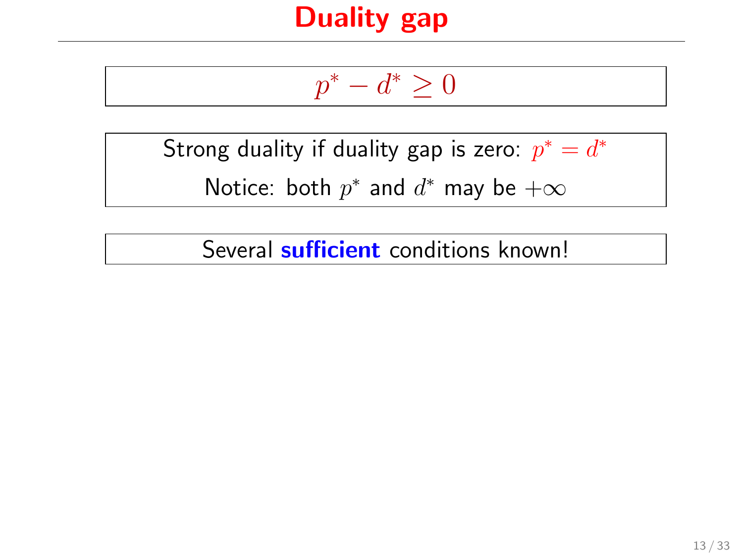# Duality gap

$$p^* - d^* \geq 0$$

Strong duality if duality gap is zero: $p^* = d^*$

Notice: both $p^*$ and $d^*$ may be $+\infty$

Several **sufficient** conditions known!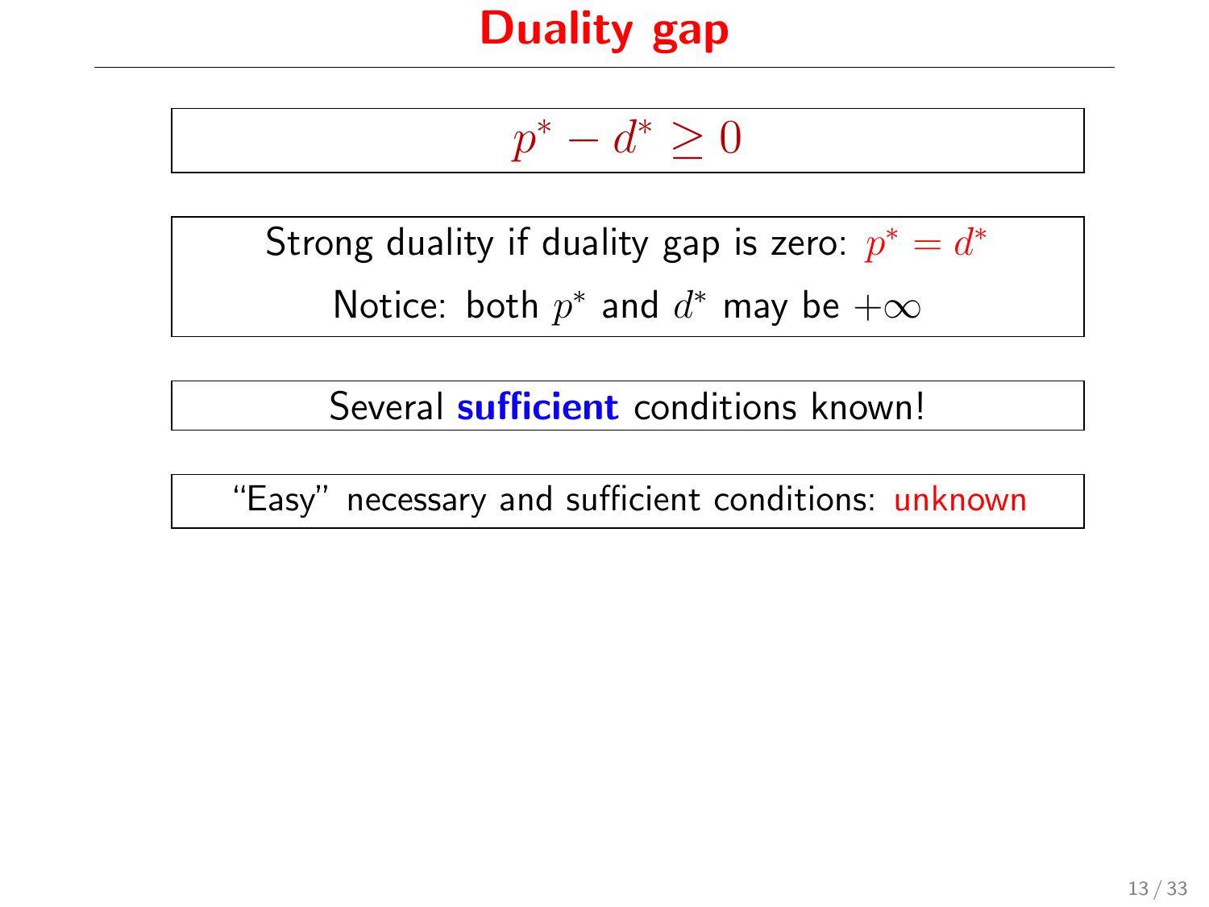# Duality gap

$$p^* - d^* \geq 0$$

Strong duality if duality gap is zero: $p^* = d^*$

Notice: both $p^*$ and $d^*$ may be $+\infty$

Several **sufficient** conditions known!

"Easy" necessary and sufficient conditions: unknown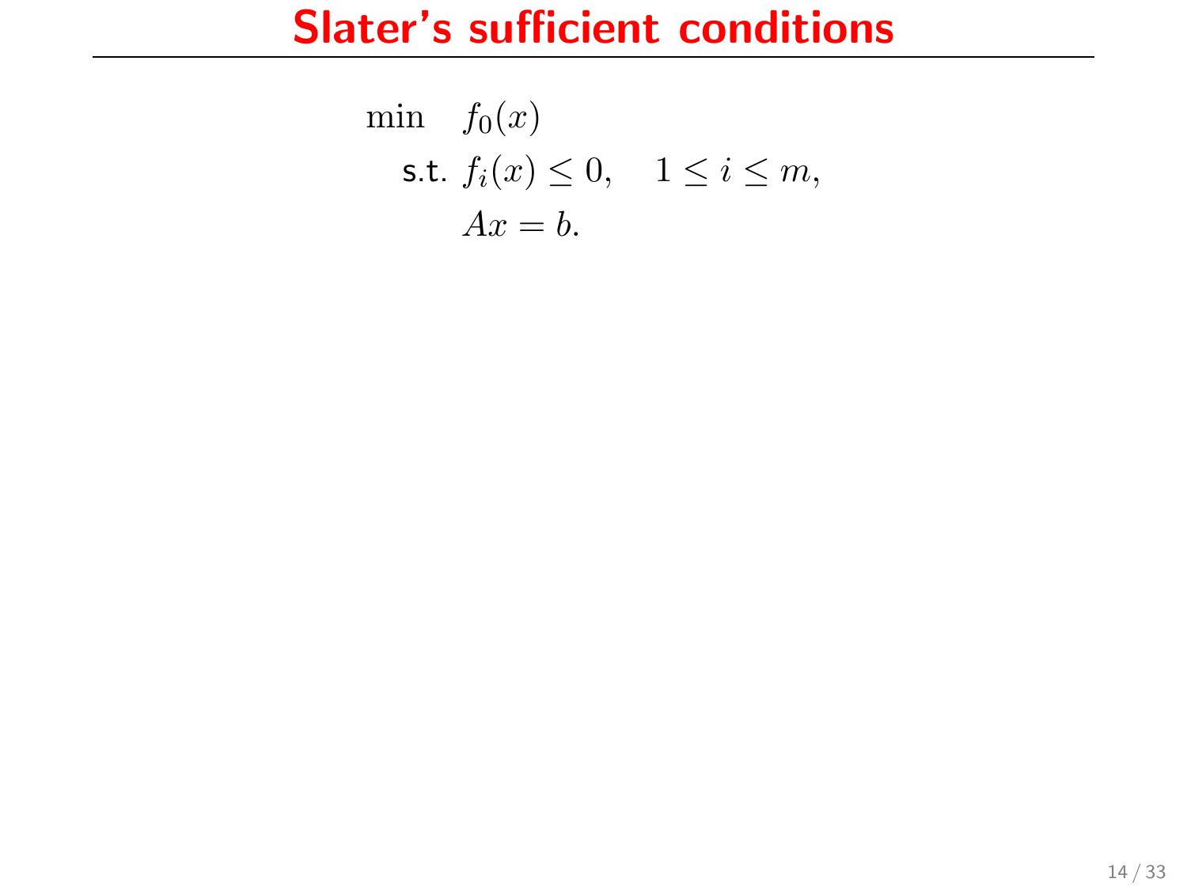# Slater's sufficient conditions

$$
\begin{aligned}
\min \quad & f_0(x) \\
\text{s.t.} \quad & f_i(x) \leq 0, \quad 1 \leq i \leq m, \\
& Ax = b.
\end{aligned}
$$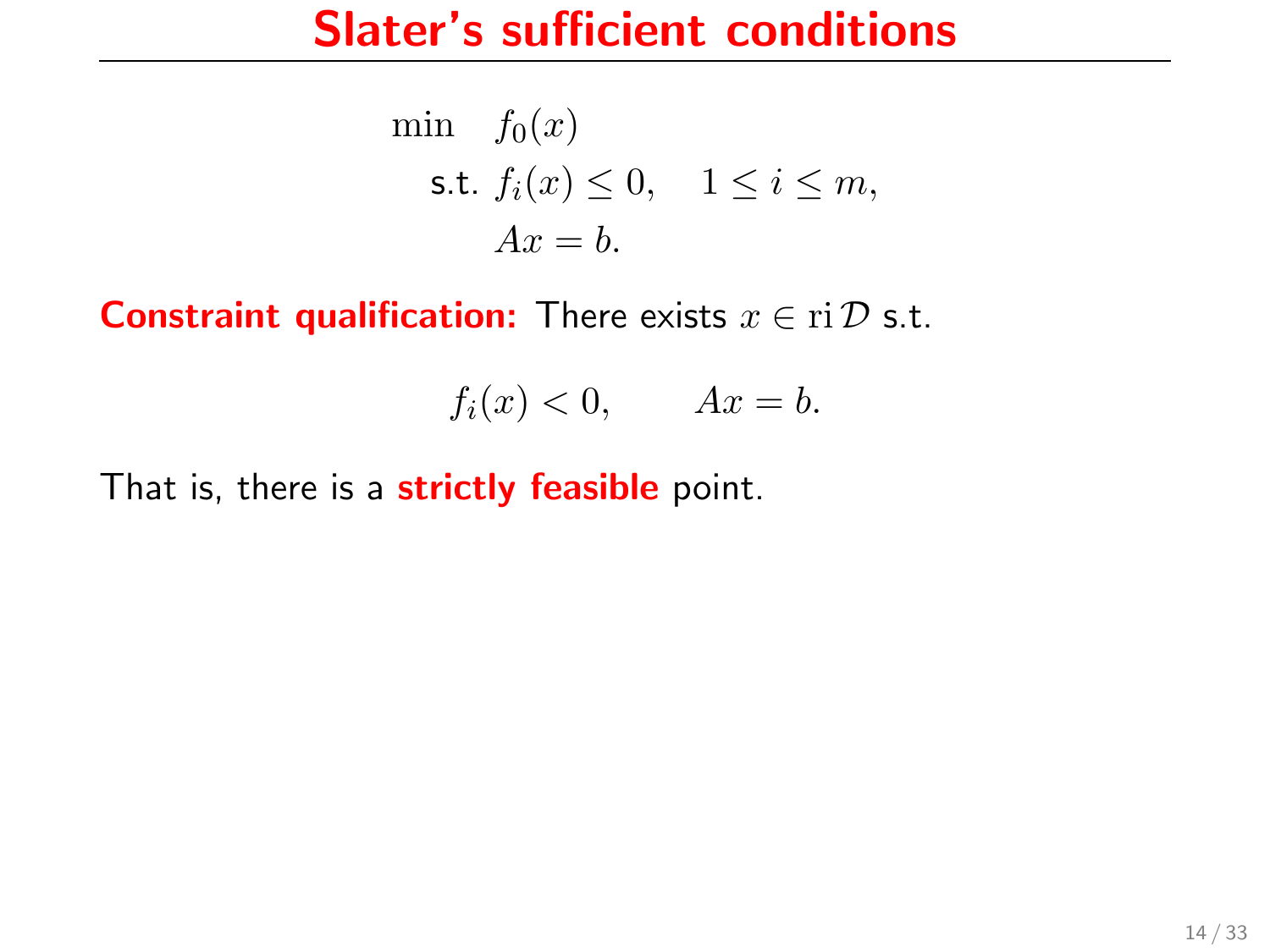# Slater's sufficient conditions

$$
\begin{aligned}
\min \quad & f_0(x) \\
\text{s.t.} \; & f_i(x) \leq 0, \quad 1 \leq i \leq m, \\
& Ax = b.
\end{aligned}
$$

**Constraint qualification:** There exists $x \in \operatorname{ri} \mathcal{D}$ s.t.

$$
f_i(x) < 0, \qquad Ax = b.
$$

That is, there is a **strictly feasible** point.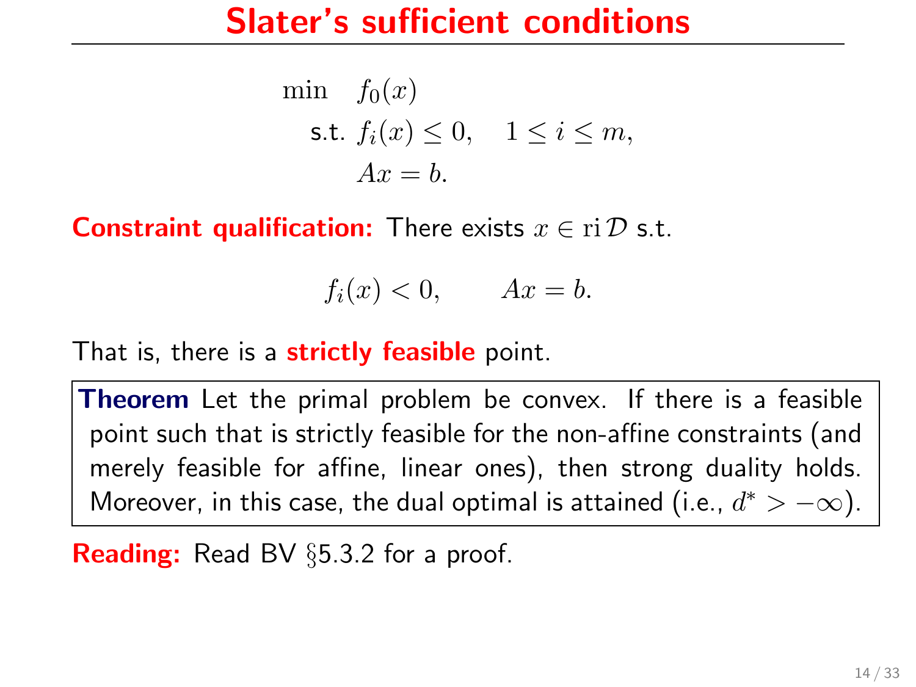# Slater's sufficient conditions

$$
\begin{aligned}
\min \quad & f_0(x) \\
\text{s.t.} \quad & f_i(x) \leq 0, \quad 1 \leq i \leq m, \\
& Ax = b.
\end{aligned}
$$

**Constraint qualification:** There exists $x \in \operatorname{ri} \mathcal{D}$ s.t.

$$f_i(x) < 0, \qquad Ax = b.$$

That is, there is a **strictly feasible** point.

> **Theorem** Let the primal problem be convex. If there is a feasible point such that is strictly feasible for the non-affine constraints (and merely feasible for affine, linear ones), then strong duality holds. Moreover, in this case, the dual optimal is attained (i.e., $d^* > -\infty$).

**Reading:** Read BV §5.3.2 for a proof.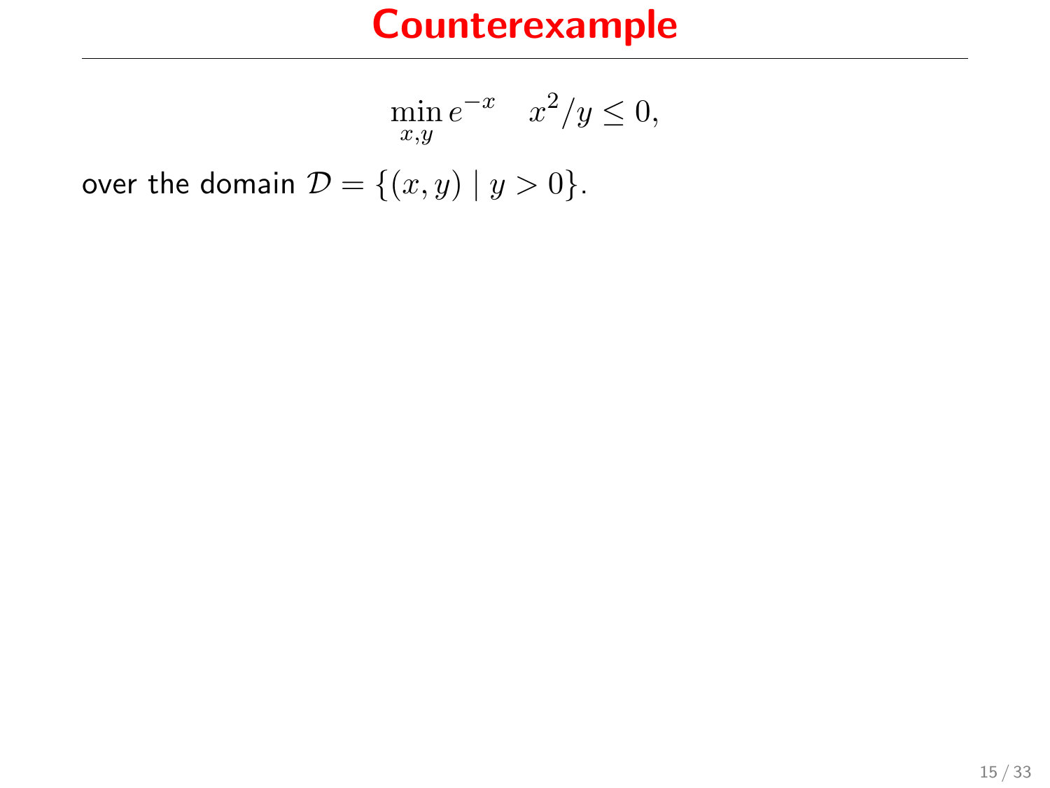# Counterexample

$$\min_{x,y} e^{-x} \quad x^2/y \leq 0,$$

over the domain $\mathcal{D} = \{(x, y) \mid y > 0\}$.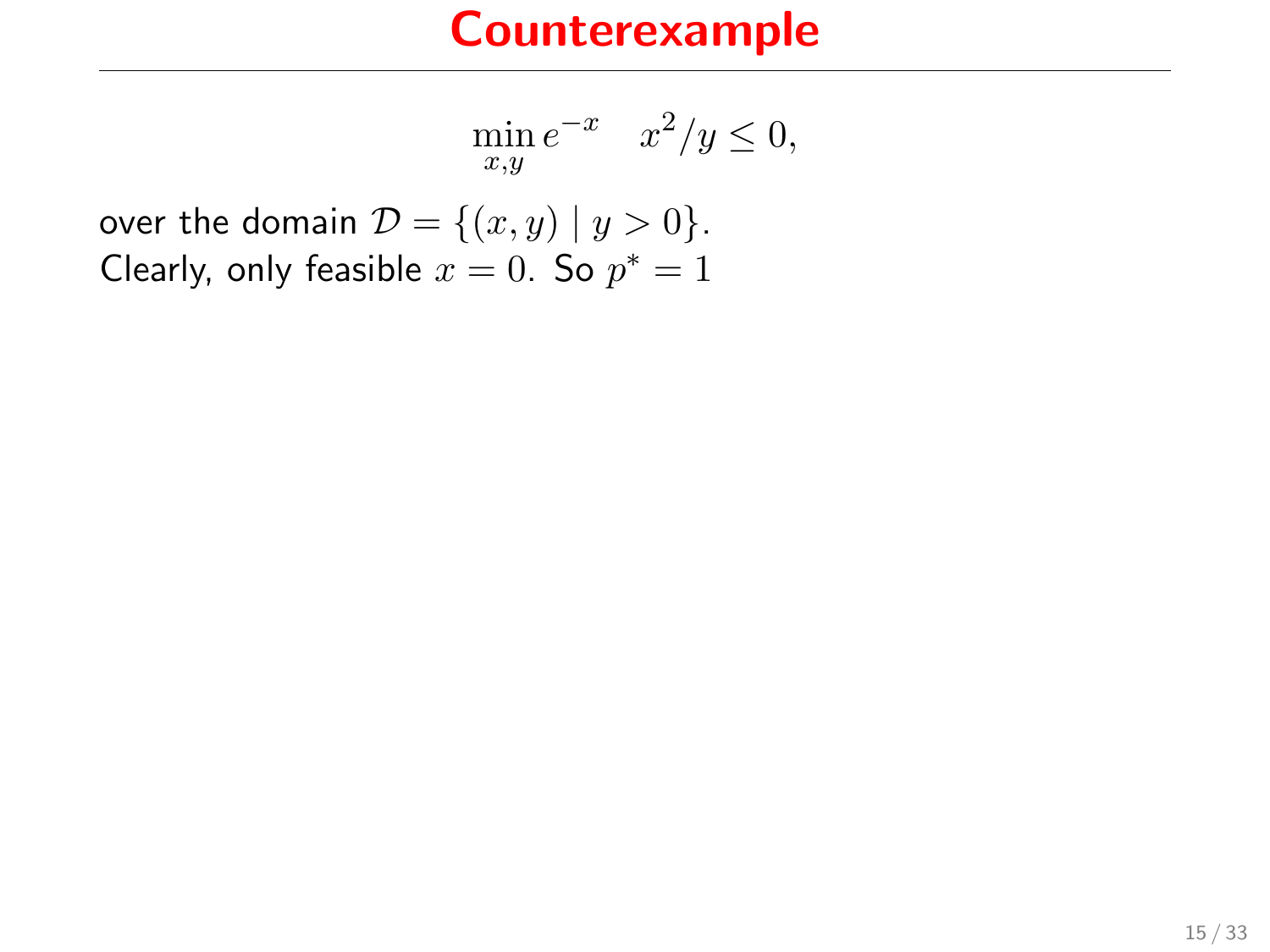# Counterexample

$$\min_{x,y} e^{-x} \quad x^2/y \leq 0,$$

over the domain $\mathcal{D} = \{(x, y) \mid y > 0\}$.
Clearly, only feasible $x = 0$. So $p^* = 1$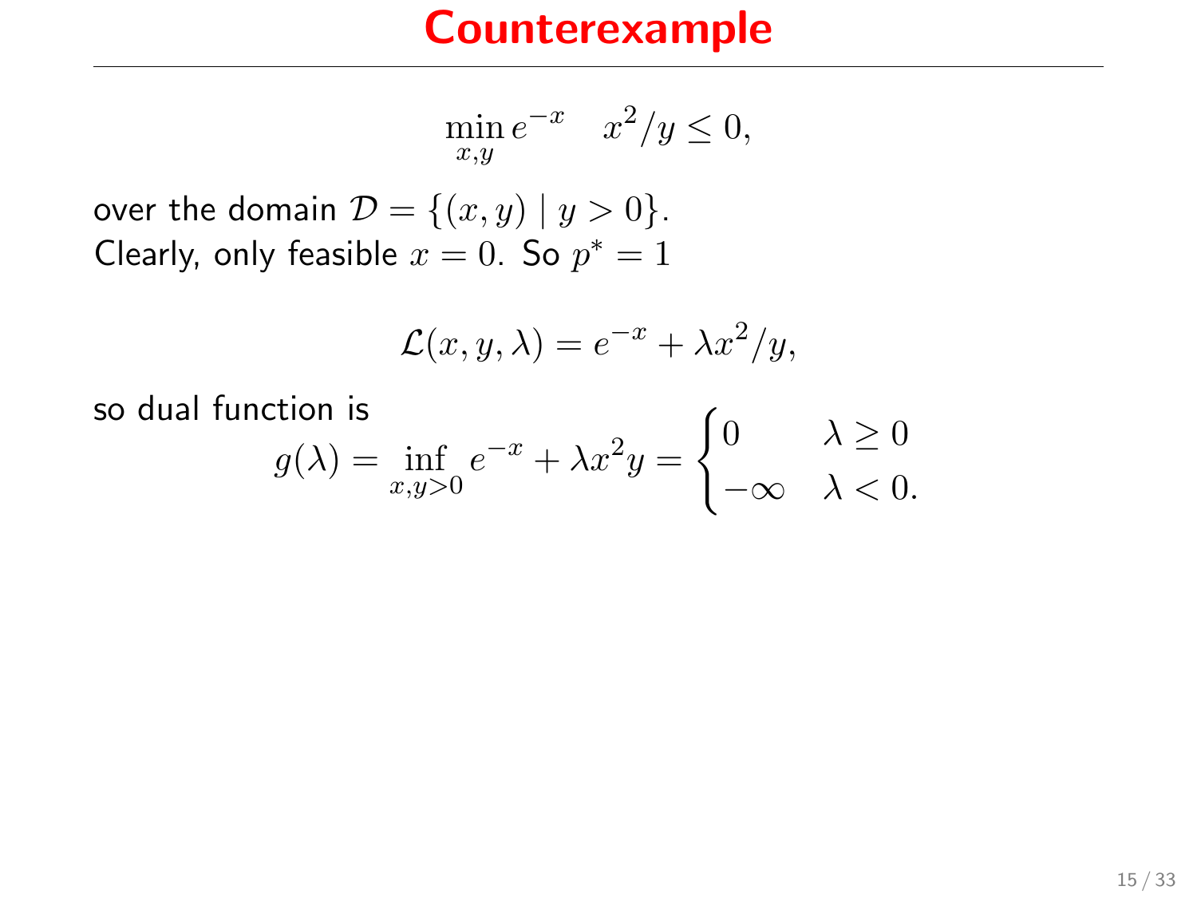# Counterexample

$$\min_{x,y} e^{-x} \quad x^2/y \leq 0,$$

over the domain $\mathcal{D} = \{(x, y) \mid y > 0\}$.
Clearly, only feasible $x = 0$. So $p^* = 1$

$$\mathcal{L}(x, y, \lambda) = e^{-x} + \lambda x^2/y,$$

so dual function is

$$g(\lambda) = \inf_{x,y>0} e^{-x} + \lambda x^2 y = \begin{cases} 0 & \lambda \geq 0 \\ -\infty & \lambda < 0. \end{cases}$$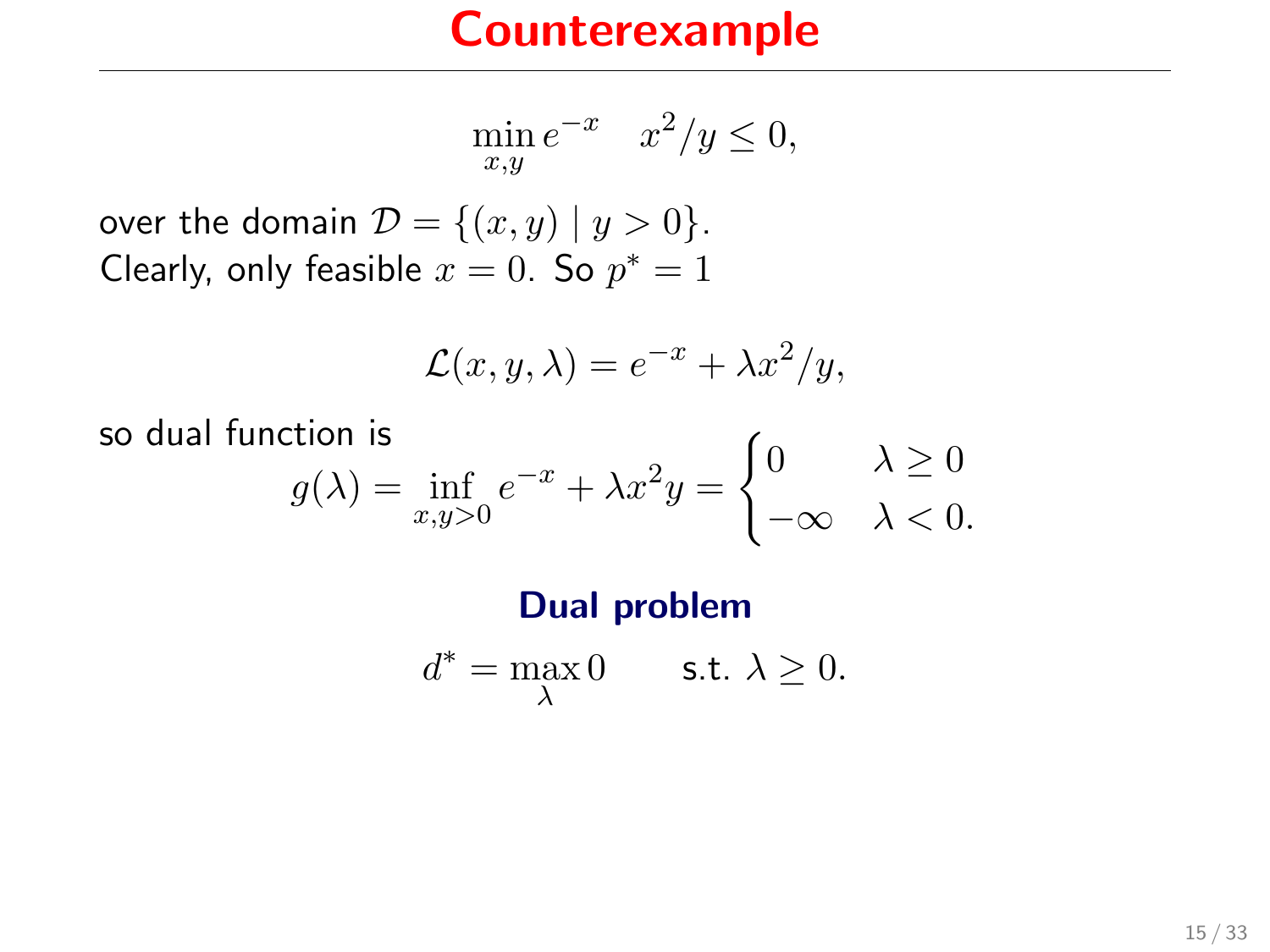# Counterexample

$$\min_{x,y} e^{-x} \quad x^2/y \leq 0,$$

over the domain $\mathcal{D} = \{(x,y) \mid y > 0\}$.
Clearly, only feasible $x = 0$. So $p^* = 1$

$$\mathcal{L}(x,y,\lambda) = e^{-x} + \lambda x^2/y,$$

so dual function is

$$g(\lambda) = \inf_{x,y>0} e^{-x} + \lambda x^2 y = \begin{cases} 0 & \lambda \geq 0 \\ -\infty & \lambda < 0. \end{cases}$$

**Dual problem**

$$d^* = \max_{\lambda} 0 \qquad \text{s.t. } \lambda \geq 0.$$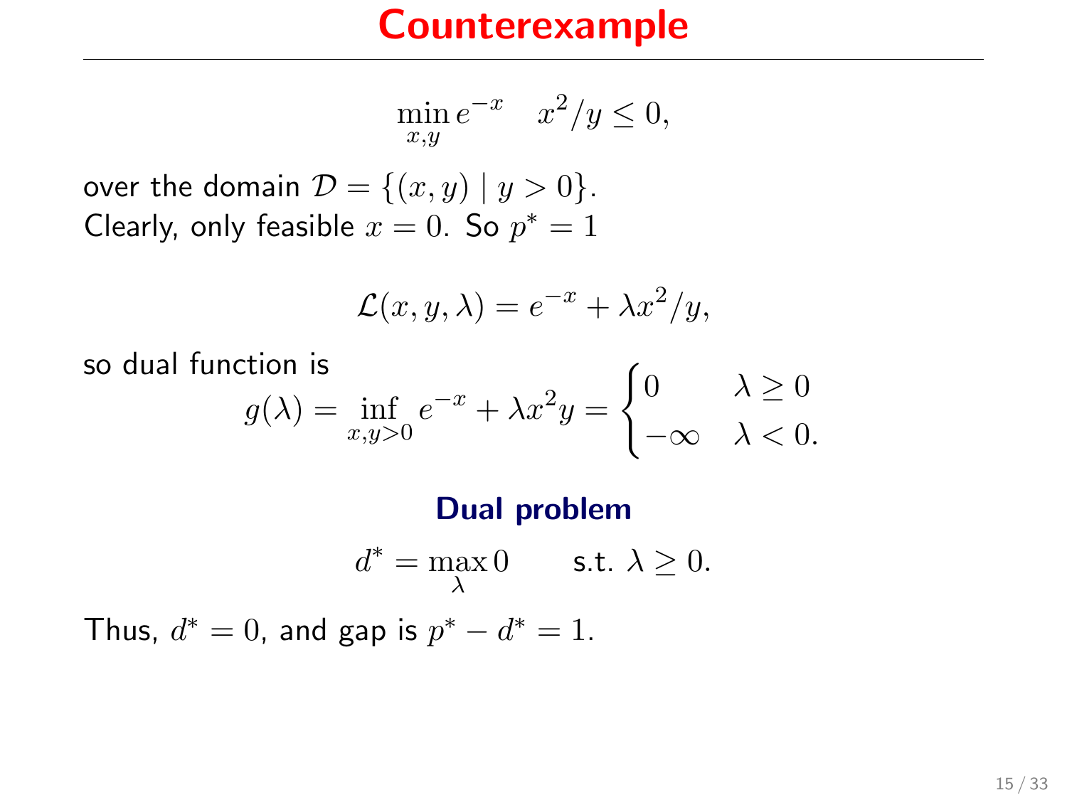# Counterexample

$$\min_{x,y} e^{-x} \quad x^2/y \leq 0,$$

over the domain $\mathcal{D} = \{(x, y) \mid y > 0\}$.
Clearly, only feasible $x = 0$. So $p^* = 1$

$$\mathcal{L}(x, y, \lambda) = e^{-x} + \lambda x^2/y,$$

so dual function is

$$g(\lambda) = \inf_{x,y>0} e^{-x} + \lambda x^2 y = \begin{cases} 0 & \lambda \geq 0 \\ -\infty & \lambda < 0. \end{cases}$$

**Dual problem**

$$d^* = \max_{\lambda} 0 \qquad \text{s.t. } \lambda \geq 0.$$

Thus, $d^* = 0$, and gap is $p^* - d^* = 1$.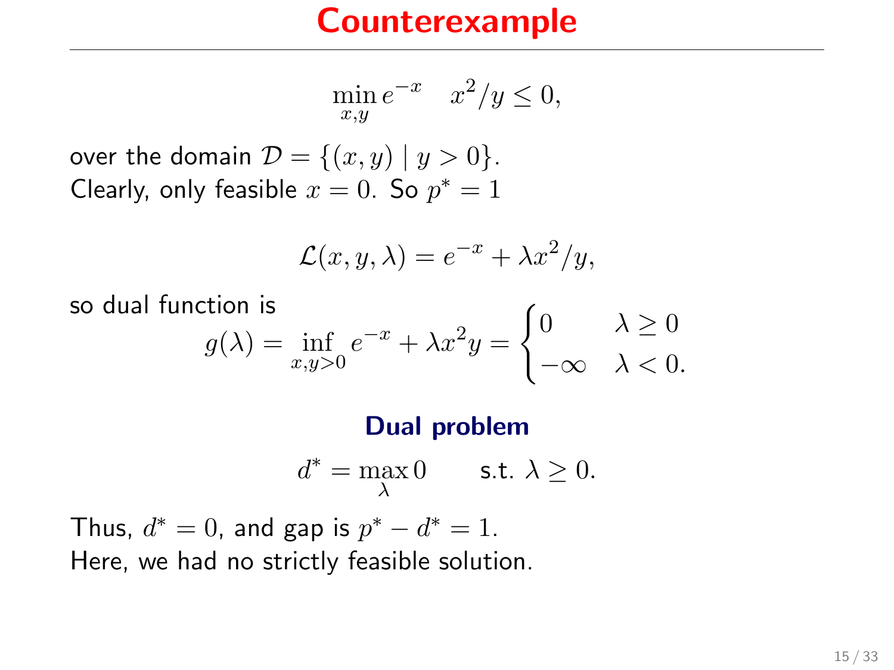# Counterexample

$$\min_{x,y} e^{-x} \quad x^2/y \leq 0,$$

over the domain $\mathcal{D} = \{(x,y) \mid y > 0\}$.
Clearly, only feasible $x = 0$. So $p^* = 1$

$$\mathcal{L}(x,y,\lambda) = e^{-x} + \lambda x^2/y,$$

so dual function is

$$g(\lambda) = \inf_{x,y>0} e^{-x} + \lambda x^2 y = \begin{cases} 0 & \lambda \geq 0 \\ -\infty & \lambda < 0. \end{cases}$$

**Dual problem**

$$d^* = \max_{\lambda} 0 \qquad \text{s.t. } \lambda \geq 0.$$

Thus, $d^* = 0$, and gap is $p^* - d^* = 1$.
Here, we had no strictly feasible solution.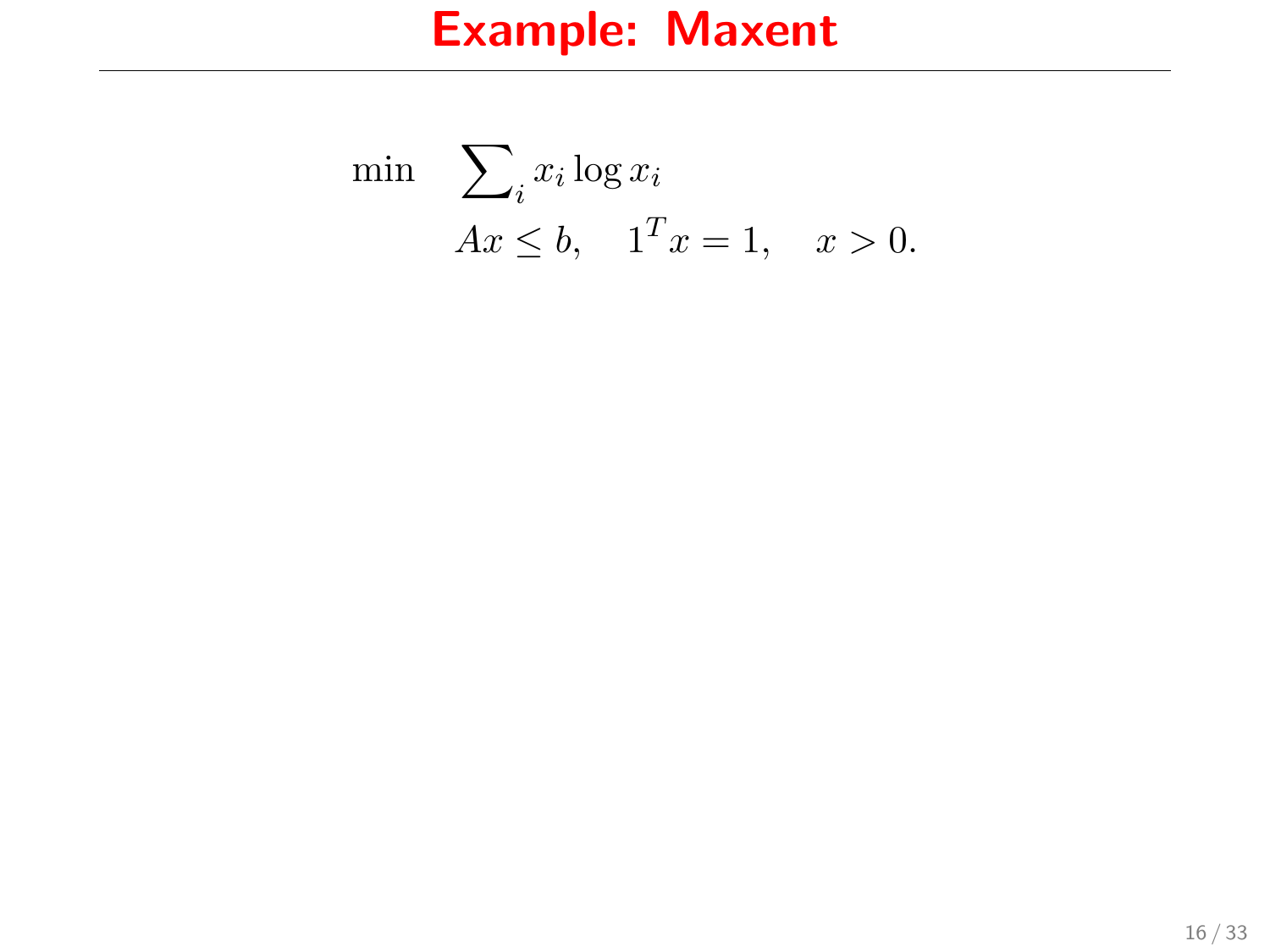# Example: Maxent

$$
\begin{aligned}
\min \quad & \textstyle\sum_i x_i \log x_i \\
& Ax \leq b, \quad 1^T x = 1, \quad x > 0.
\end{aligned}
$$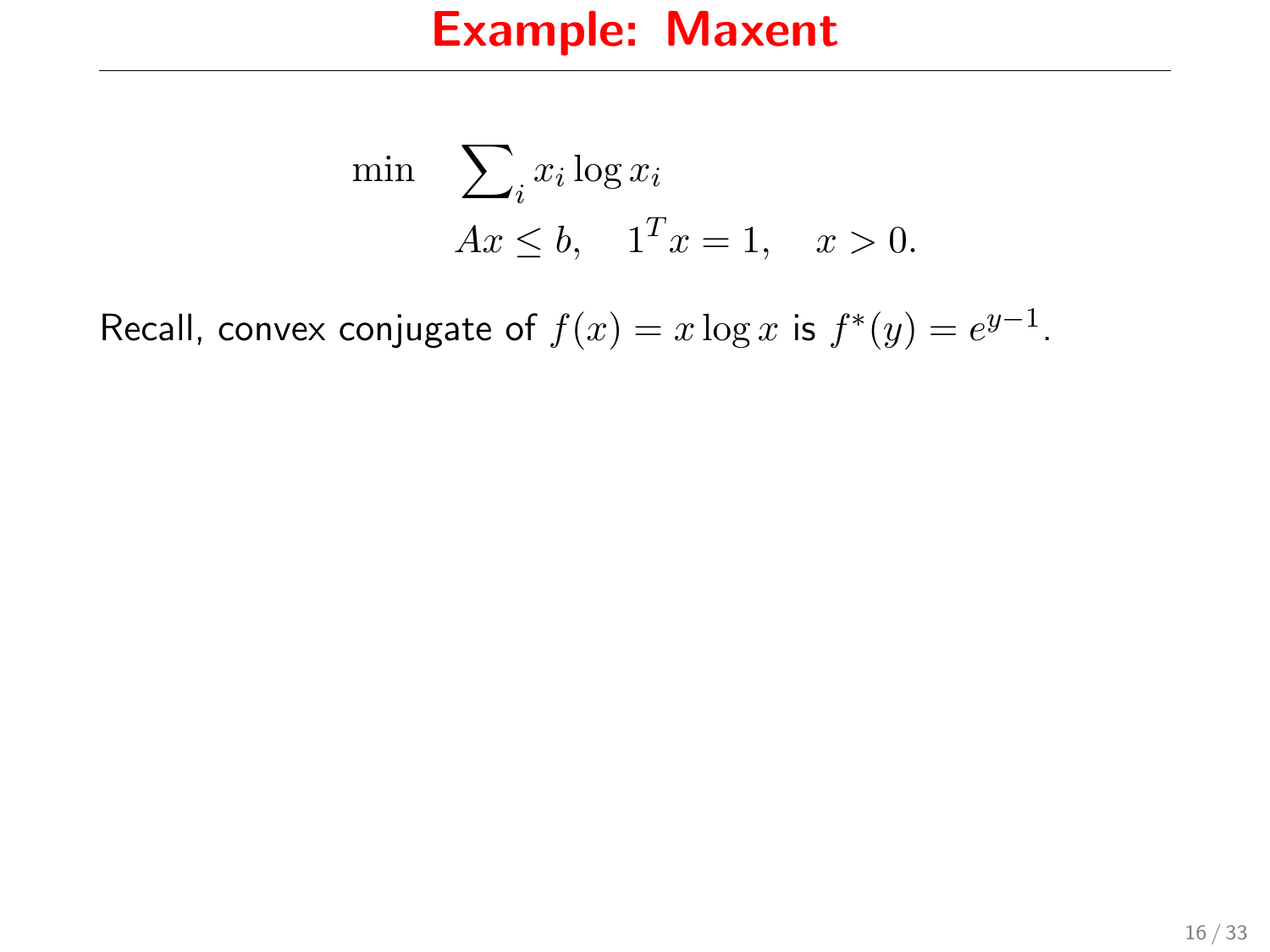# Example: Maxent

$$
\begin{aligned}
\min \quad & \sum_i x_i \log x_i \\
& Ax \leq b, \quad 1^T x = 1, \quad x > 0.
\end{aligned}
$$

Recall, convex conjugate of $f(x) = x \log x$ is $f^*(y) = e^{y-1}$.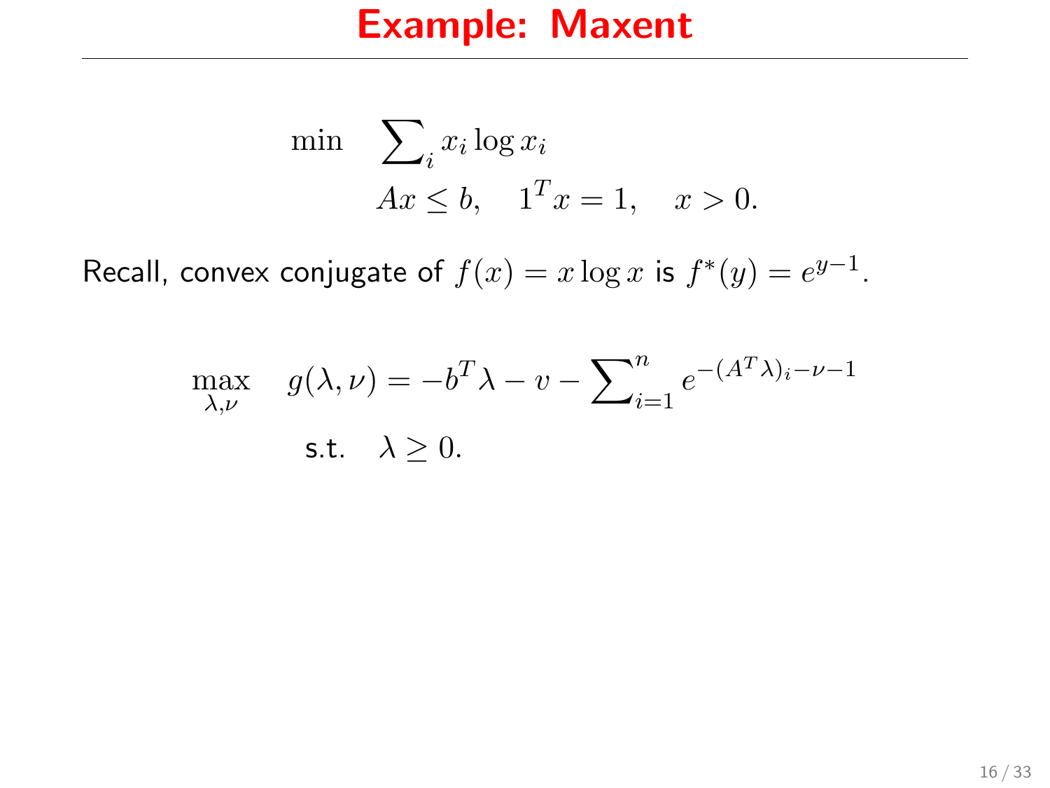# Example: Maxent

$$
\begin{aligned}
\min \quad & \sum\nolimits_i x_i \log x_i \\
& Ax \le b, \quad 1^T x = 1, \quad x > 0.
\end{aligned}
$$

Recall, convex conjugate of $f(x) = x \log x$ is $f^*(y) = e^{y-1}$.

$$
\begin{aligned}
\max_{\lambda,\nu} \quad & g(\lambda,\nu) = -b^T\lambda - v - \sum\nolimits_{i=1}^{n} e^{-(A^T\lambda)_i - \nu - 1} \\
\text{s.t.} \quad & \lambda \ge 0.
\end{aligned}
$$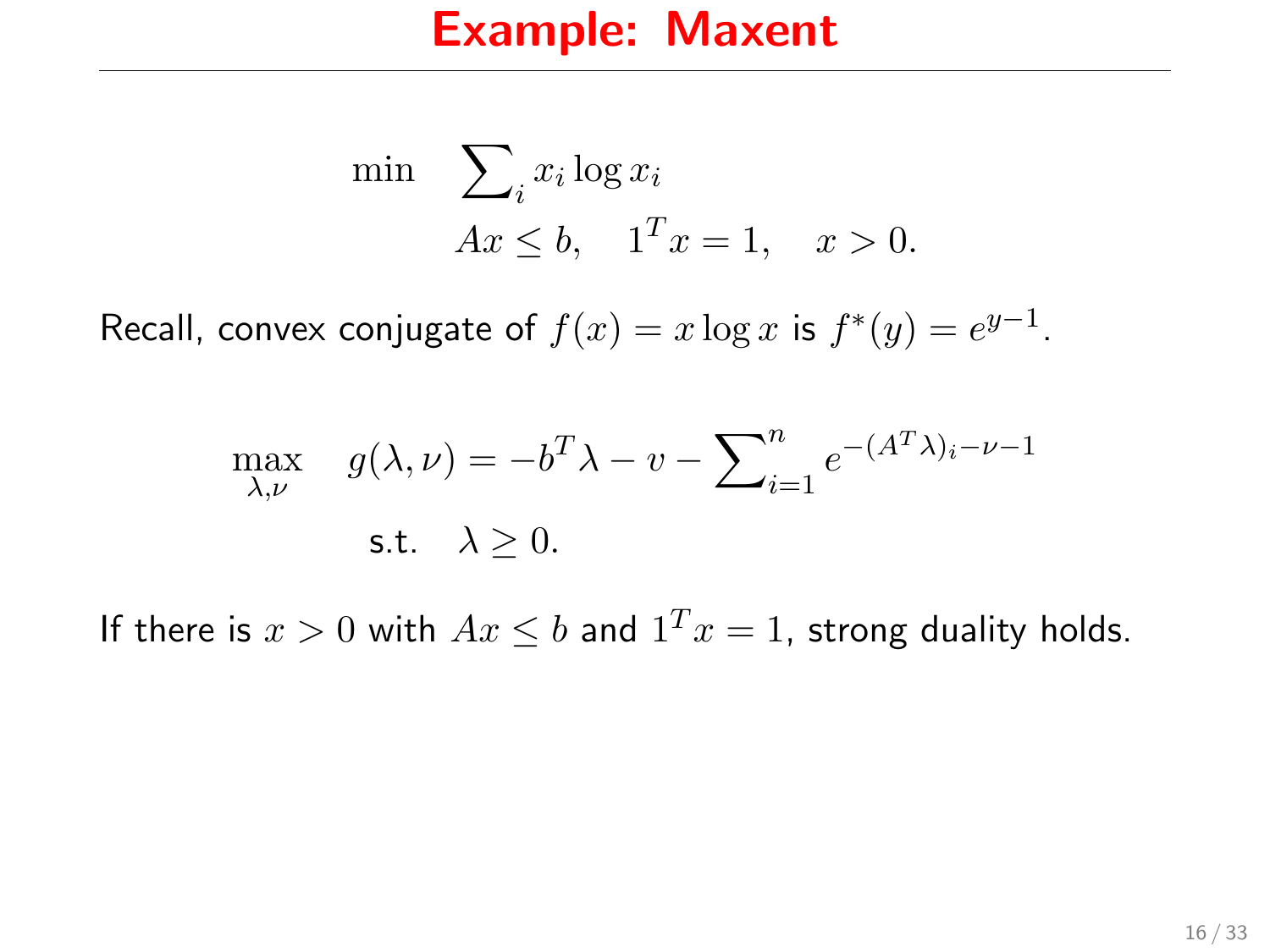# Example: Maxent

$$\min \quad \sum_i x_i \log x_i$$
$$Ax \leq b, \quad 1^T x = 1, \quad x > 0.$$

Recall, convex conjugate of $f(x) = x \log x$ is $f^*(y) = e^{y-1}$.

$$\max_{\lambda,\nu} \quad g(\lambda, \nu) = -b^T \lambda - v - \sum_{i=1}^{n} e^{-(A^T \lambda)_i - \nu - 1}$$
$$\text{s.t.} \quad \lambda \geq 0.$$

If there is $x > 0$ with $Ax \leq b$ and $1^T x = 1$, strong duality holds.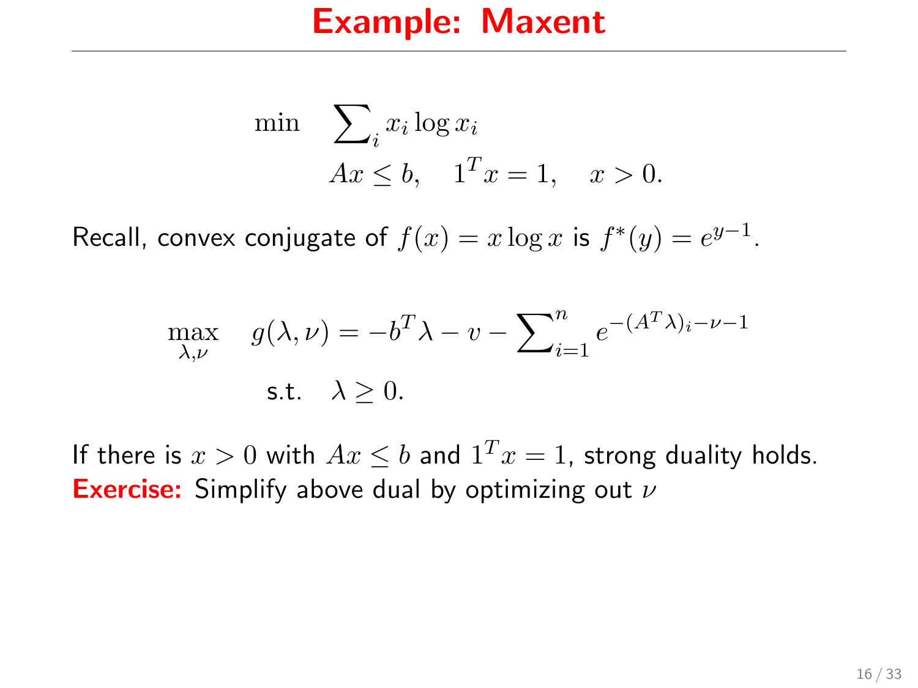# Example: Maxent

$$
\begin{aligned}
\min \quad & \sum_i x_i \log x_i \\
& Ax \leq b, \quad 1^T x = 1, \quad x > 0.
\end{aligned}
$$

Recall, convex conjugate of $f(x) = x \log x$ is $f^*(y) = e^{y-1}$.

$$
\begin{aligned}
\max_{\lambda,\nu} \quad & g(\lambda, \nu) = -b^T\lambda - v - \sum_{i=1}^{n} e^{-(A^T\lambda)_i - \nu - 1} \\
\text{s.t.} \quad & \lambda \geq 0.
\end{aligned}
$$

If there is $x > 0$ with $Ax \leq b$ and $1^T x = 1$, strong duality holds.
**Exercise:** Simplify above dual by optimizing out $\nu$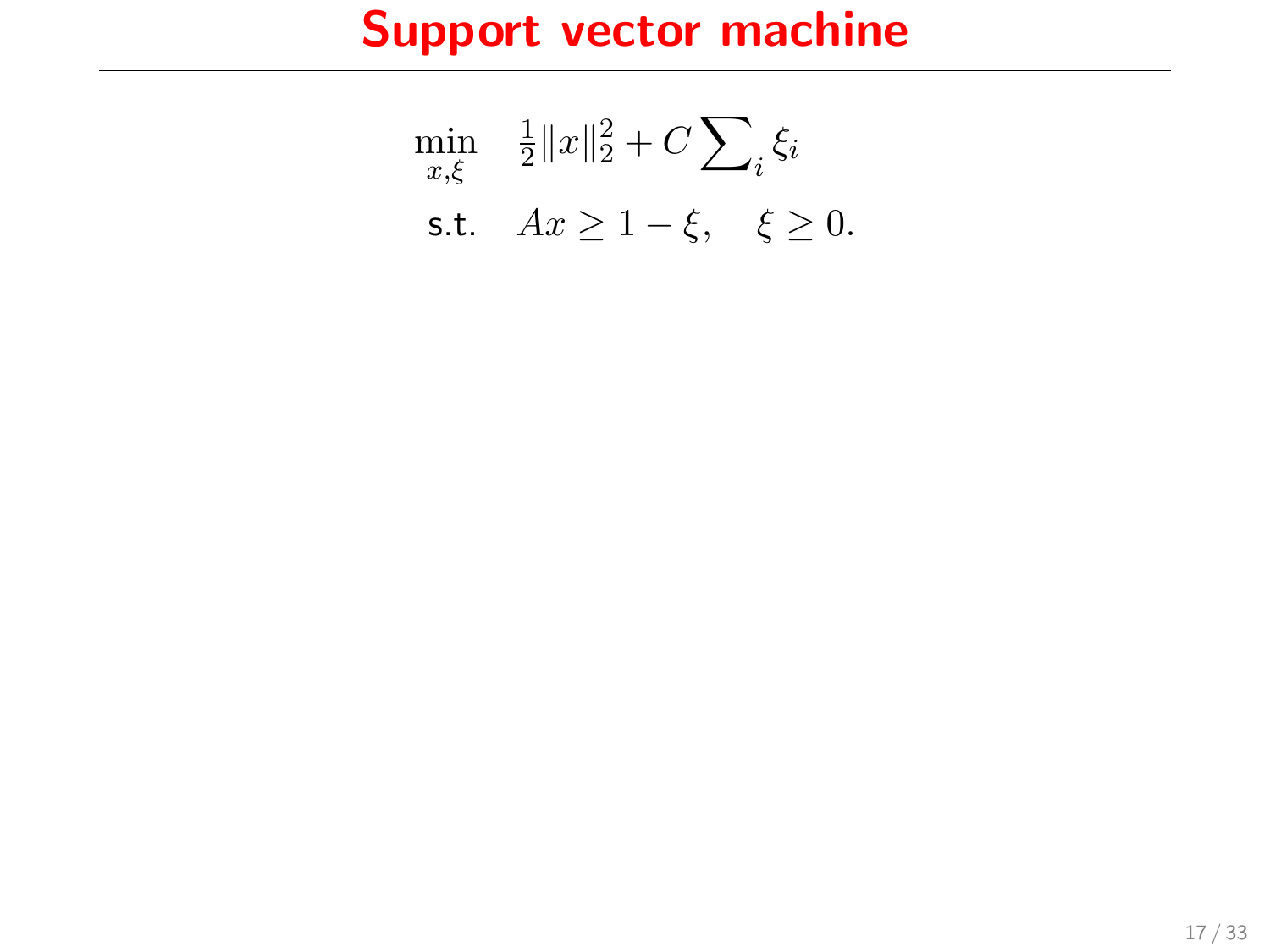# Support vector machine

$$
\begin{aligned}
\min_{x,\xi} \quad & \tfrac{1}{2}\|x\|_2^2 + C \sum\nolimits_i \xi_i \\
\text{s.t.} \quad & Ax \geq 1 - \xi, \quad \xi \geq 0.
\end{aligned}
$$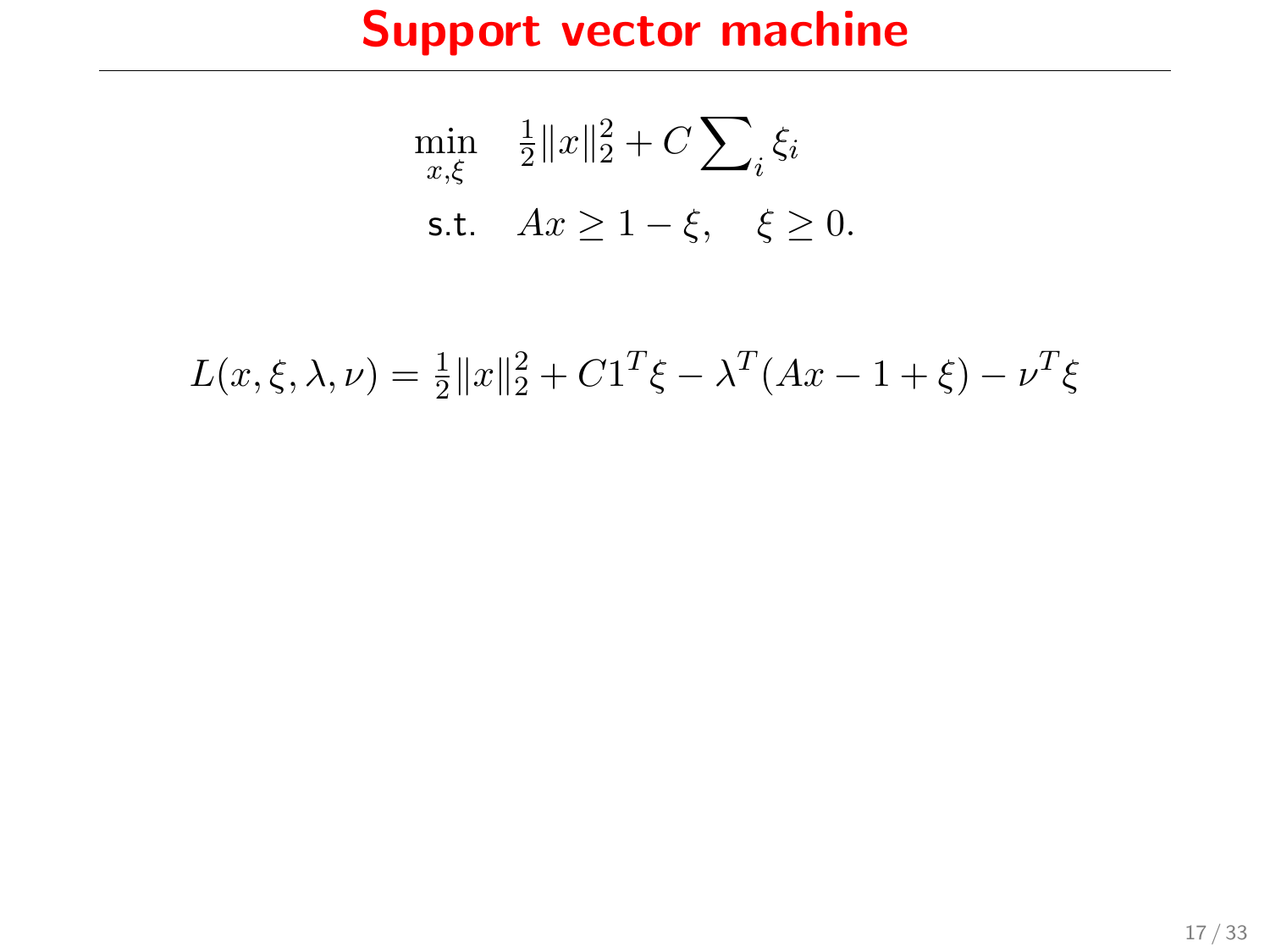# Support vector machine

$$
\begin{aligned}
\min_{x,\xi} \quad & \tfrac{1}{2}\|x\|_2^2 + C\sum\nolimits_i \xi_i \\
\text{s.t.} \quad & Ax \geq 1 - \xi, \quad \xi \geq 0.
\end{aligned}
$$

$$
L(x, \xi, \lambda, \nu) = \tfrac{1}{2}\|x\|_2^2 + C1^T\xi - \lambda^T(Ax - 1 + \xi) - \nu^T\xi
$$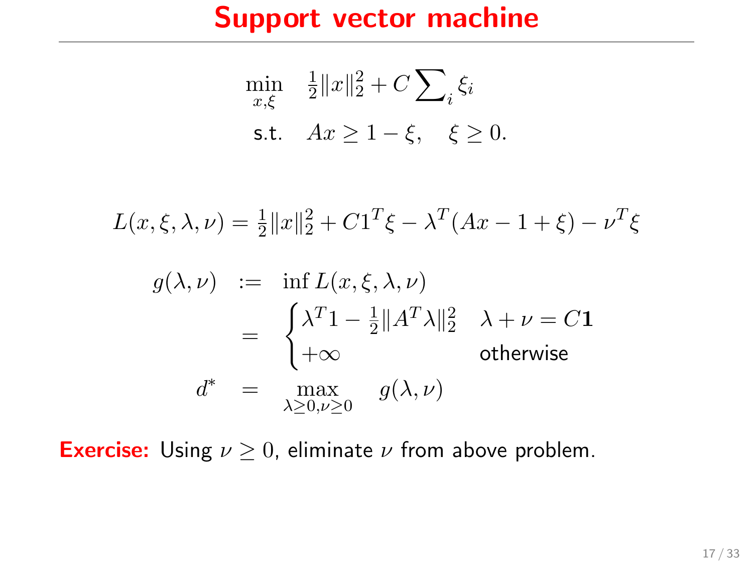# Support vector machine

$$
\begin{aligned}
\min_{x,\xi} \quad & \tfrac{1}{2}\|x\|_2^2 + C\sum\nolimits_i \xi_i \\
\text{s.t.} \quad & Ax \geq 1 - \xi, \quad \xi \geq 0.
\end{aligned}
$$

$$
L(x,\xi,\lambda,\nu) = \tfrac{1}{2}\|x\|_2^2 + C1^T\xi - \lambda^T(Ax - 1 + \xi) - \nu^T\xi
$$

$$
\begin{aligned}
g(\lambda,\nu) \quad &:= \quad \inf L(x,\xi,\lambda,\nu) \\
&= \quad \begin{cases} \lambda^T 1 - \frac{1}{2}\|A^T\lambda\|_2^2 & \lambda + \nu = C\mathbf{1} \\ +\infty & \text{otherwise} \end{cases} \\
d^* \quad &= \quad \max_{\lambda \geq 0, \nu \geq 0} \quad g(\lambda,\nu)
\end{aligned}
$$

**Exercise:** Using $\nu \geq 0$, eliminate $\nu$ from above problem.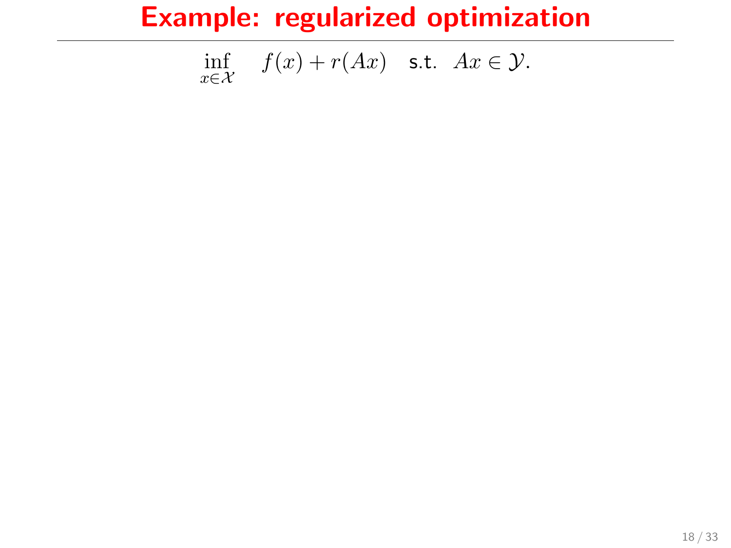# Example: regularized optimization

$$\inf_{x \in \mathcal{X}} \quad f(x) + r(Ax) \quad \text{s.t.} \quad Ax \in \mathcal{Y}.$$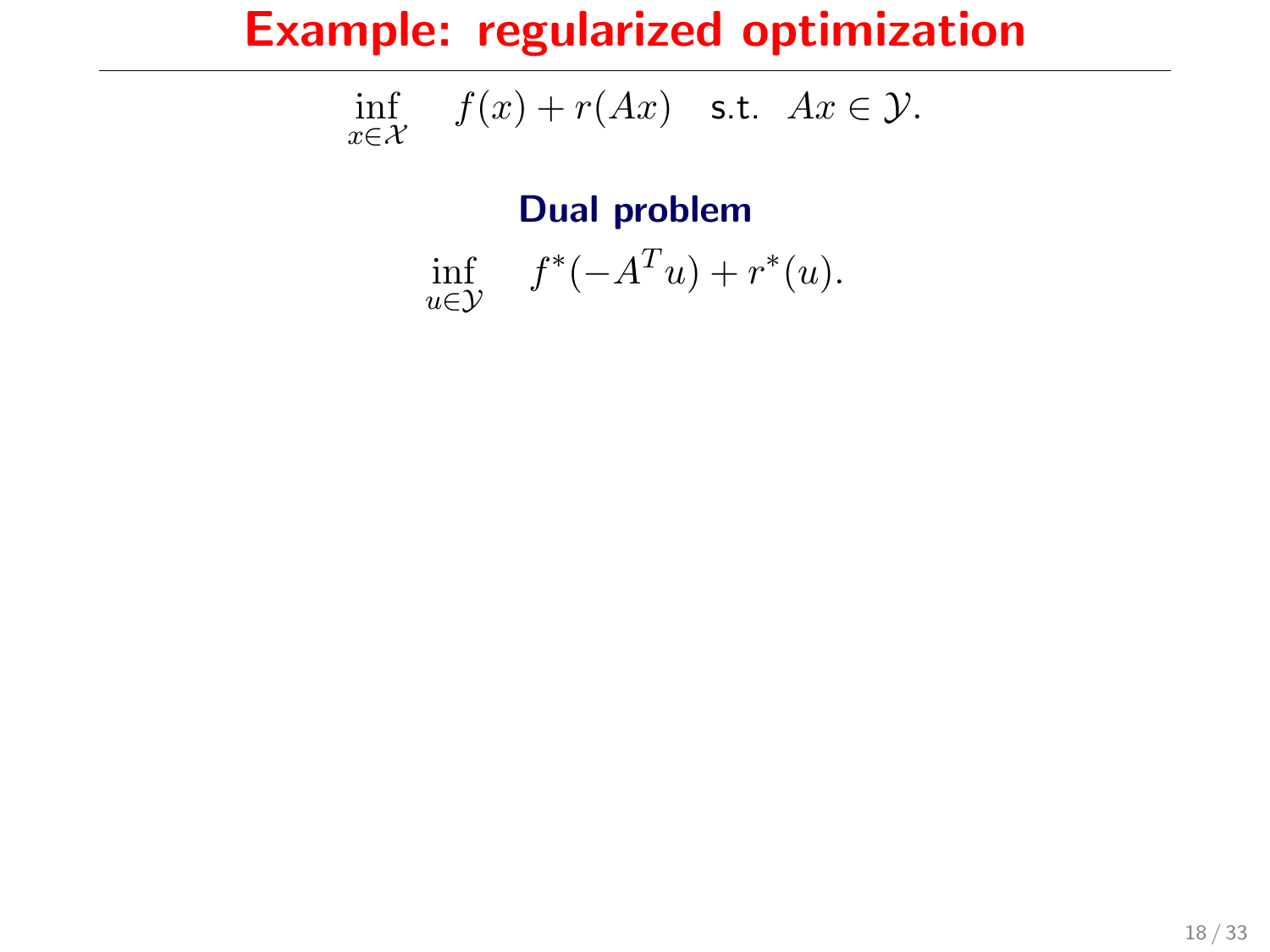# Example: regularized optimization

$$\inf_{x \in \mathcal{X}} \quad f(x) + r(Ax) \quad \text{s.t.} \quad Ax \in \mathcal{Y}.$$

**Dual problem**

$$\inf_{u \in \mathcal{Y}} \quad f^*(-A^T u) + r^*(u).$$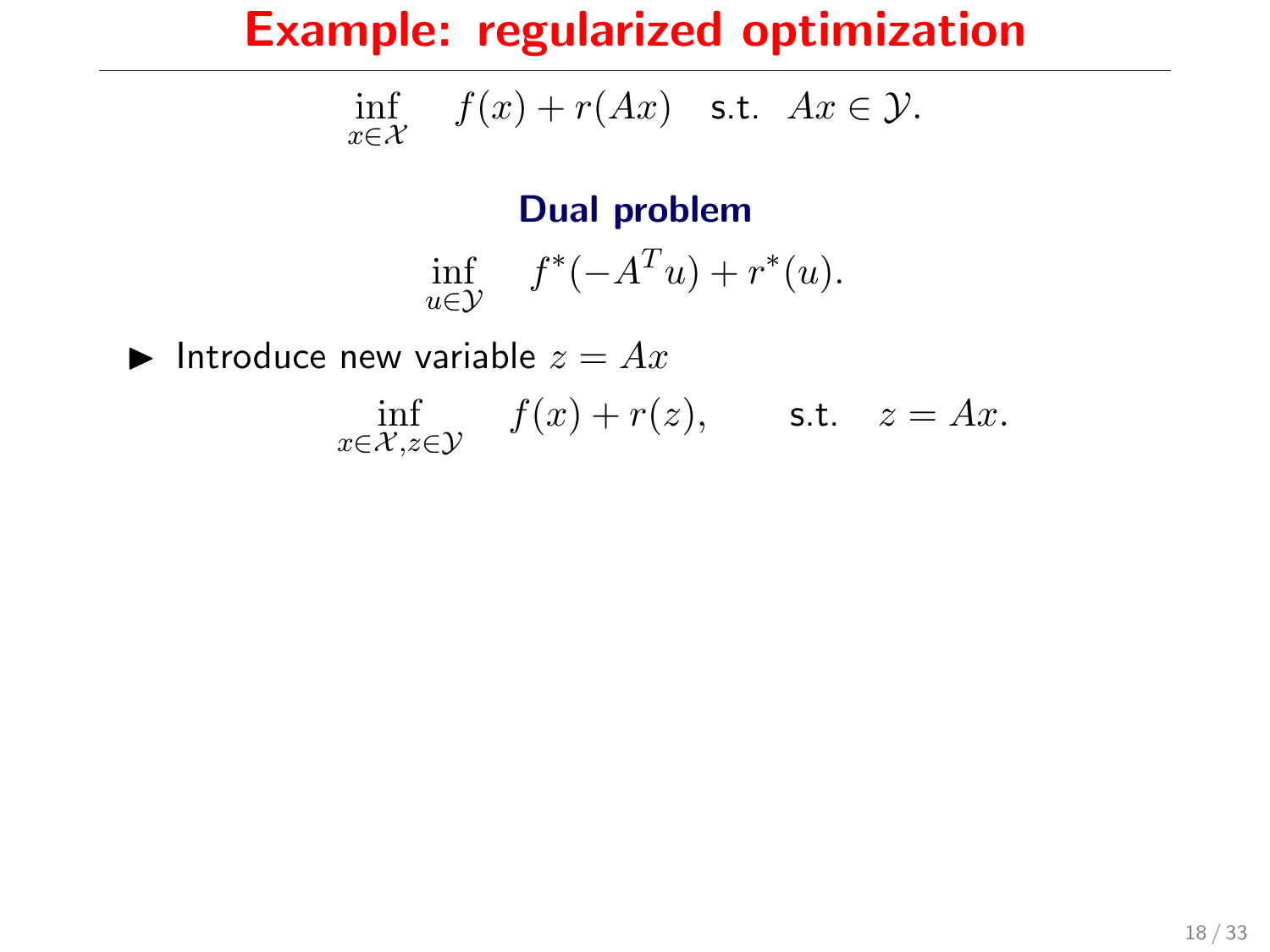# Example: regularized optimization

$$\inf_{x \in \mathcal{X}} \quad f(x) + r(Ax) \quad \text{s.t.} \;\; Ax \in \mathcal{Y}.$$

**Dual problem**

$$\inf_{u \in \mathcal{Y}} \quad f^*(-A^T u) + r^*(u).$$

- Introduce new variable $z = Ax$

$$\inf_{x \in \mathcal{X}, z \in \mathcal{Y}} \quad f(x) + r(z), \qquad \text{s.t.} \quad z = Ax.$$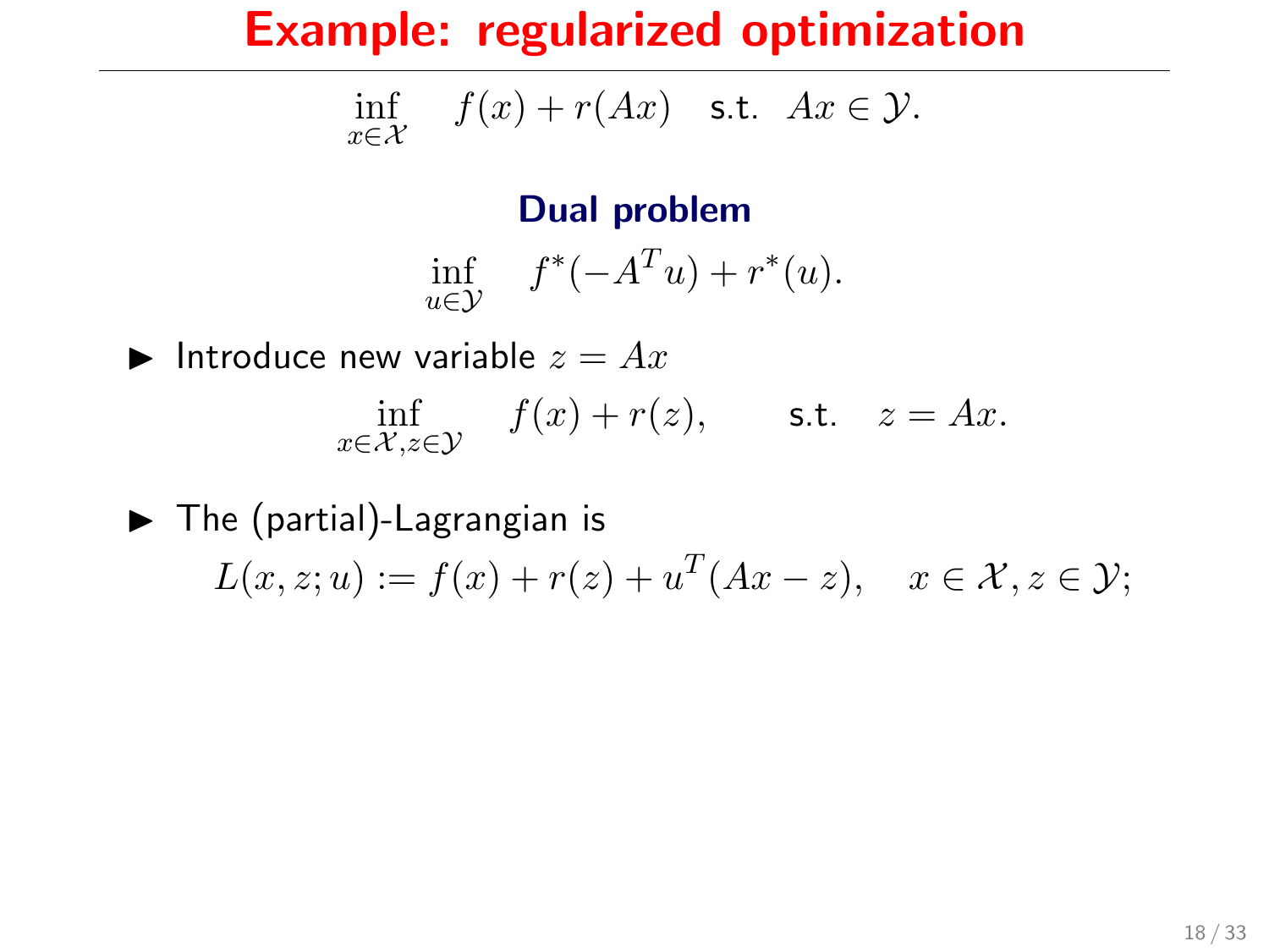# Example: regularized optimization

$$\inf_{x \in \mathcal{X}} \quad f(x) + r(Ax) \quad \text{s.t.} \;\; Ax \in \mathcal{Y}.$$

**Dual problem**

$$\inf_{u \in \mathcal{Y}} \quad f^*(-A^T u) + r^*(u).$$

- Introduce new variable $z = Ax$

$$\inf_{x \in \mathcal{X}, z \in \mathcal{Y}} \quad f(x) + r(z), \qquad \text{s.t.} \quad z = Ax.$$

- The (partial)-Lagrangian is

$$L(x, z; u) := f(x) + r(z) + u^T(Ax - z), \quad x \in \mathcal{X}, z \in \mathcal{Y};$$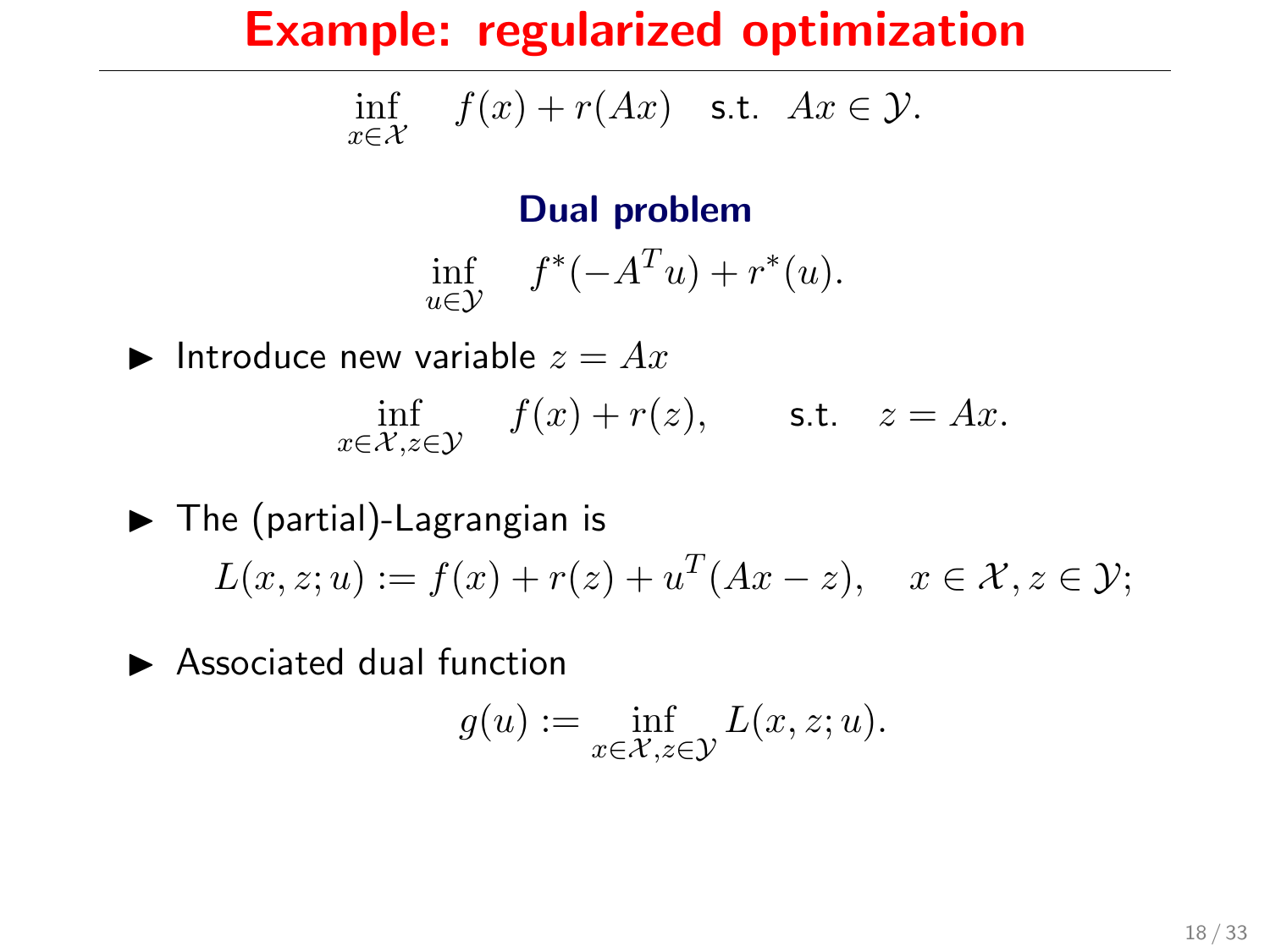# Example: regularized optimization

$$\inf_{x \in \mathcal{X}} \quad f(x) + r(Ax) \quad \text{s.t.} \;\; Ax \in \mathcal{Y}.$$

**Dual problem**

$$\inf_{u \in \mathcal{Y}} \quad f^*(-A^T u) + r^*(u).$$

- Introduce new variable $z = Ax$

$$\inf_{x \in \mathcal{X}, z \in \mathcal{Y}} \quad f(x) + r(z), \qquad \text{s.t.} \quad z = Ax.$$

- The (partial)-Lagrangian is

$$L(x, z; u) := f(x) + r(z) + u^T(Ax - z), \quad x \in \mathcal{X}, z \in \mathcal{Y};$$

- Associated dual function

$$g(u) := \inf_{x \in \mathcal{X}, z \in \mathcal{Y}} L(x, z; u).$$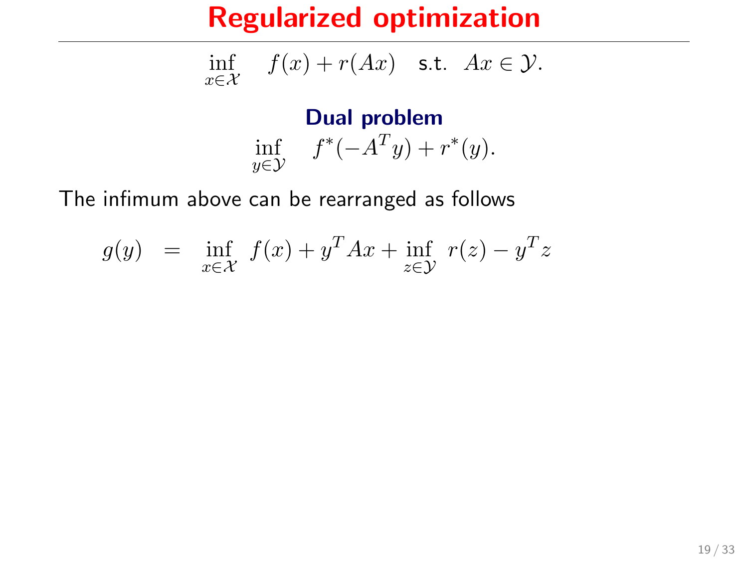# Regularized optimization

$$\inf_{x \in \mathcal{X}} \quad f(x) + r(Ax) \quad \text{s.t.} \quad Ax \in \mathcal{Y}.$$

**Dual problem**

$$\inf_{y \in \mathcal{Y}} \quad f^*(-A^T y) + r^*(y).$$

The infimum above can be rearranged as follows

$$g(y) \quad = \quad \inf_{x \in \mathcal{X}} \; f(x) + y^T A x + \inf_{z \in \mathcal{Y}} \; r(z) - y^T z$$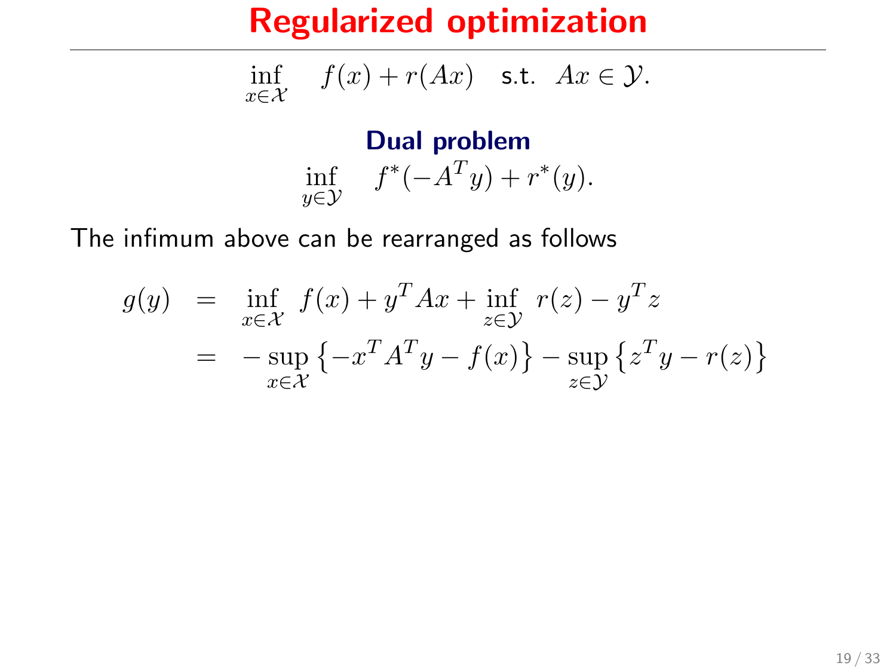# Regularized optimization

$$\inf_{x \in \mathcal{X}} \quad f(x) + r(Ax) \quad \text{s.t.} \quad Ax \in \mathcal{Y}.$$

**Dual problem**

$$\inf_{y \in \mathcal{Y}} \quad f^*(-A^T y) + r^*(y).$$

The infimum above can be rearranged as follows

$$\begin{aligned} g(y) &= \inf_{x \in \mathcal{X}} \; f(x) + y^T Ax + \inf_{z \in \mathcal{Y}} \; r(z) - y^T z \\ &= -\sup_{x \in \mathcal{X}} \left\{ -x^T A^T y - f(x) \right\} - \sup_{z \in \mathcal{Y}} \left\{ z^T y - r(z) \right\} \end{aligned}$$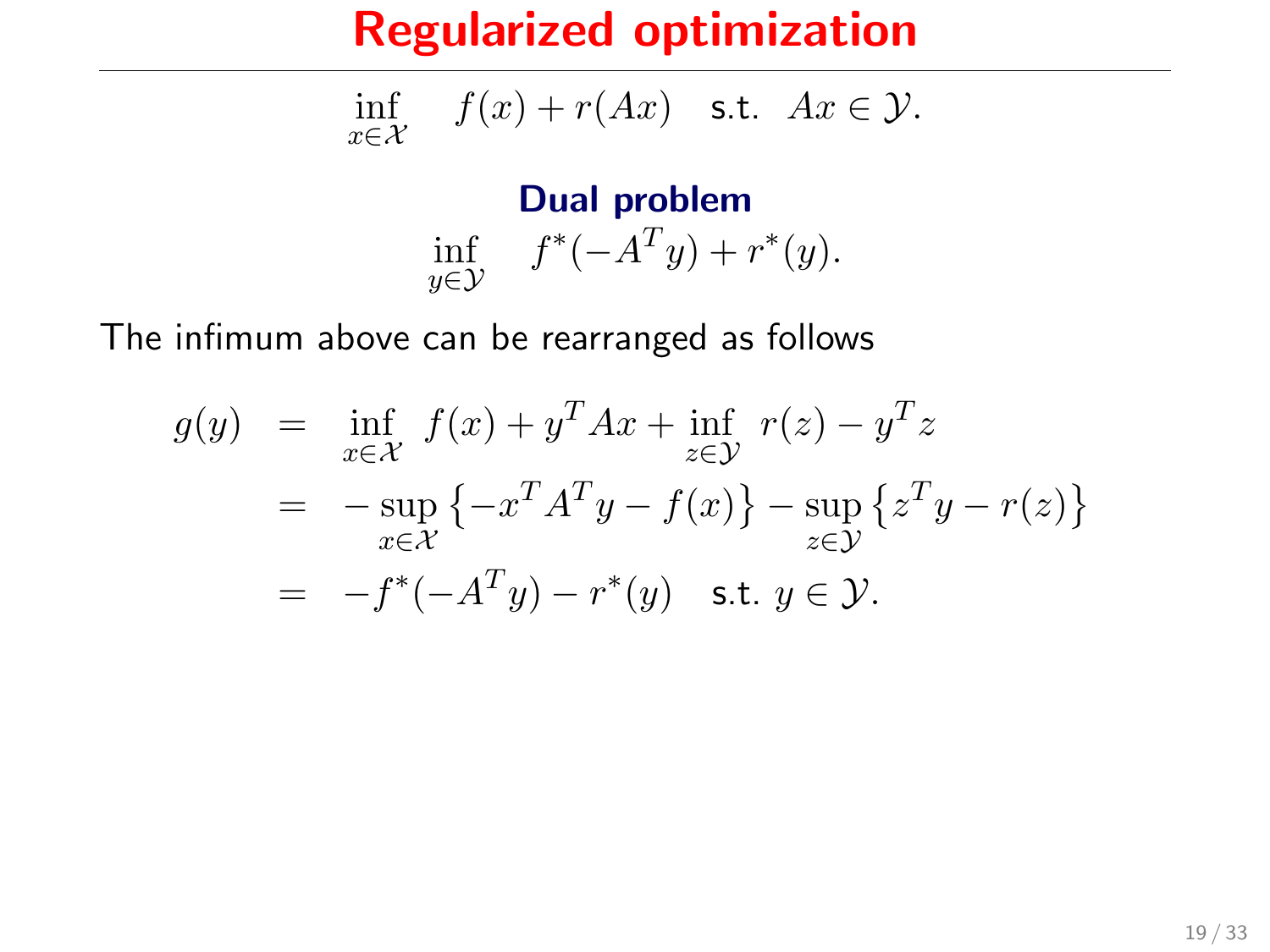# Regularized optimization

$$\inf_{x \in \mathcal{X}} \quad f(x) + r(Ax) \quad \text{s.t.} \quad Ax \in \mathcal{Y}.$$

**Dual problem**

$$\inf_{y \in \mathcal{Y}} \quad f^*(-A^T y) + r^*(y).$$

The infimum above can be rearranged as follows

$$\begin{aligned}
g(y) &= \inf_{x \in \mathcal{X}} \ f(x) + y^T A x + \inf_{z \in \mathcal{Y}} \ r(z) - y^T z \\
&= -\sup_{x \in \mathcal{X}} \left\{ -x^T A^T y - f(x) \right\} - \sup_{z \in \mathcal{Y}} \left\{ z^T y - r(z) \right\} \\
&= -f^*(-A^T y) - r^*(y) \quad \text{s.t. } y \in \mathcal{Y}.
\end{aligned}$$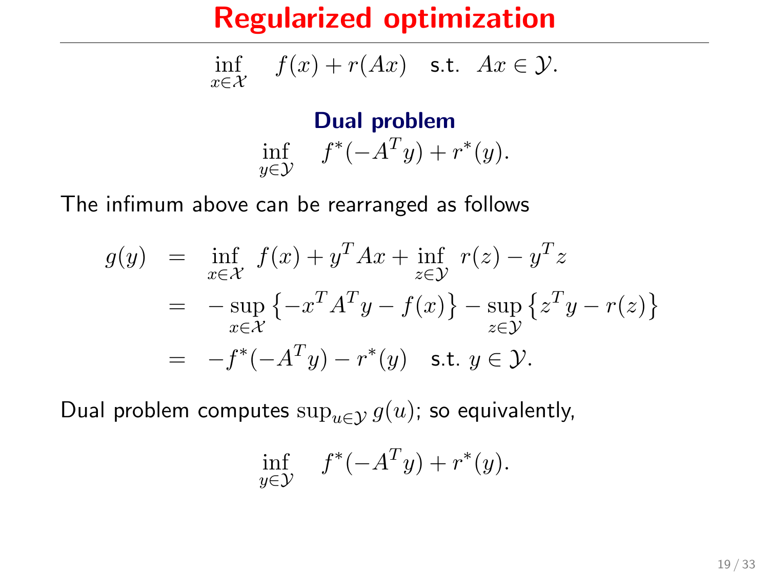# Regularized optimization

$$\inf_{x \in \mathcal{X}} \quad f(x) + r(Ax) \quad \text{s.t.} \quad Ax \in \mathcal{Y}.$$

**Dual problem**

$$\inf_{y \in \mathcal{Y}} \quad f^*(-A^T y) + r^*(y).$$

The infimum above can be rearranged as follows

$$
\begin{aligned}
g(y) &= \inf_{x \in \mathcal{X}} \; f(x) + y^T Ax + \inf_{z \in \mathcal{Y}} \; r(z) - y^T z \\
&= -\sup_{x \in \mathcal{X}} \left\{ -x^T A^T y - f(x) \right\} - \sup_{z \in \mathcal{Y}} \left\{ z^T y - r(z) \right\} \\
&= -f^*(-A^T y) - r^*(y) \quad \text{s.t. } y \in \mathcal{Y}.
\end{aligned}
$$

Dual problem computes $\sup_{u \in \mathcal{Y}} g(u)$; so equivalently,

$$\inf_{y \in \mathcal{Y}} \quad f^*(-A^T y) + r^*(y).$$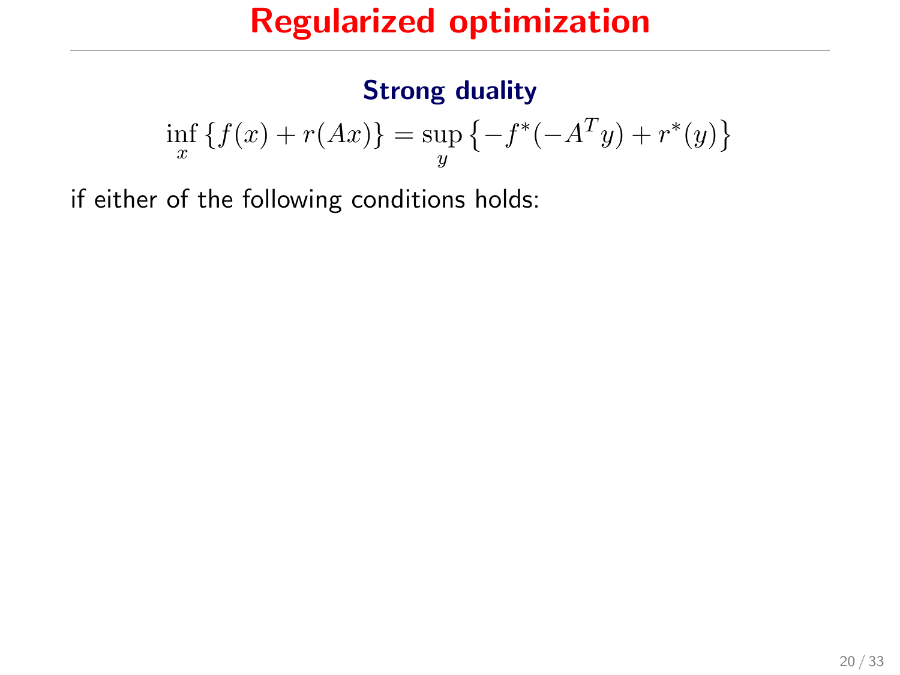# Regularized optimization

### Strong duality

$$\inf_x \{f(x) + r(Ax)\} = \sup_y \left\{-f^*(-A^T y) + r^*(y)\right\}$$

if either of the following conditions holds: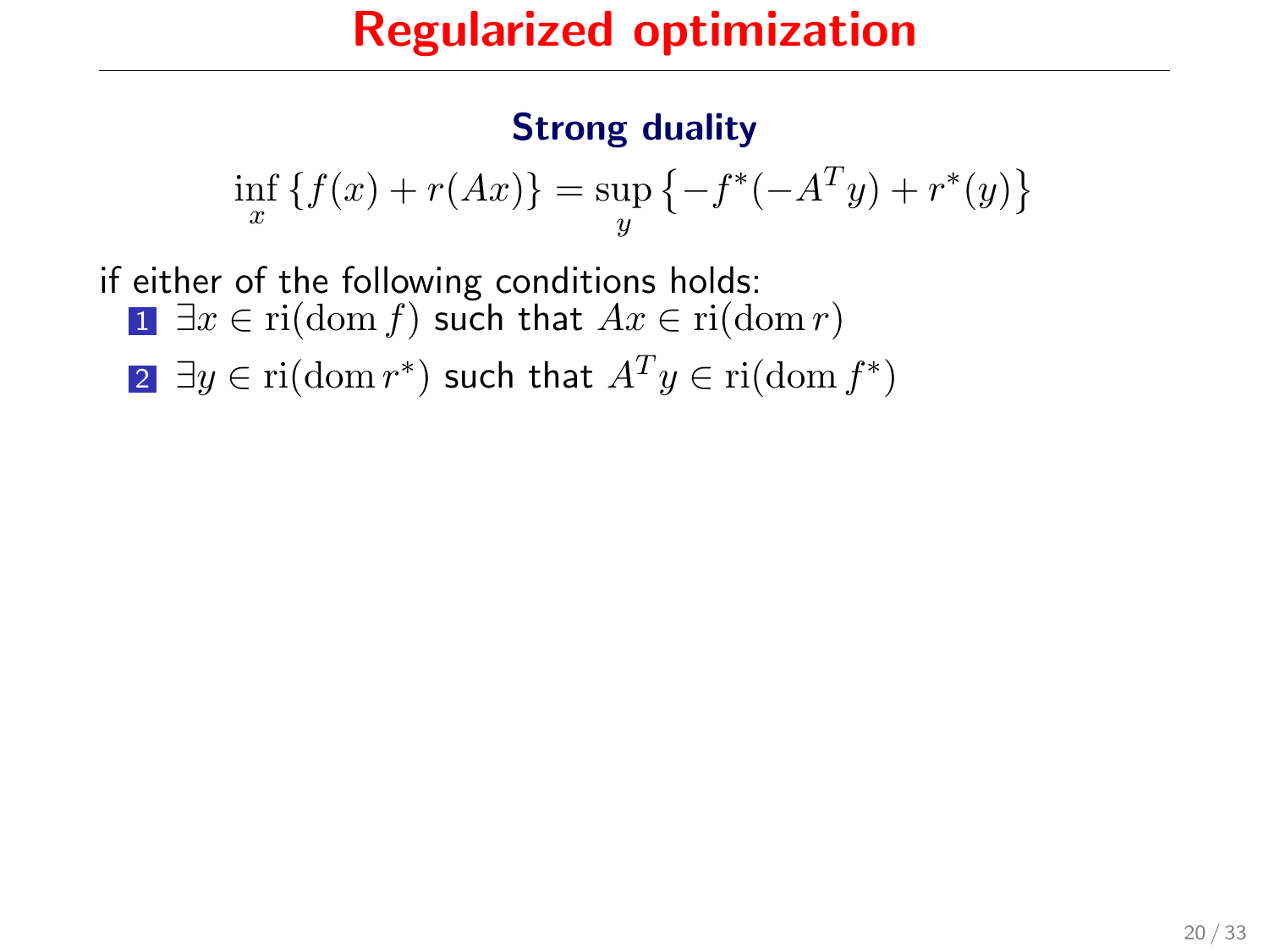# Regularized optimization

### Strong duality

$$\inf_x \{f(x) + r(Ax)\} = \sup_y \left\{-f^*(-A^T y) + r^*(y)\right\}$$

if either of the following conditions holds:

1. $\exists x \in \mathrm{ri}(\mathrm{dom}\, f)$ such that $Ax \in \mathrm{ri}(\mathrm{dom}\, r)$
2. $\exists y \in \mathrm{ri}(\mathrm{dom}\, r^*)$ such that $A^T y \in \mathrm{ri}(\mathrm{dom}\, f^*)$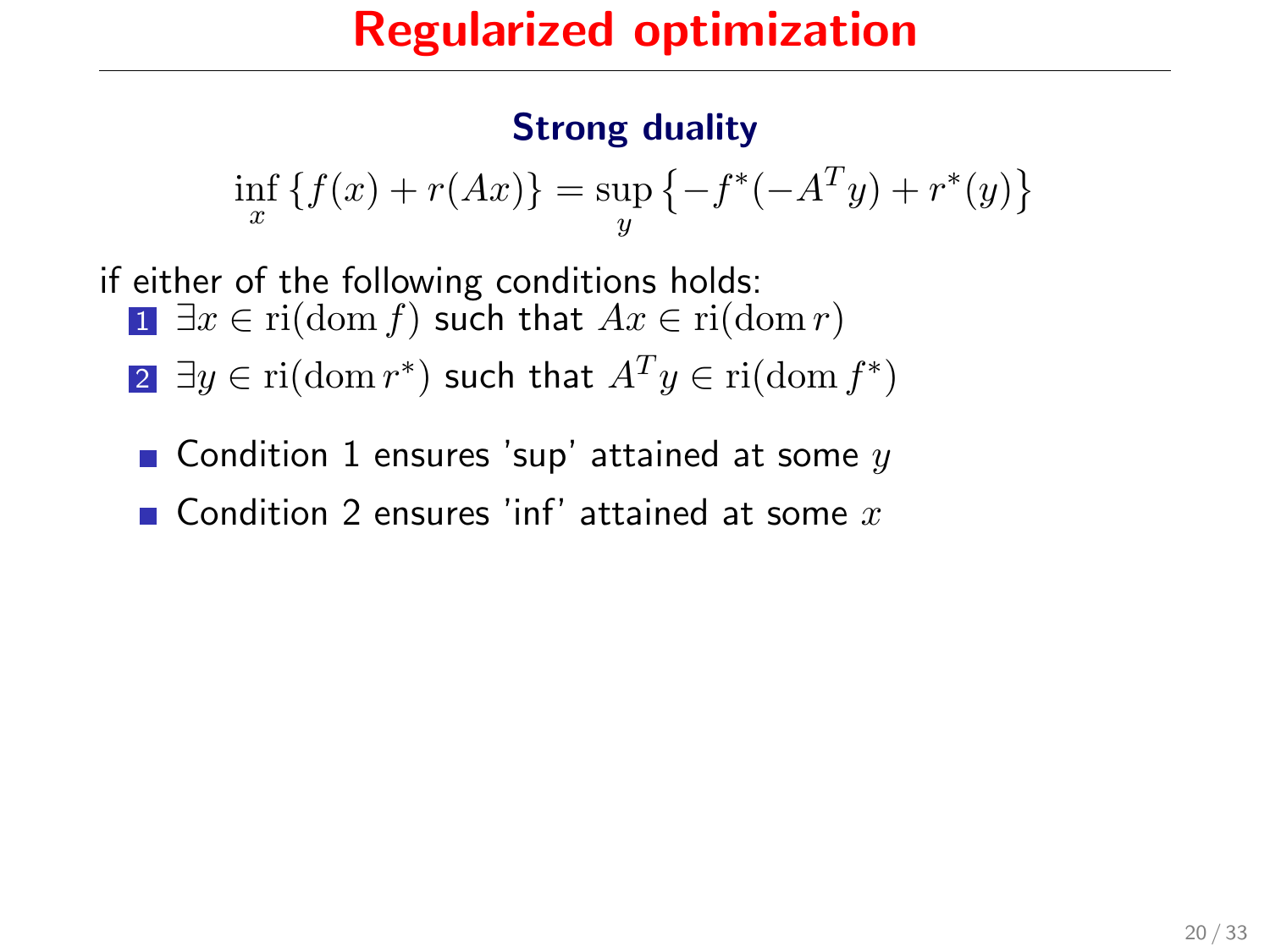# Regularized optimization

### Strong duality

$$\inf_x \{f(x) + r(Ax)\} = \sup_y \{-f^*(-A^T y) + r^*(y)\}$$

if either of the following conditions holds:

1. $\exists x \in \mathrm{ri}(\mathrm{dom}\, f)$ such that $Ax \in \mathrm{ri}(\mathrm{dom}\, r)$
2. $\exists y \in \mathrm{ri}(\mathrm{dom}\, r^*)$ such that $A^T y \in \mathrm{ri}(\mathrm{dom}\, f^*)$

- Condition 1 ensures 'sup' attained at some $y$
- Condition 2 ensures 'inf' attained at some $x$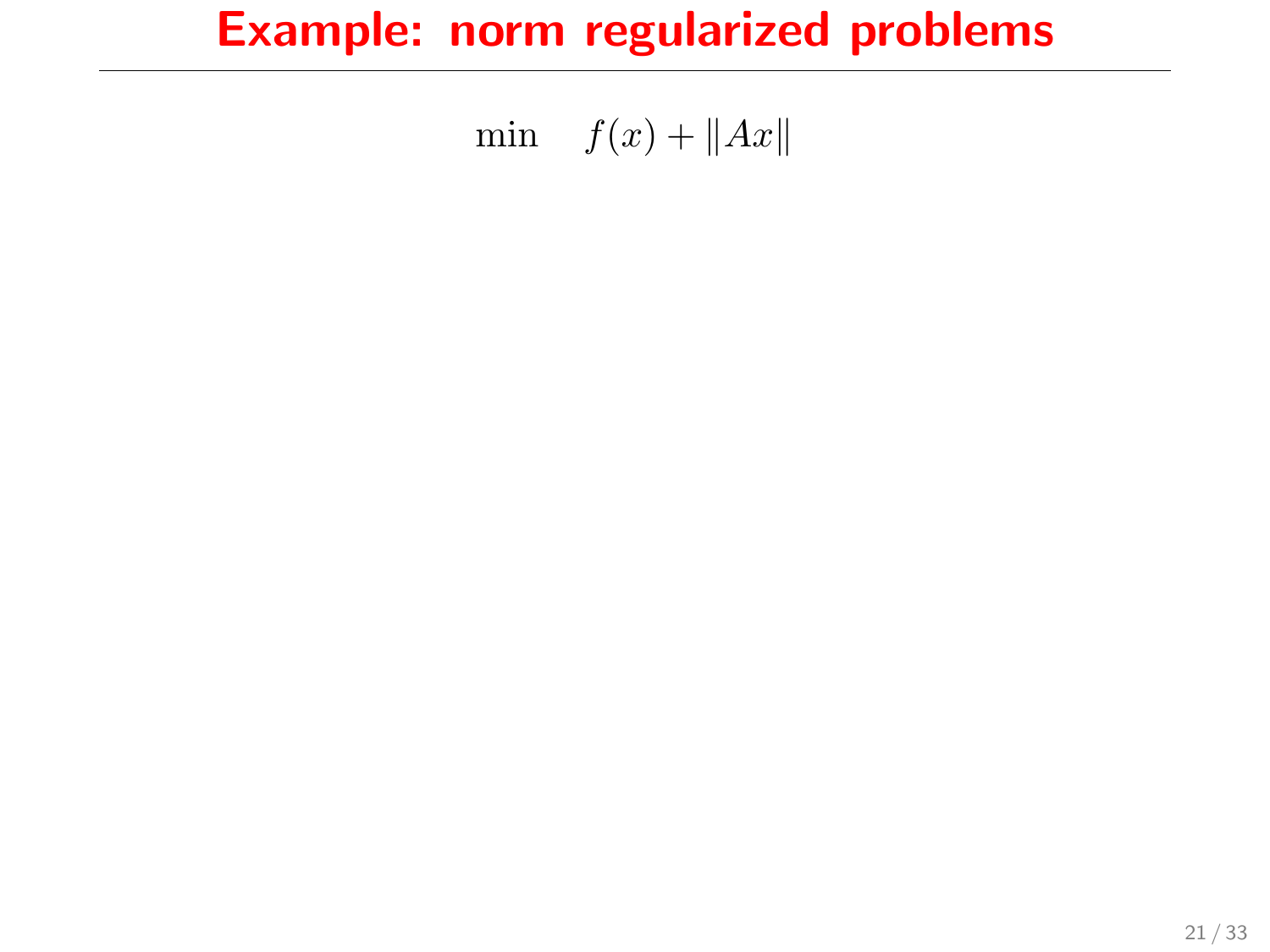# Example: norm regularized problems

$$\min \quad f(x) + \|Ax\|$$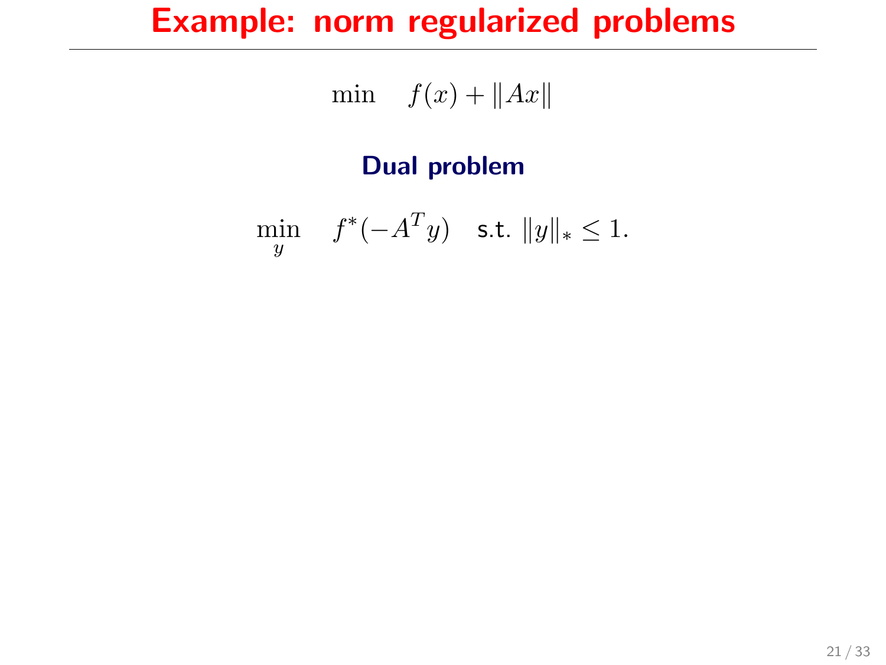# Example: norm regularized problems

$$\min \quad f(x) + \|Ax\|$$

### Dual problem

$$\min_{y} \quad f^*(-A^T y) \quad \text{s.t. } \|y\|_* \leq 1.$$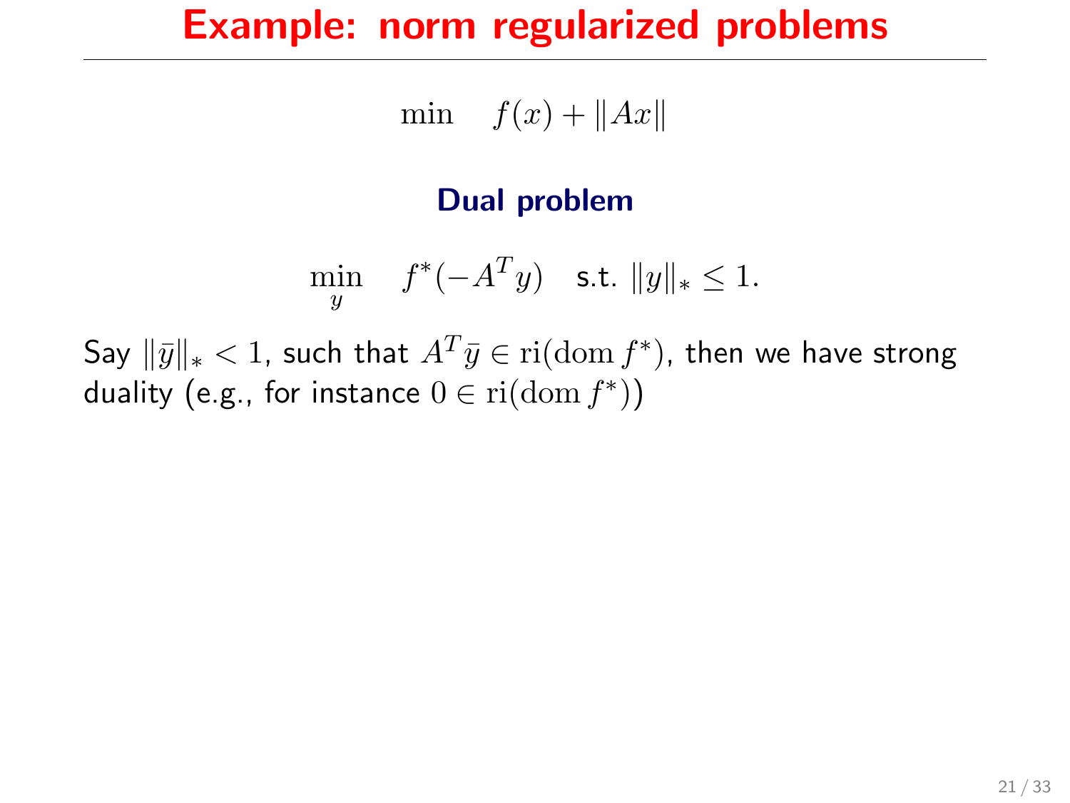# Example: norm regularized problems

$$\min \quad f(x) + \|Ax\|$$

### Dual problem

$$\min_{y} \quad f^*(-A^T y) \quad \text{s.t. } \|y\|_* \leq 1.$$

Say $\|\bar{y}\|_* < 1$, such that $A^T \bar{y} \in \mathrm{ri}(\mathrm{dom}\, f^*)$, then we have strong duality (e.g., for instance $0 \in \mathrm{ri}(\mathrm{dom}\, f^*)$)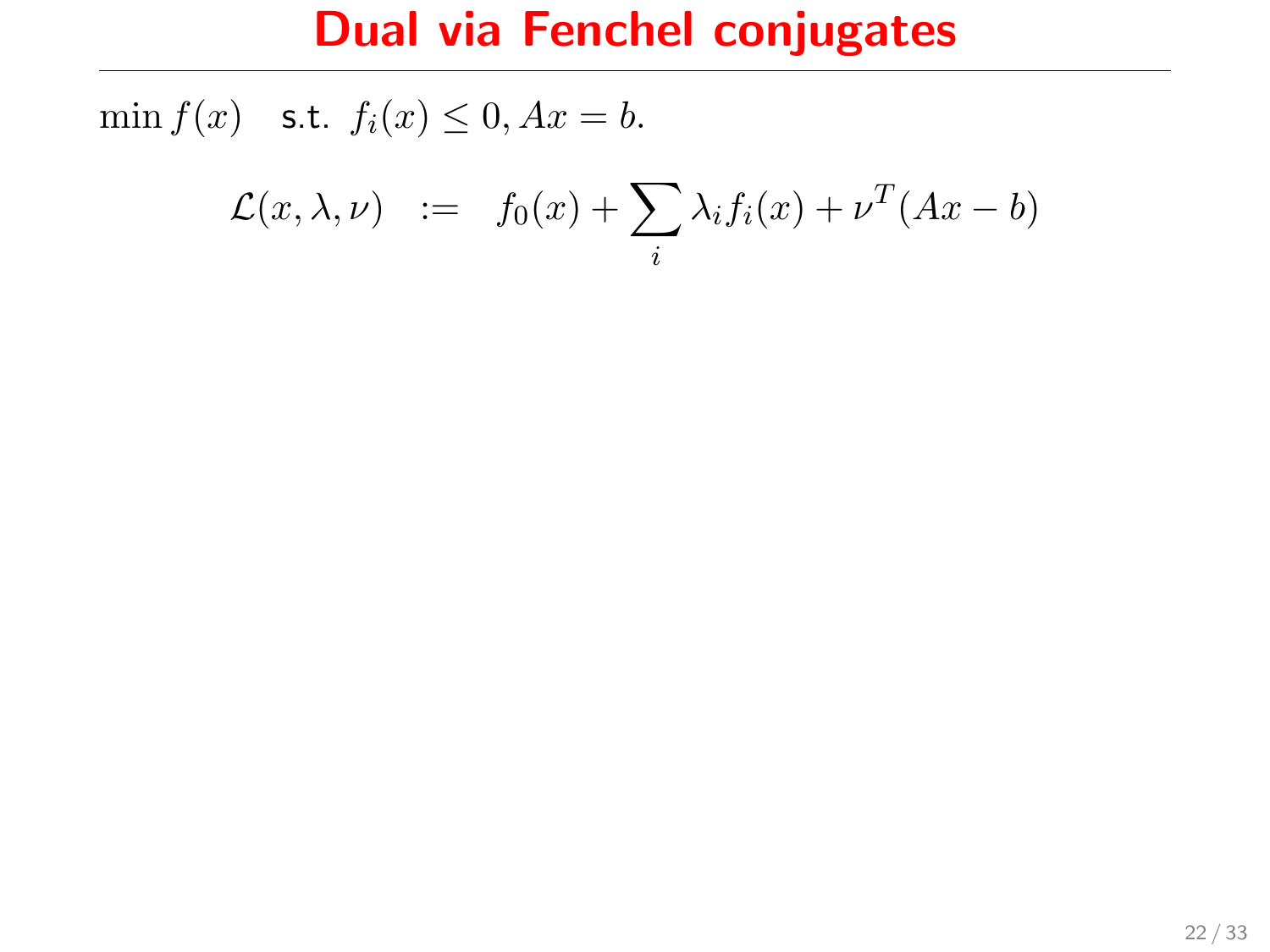# Dual via Fenchel conjugates

$\min f(x)$ s.t. $f_i(x) \leq 0, Ax = b.$

$$\mathcal{L}(x, \lambda, \nu) \quad := \quad f_0(x) + \sum_i \lambda_i f_i(x) + \nu^T (Ax - b)$$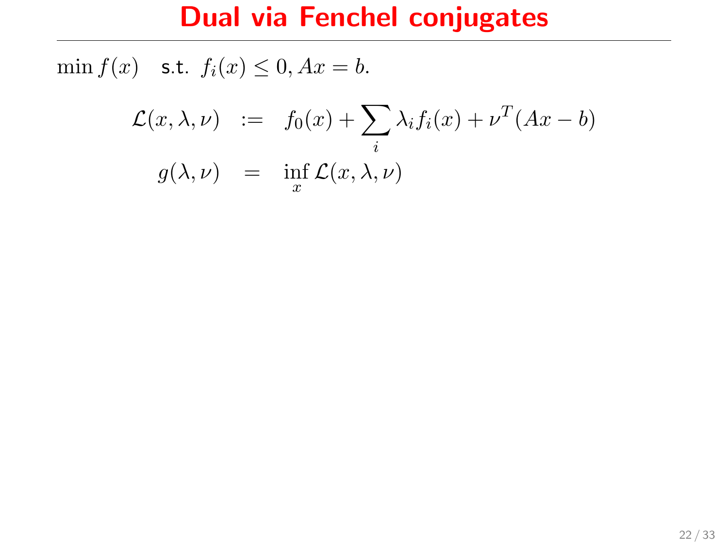# Dual via Fenchel conjugates

$\min f(x) \quad \text{s.t. } f_i(x) \leq 0, Ax = b.$

$$
\begin{aligned}
\mathcal{L}(x, \lambda, \nu) &:= f_0(x) + \sum_i \lambda_i f_i(x) + \nu^T(Ax - b) \\
g(\lambda, \nu) &= \inf_x \mathcal{L}(x, \lambda, \nu)
\end{aligned}
$$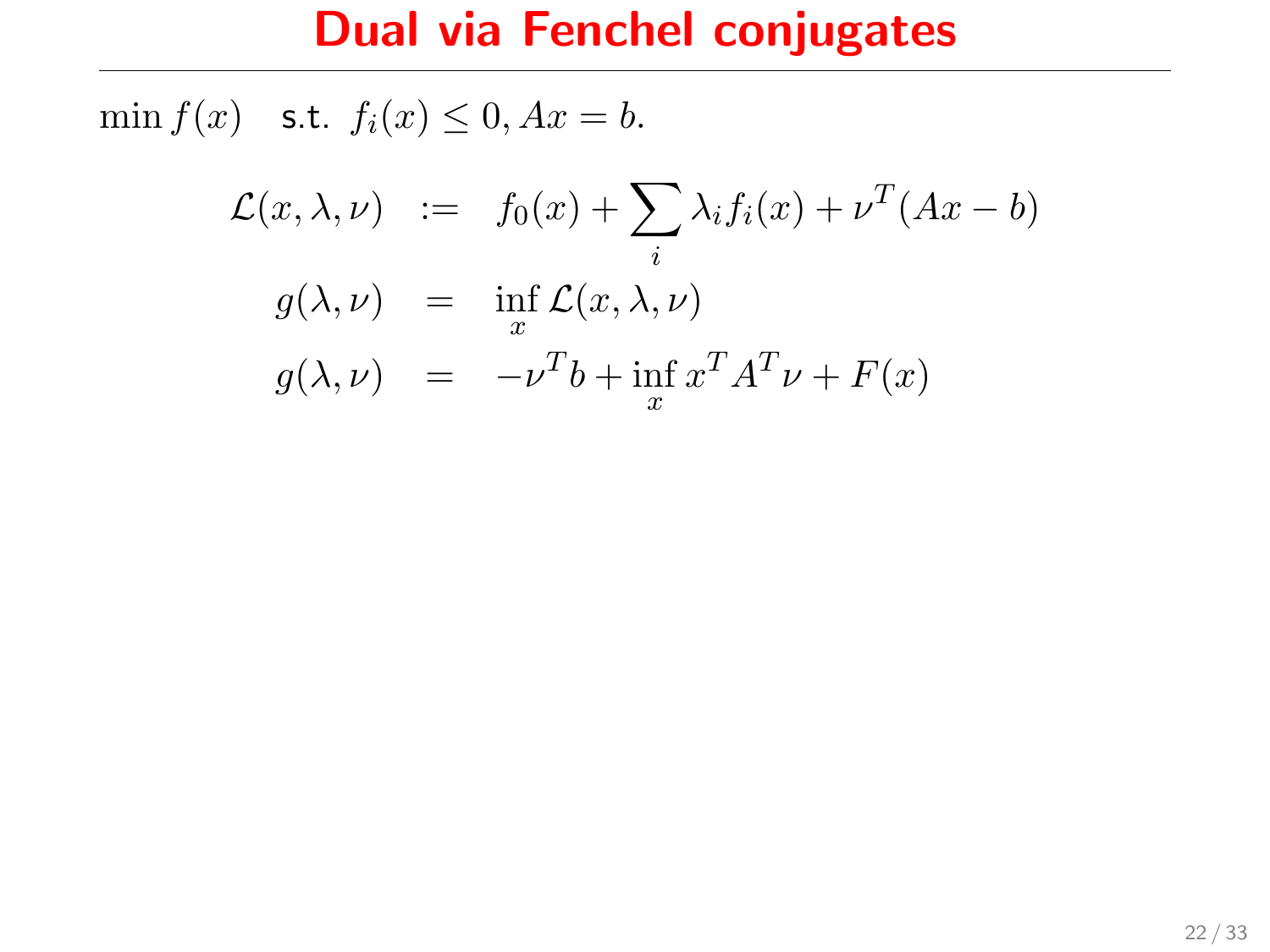# Dual via Fenchel conjugates

$\min f(x)$ s.t. $f_i(x) \leq 0, Ax = b.$

$$
\begin{aligned}
\mathcal{L}(x,\lambda,\nu) &:= f_0(x) + \sum_i \lambda_i f_i(x) + \nu^T(Ax - b) \\
g(\lambda,\nu) &= \inf_x \mathcal{L}(x,\lambda,\nu) \\
g(\lambda,\nu) &= -\nu^T b + \inf_x x^T A^T \nu + F(x)
\end{aligned}
$$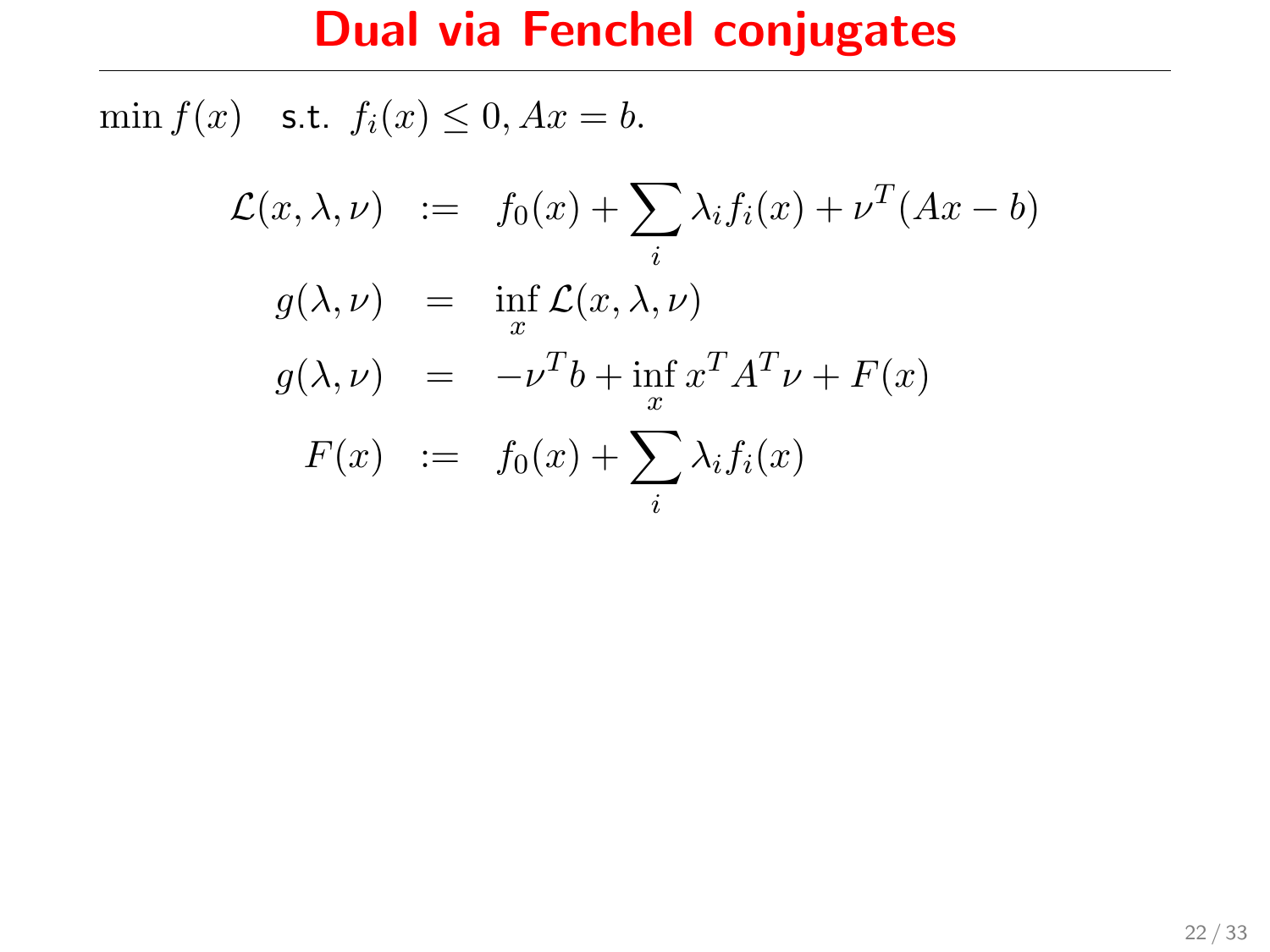# Dual via Fenchel conjugates

$\min f(x) \quad \text{s.t. } f_i(x) \leq 0, Ax = b.$

$$
\begin{aligned}
\mathcal{L}(x, \lambda, \nu) &:= f_0(x) + \sum_i \lambda_i f_i(x) + \nu^T(Ax - b) \\
g(\lambda, \nu) &= \inf_x \mathcal{L}(x, \lambda, \nu) \\
g(\lambda, \nu) &= -\nu^T b + \inf_x x^T A^T \nu + F(x) \\
F(x) &:= f_0(x) + \sum_i \lambda_i f_i(x)
\end{aligned}
$$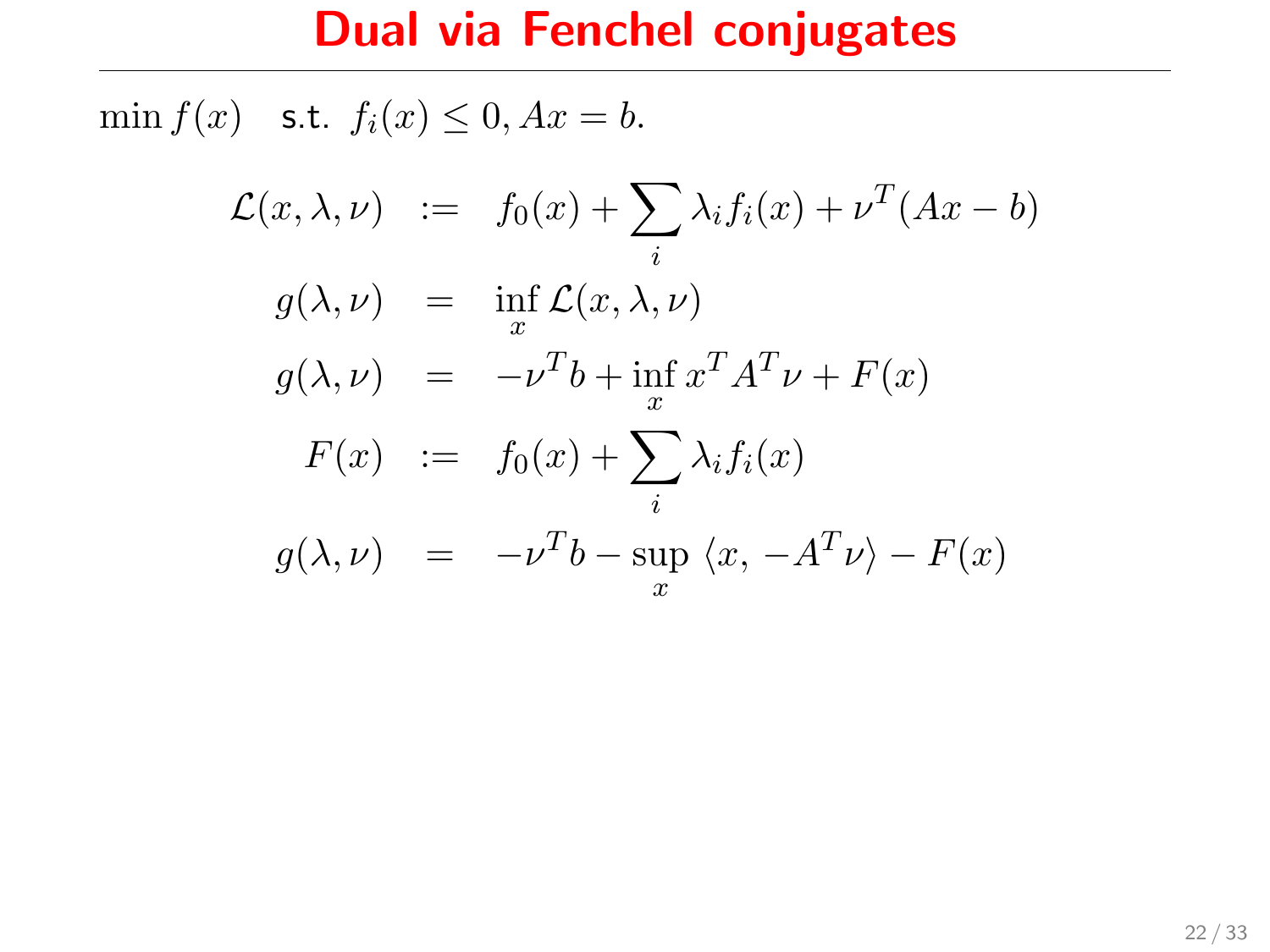# Dual via Fenchel conjugates

$\min f(x)$ s.t. $f_i(x) \leq 0, Ax = b.$

$$
\begin{aligned}
\mathcal{L}(x, \lambda, \nu) &:= f_0(x) + \sum_i \lambda_i f_i(x) + \nu^T(Ax - b) \\
g(\lambda, \nu) &= \inf_x \mathcal{L}(x, \lambda, \nu) \\
g(\lambda, \nu) &= -\nu^T b + \inf_x x^T A^T \nu + F(x) \\
F(x) &:= f_0(x) + \sum_i \lambda_i f_i(x) \\
g(\lambda, \nu) &= -\nu^T b - \sup_x \langle x, -A^T\nu \rangle - F(x)
\end{aligned}
$$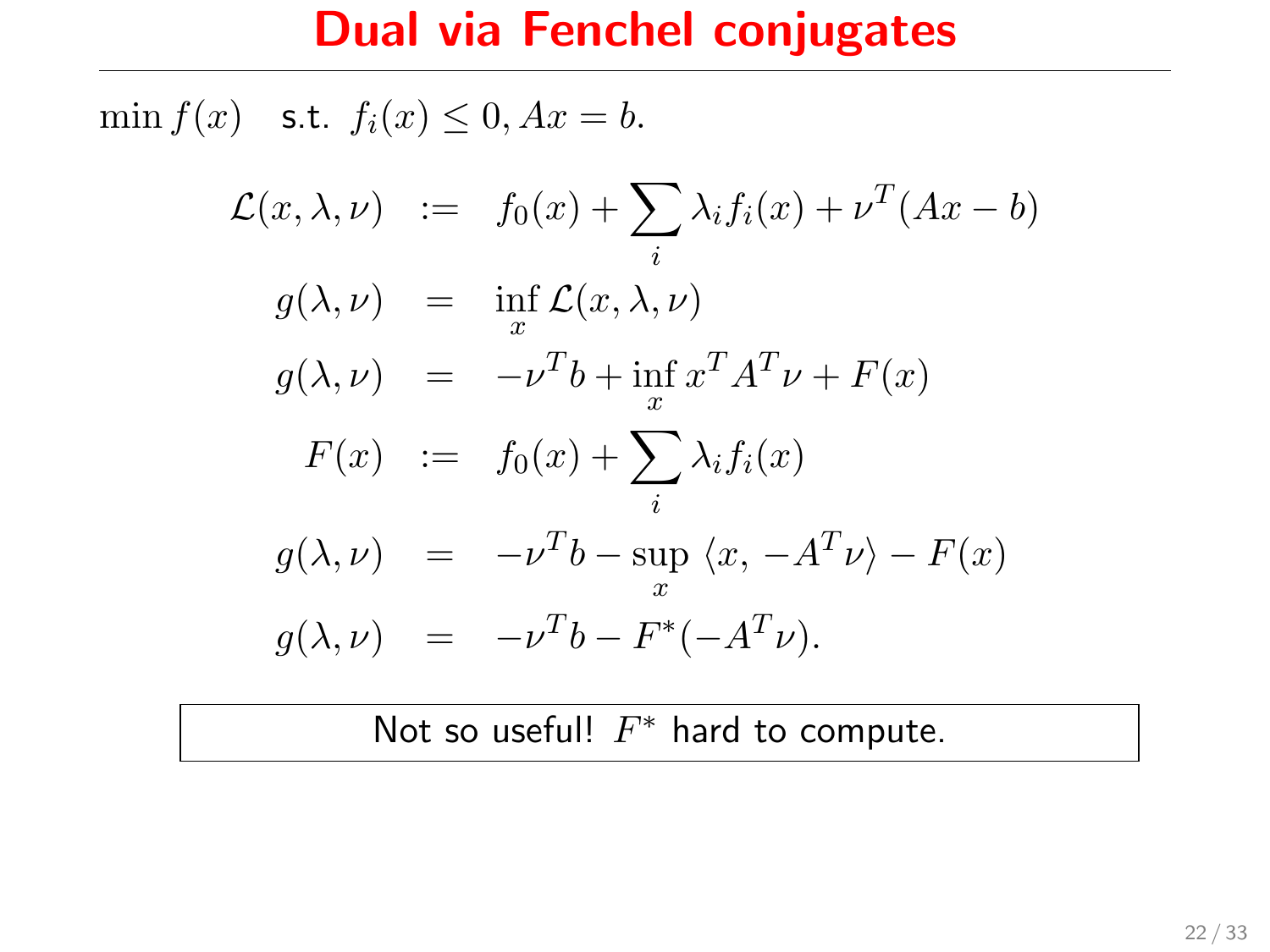# Dual via Fenchel conjugates

$\min f(x)$ s.t. $f_i(x) \leq 0, Ax = b.$

$$
\begin{aligned}
\mathcal{L}(x, \lambda, \nu) &:= f_0(x) + \sum_i \lambda_i f_i(x) + \nu^T (Ax - b) \\
g(\lambda, \nu) &= \inf_x \mathcal{L}(x, \lambda, \nu) \\
g(\lambda, \nu) &= -\nu^T b + \inf_x x^T A^T \nu + F(x) \\
F(x) &:= f_0(x) + \sum_i \lambda_i f_i(x) \\
g(\lambda, \nu) &= -\nu^T b - \sup_x \langle x, -A^T \nu \rangle - F(x) \\
g(\lambda, \nu) &= -\nu^T b - F^*(-A^T \nu).
\end{aligned}
$$

Not so useful! $F^*$ hard to compute.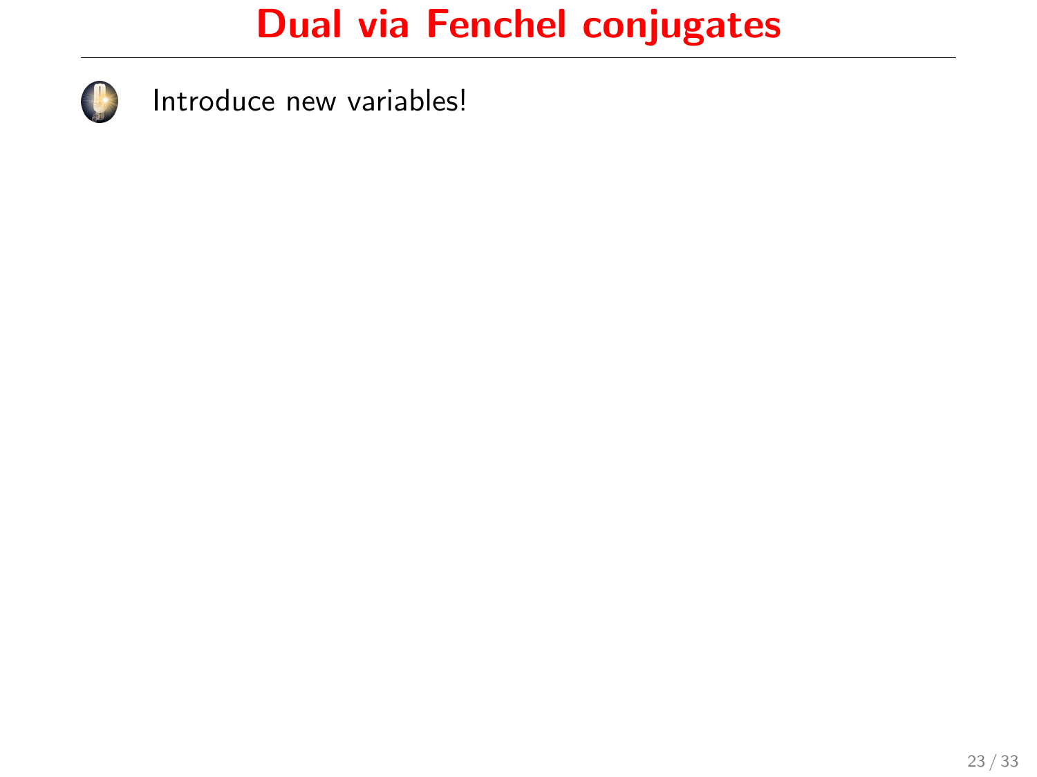# Dual via Fenchel conjugates

- Introduce new variables!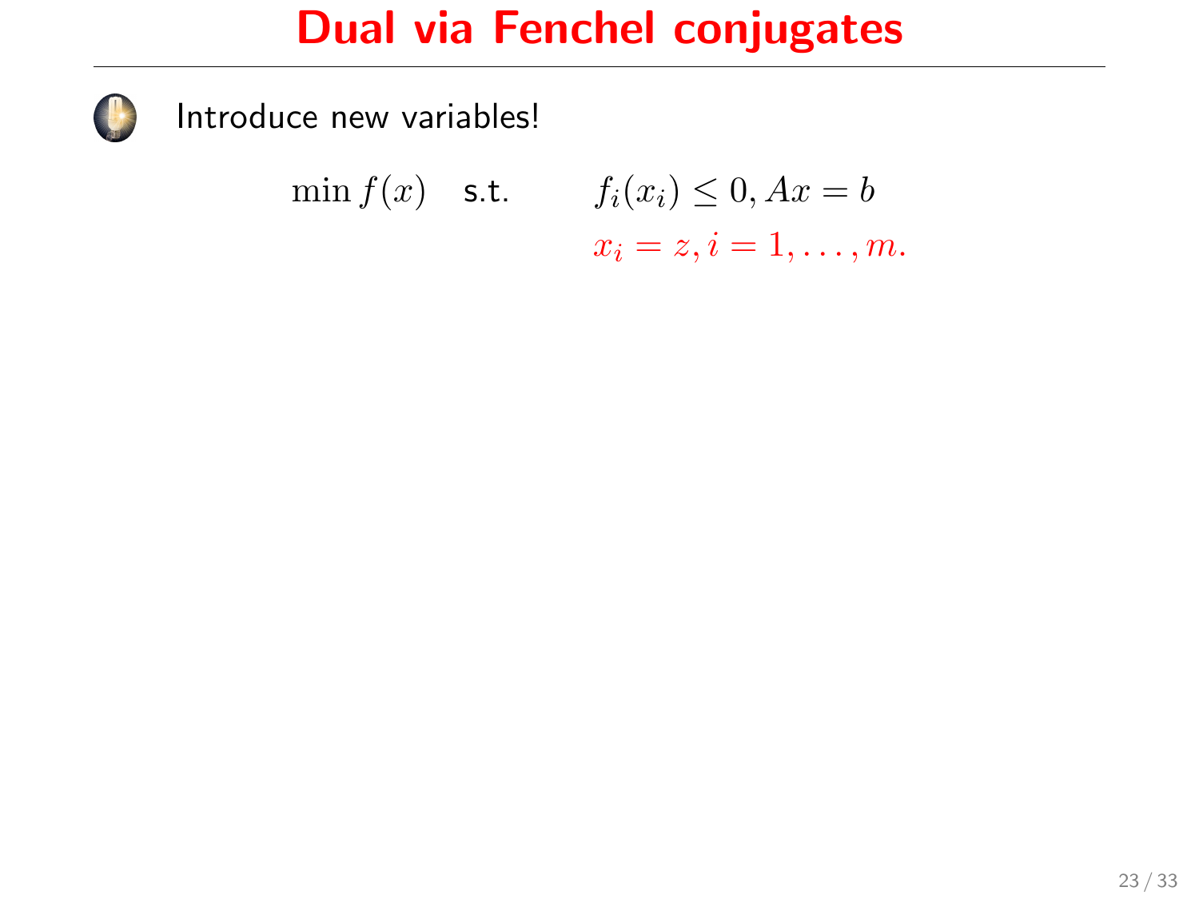# Dual via Fenchel conjugates

Introduce new variables!

$$
\begin{aligned}
\min f(x) \quad \text{s.t.} \qquad & f_i(x_i) \leq 0, Ax = b \\
& x_i = z, i = 1, \ldots, m.
\end{aligned}
$$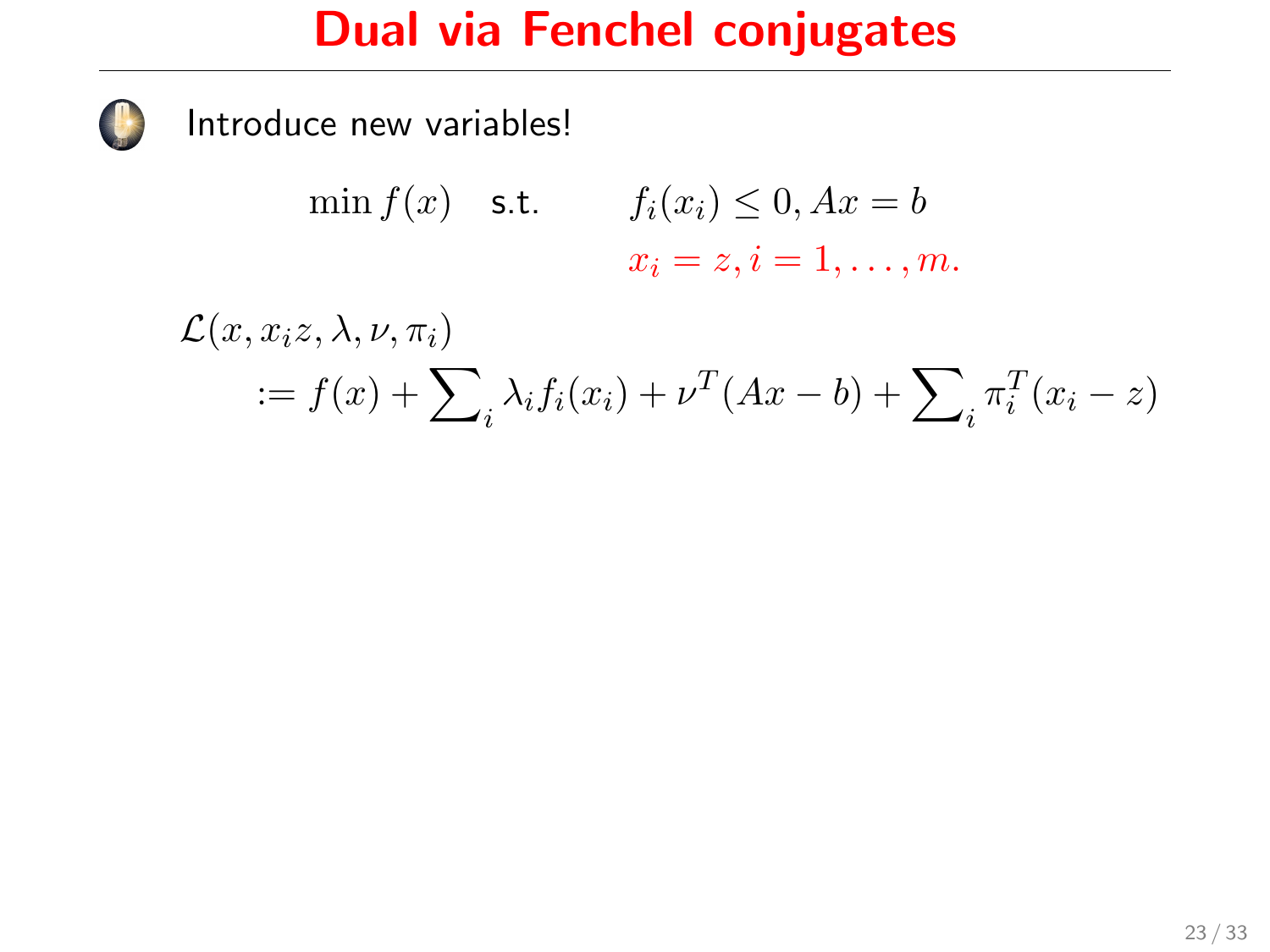# Dual via Fenchel conjugates

Introduce new variables!

$$\min f(x) \quad \text{s.t.} \qquad f_i(x_i) \leq 0, Ax = b$$
$$x_i = z, i = 1, \ldots, m.$$

$$\mathcal{L}(x, x_i z, \lambda, \nu, \pi_i)$$
$$:= f(x) + \sum\nolimits_i \lambda_i f_i(x_i) + \nu^T (Ax - b) + \sum\nolimits_i \pi_i^T (x_i - z)$$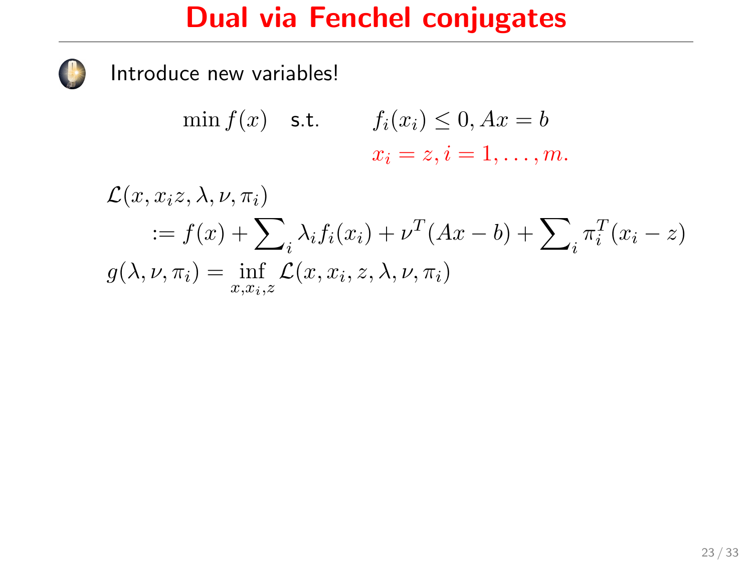# Dual via Fenchel conjugates

Introduce new variables!

$$\min f(x) \quad \text{s.t.} \qquad f_i(x_i) \leq 0, Ax = b$$
$$x_i = z, i = 1, \ldots, m.$$

$$\mathcal{L}(x, x_i z, \lambda, \nu, \pi_i)$$
$$:= f(x) + \sum\nolimits_i \lambda_i f_i(x_i) + \nu^T(Ax - b) + \sum\nolimits_i \pi_i^T(x_i - z)$$
$$g(\lambda, \nu, \pi_i) = \inf_{x, x_i, z} \mathcal{L}(x, x_i, z, \lambda, \nu, \pi_i)$$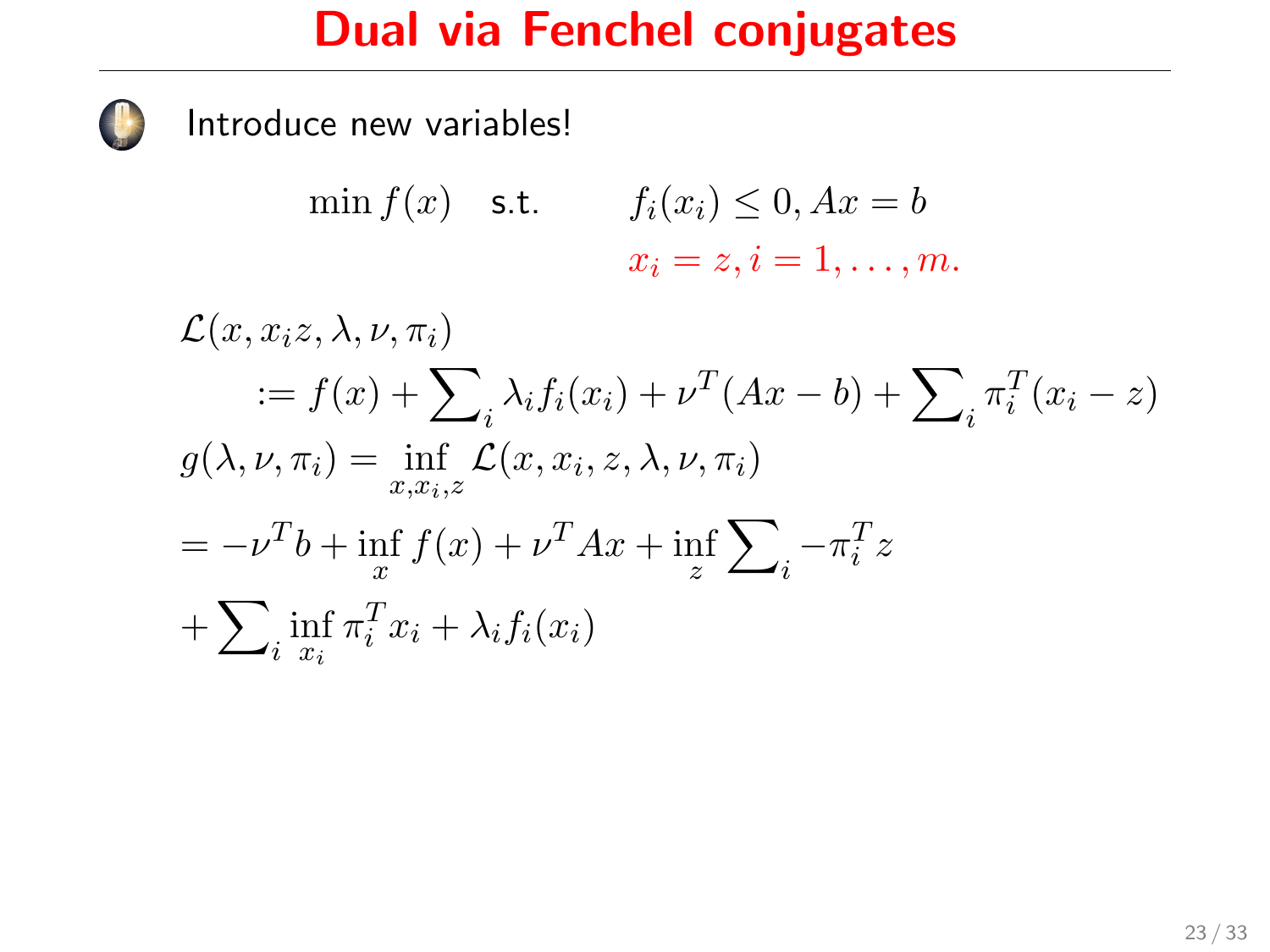# Dual via Fenchel conjugates

Introduce new variables!

$$\min f(x) \quad \text{s.t.} \qquad f_i(x_i) \leq 0, Ax = b$$
$$x_i = z, i = 1, \ldots, m.$$

$$\mathcal{L}(x, x_i z, \lambda, \nu, \pi_i)$$
$$:= f(x) + \sum\nolimits_i \lambda_i f_i(x_i) + \nu^T(Ax - b) + \sum\nolimits_i \pi_i^T(x_i - z)$$
$$g(\lambda, \nu, \pi_i) = \inf_{x, x_i, z} \mathcal{L}(x, x_i, z, \lambda, \nu, \pi_i)$$
$$= -\nu^T b + \inf_x f(x) + \nu^T Ax + \inf_z \sum\nolimits_i -\pi_i^T z$$
$$+ \sum\nolimits_i \inf_{x_i} \pi_i^T x_i + \lambda_i f_i(x_i)$$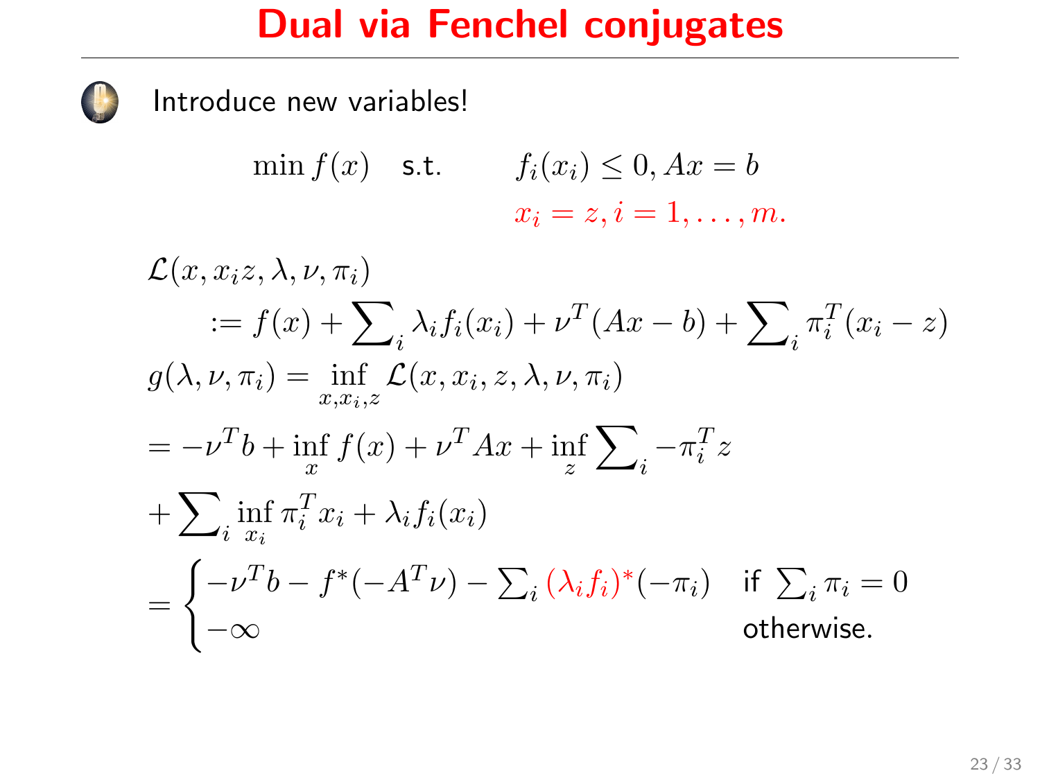# Dual via Fenchel conjugates

Introduce new variables!

$$\min f(x) \quad \text{s.t.} \qquad f_i(x_i) \leq 0, Ax = b$$
$$x_i = z, i = 1, \ldots, m.$$

$$\mathcal{L}(x, x_i z, \lambda, \nu, \pi_i)$$
$$:= f(x) + \sum_i \lambda_i f_i(x_i) + \nu^T(Ax - b) + \sum_i \pi_i^T(x_i - z)$$
$$g(\lambda, \nu, \pi_i) = \inf_{x, x_i, z} \mathcal{L}(x, x_i, z, \lambda, \nu, \pi_i)$$
$$= -\nu^T b + \inf_x f(x) + \nu^T Ax + \inf_z \sum_i -\pi_i^T z$$
$$+ \sum_i \inf_{x_i} \pi_i^T x_i + \lambda_i f_i(x_i)$$
$$= \begin{cases} -\nu^T b - f^*(-A^T\nu) - \sum_i (\lambda_i f_i)^*(-\pi_i) & \text{if } \sum_i \pi_i = 0 \\ -\infty & \text{otherwise.} \end{cases}$$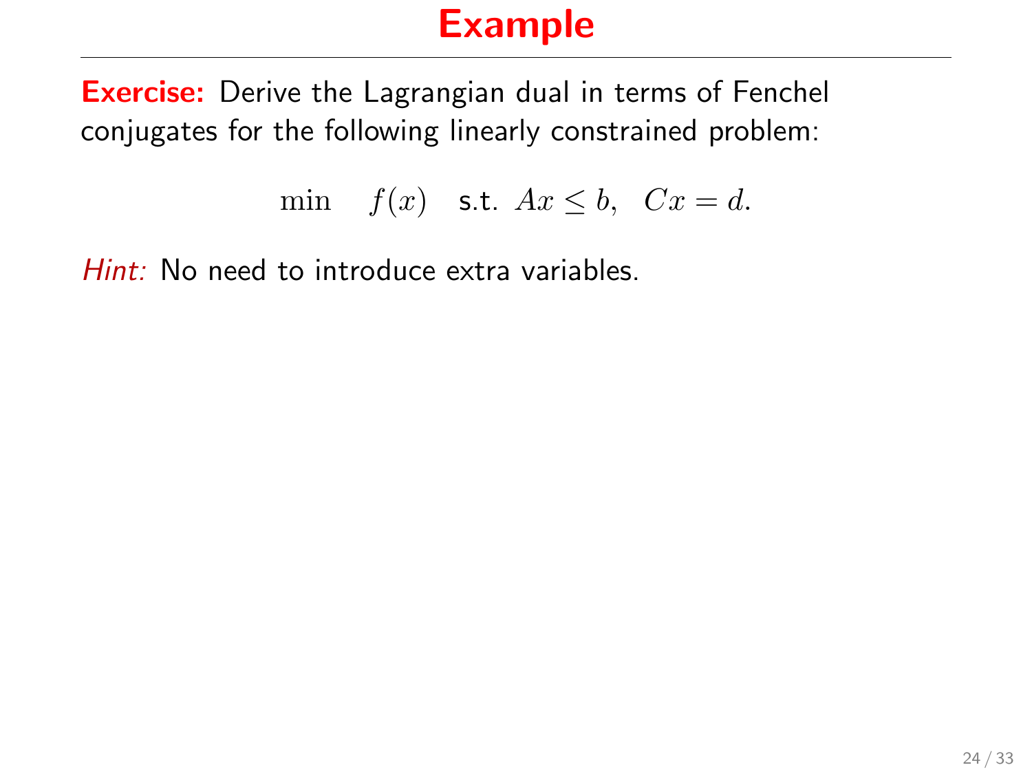# Example

**Exercise:** Derive the Lagrangian dual in terms of Fenchel conjugates for the following linearly constrained problem:

$$\min \quad f(x) \quad \text{s.t. } Ax \leq b, \quad Cx = d.$$

*Hint:* No need to introduce extra variables.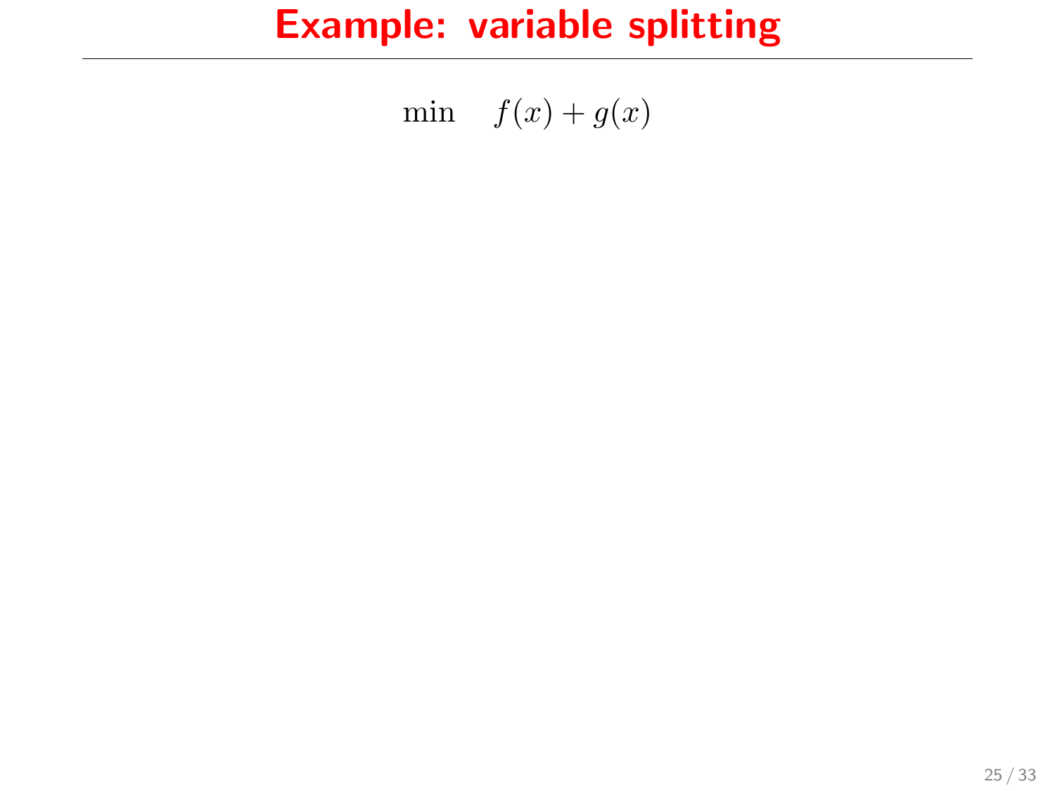# Example: variable splitting

$$\min \quad f(x) + g(x)$$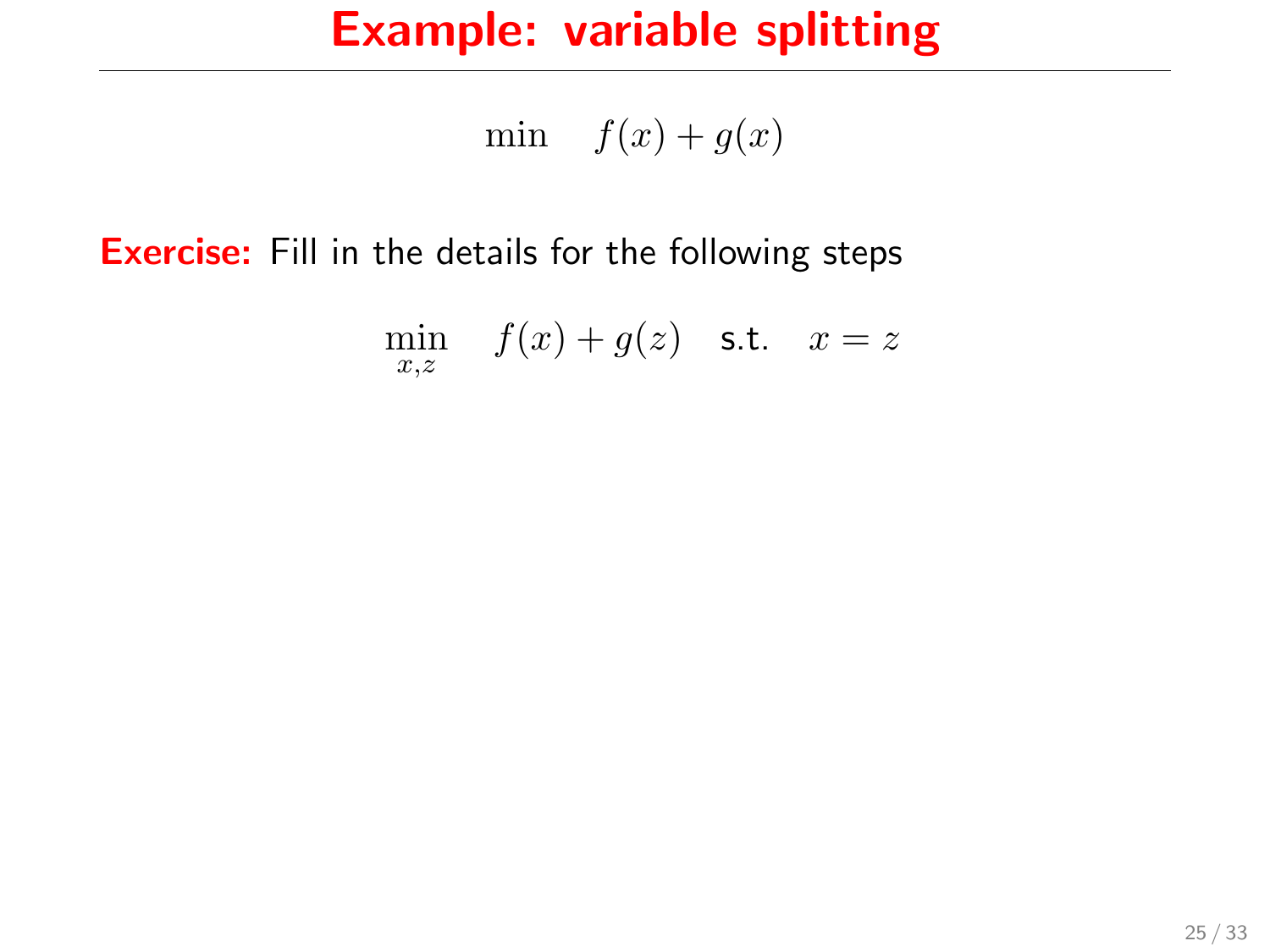# Example: variable splitting

$$\min \quad f(x) + g(x)$$

**Exercise:** Fill in the details for the following steps

$$\min_{x,z} \quad f(x) + g(z) \quad \text{s.t.} \quad x = z$$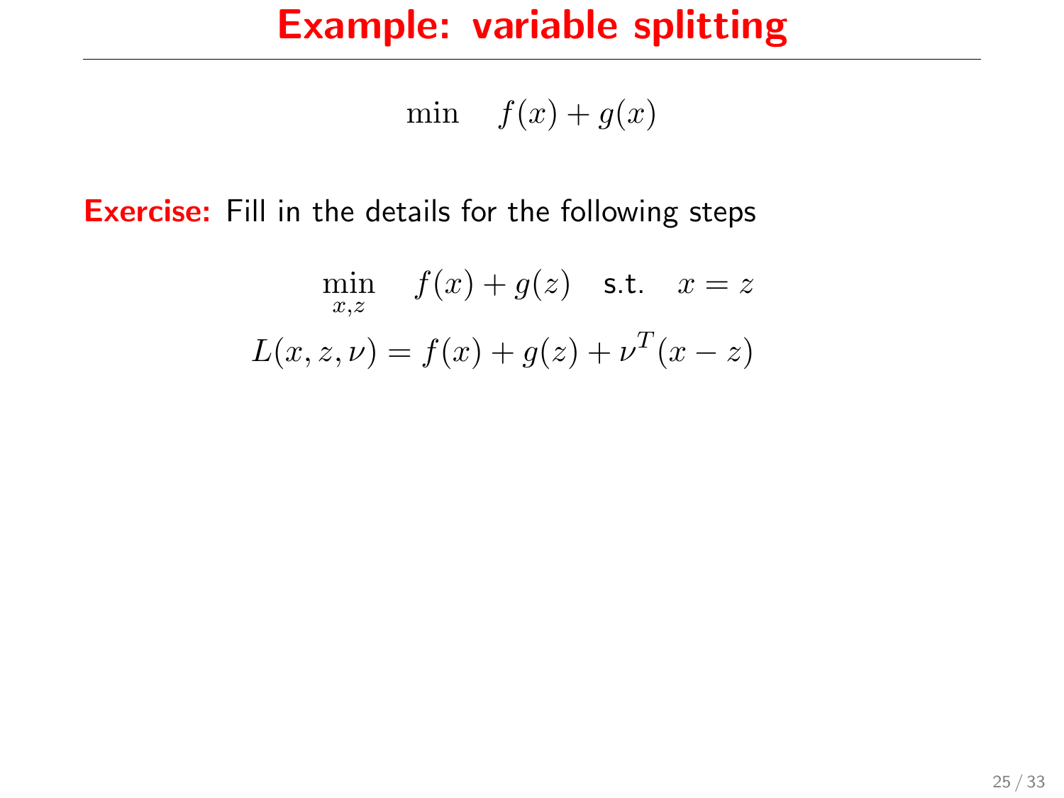# Example: variable splitting

$$\min \quad f(x) + g(x)$$

**Exercise:** Fill in the details for the following steps

$$\min_{x,z} \quad f(x) + g(z) \quad \text{s.t.} \quad x = z$$

$$L(x, z, \nu) = f(x) + g(z) + \nu^T(x - z)$$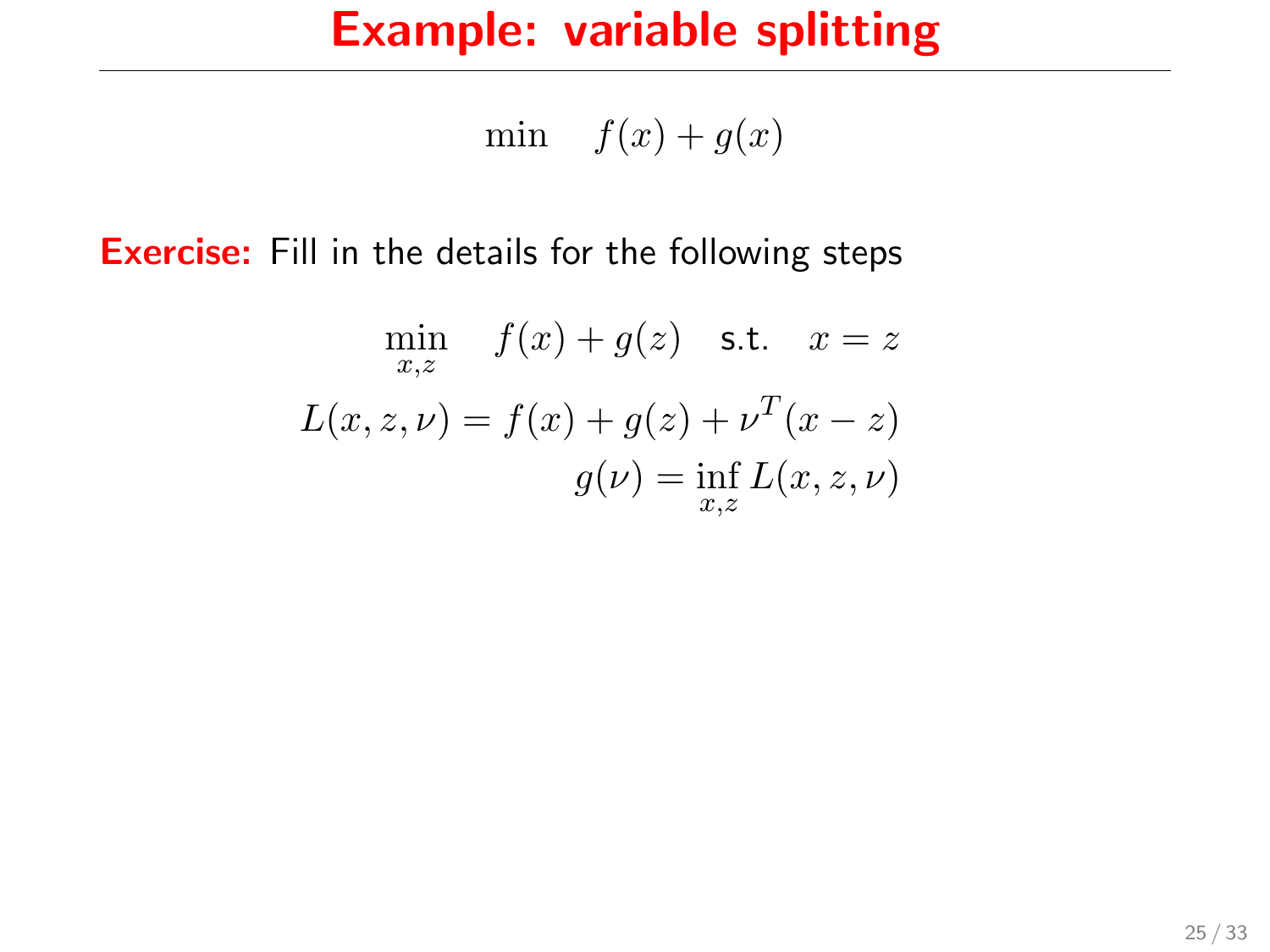# Example: variable splitting

$$\min \quad f(x) + g(x)$$

**Exercise:** Fill in the details for the following steps

$$\min_{x,z} \quad f(x) + g(z) \quad \text{s.t.} \quad x = z$$

$$L(x, z, \nu) = f(x) + g(z) + \nu^T(x - z)$$

$$g(\nu) = \inf_{x,z} L(x, z, \nu)$$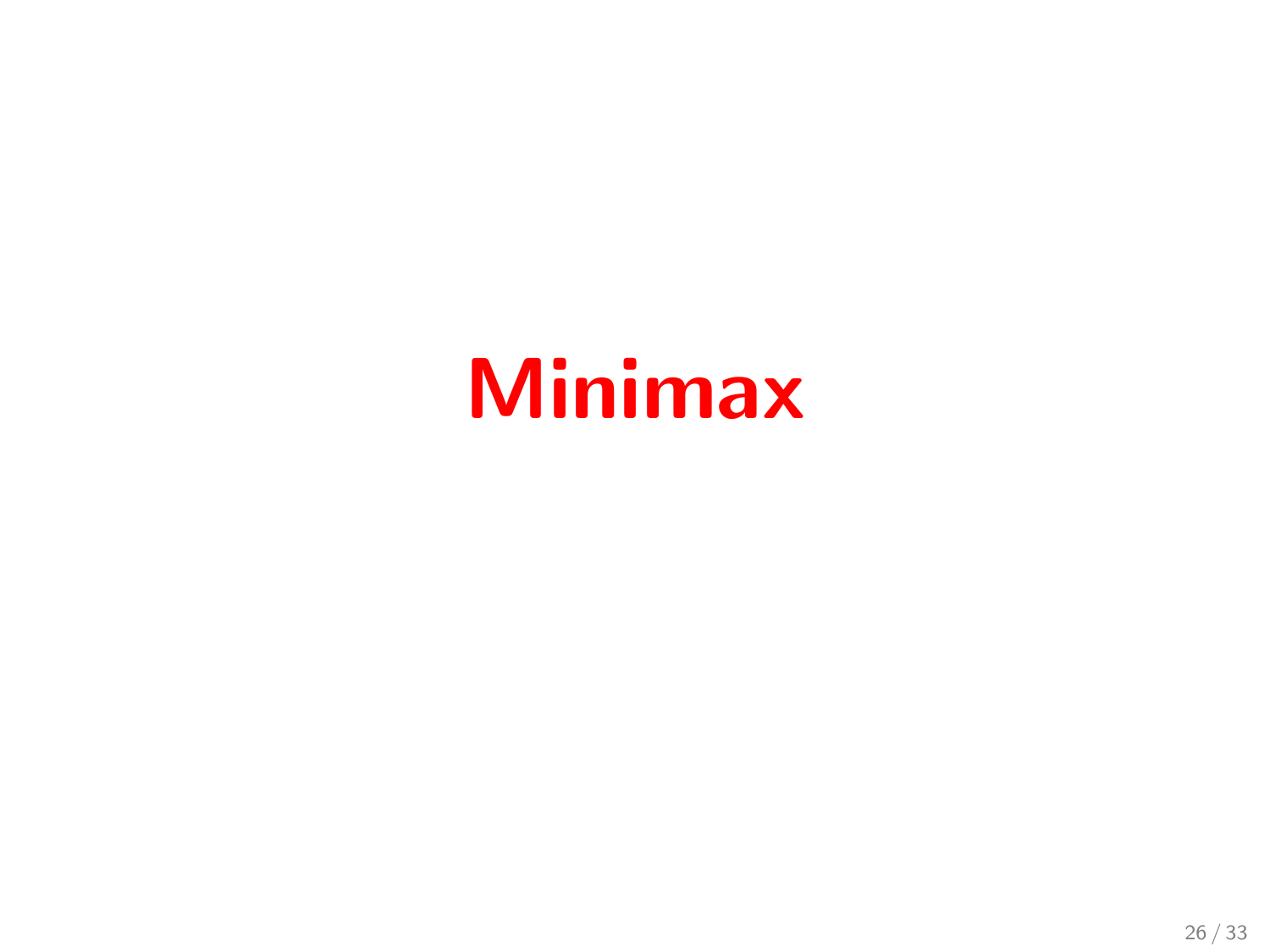# Minimax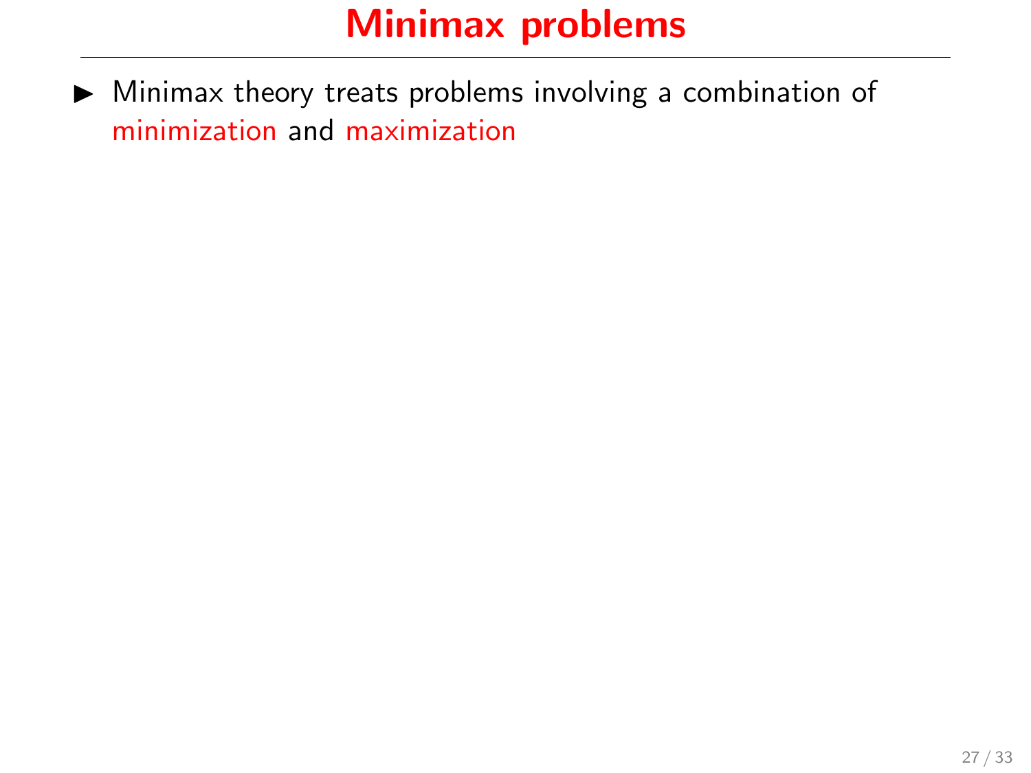# Minimax problems

- Minimax theory treats problems involving a combination of minimization and maximization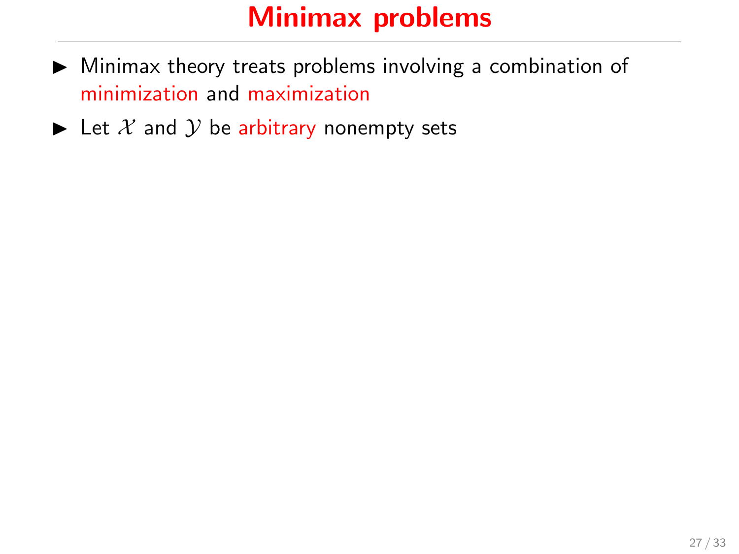# Minimax problems

- Minimax theory treats problems involving a combination of minimization and maximization
- Let $\mathcal{X}$ and $\mathcal{Y}$ be arbitrary nonempty sets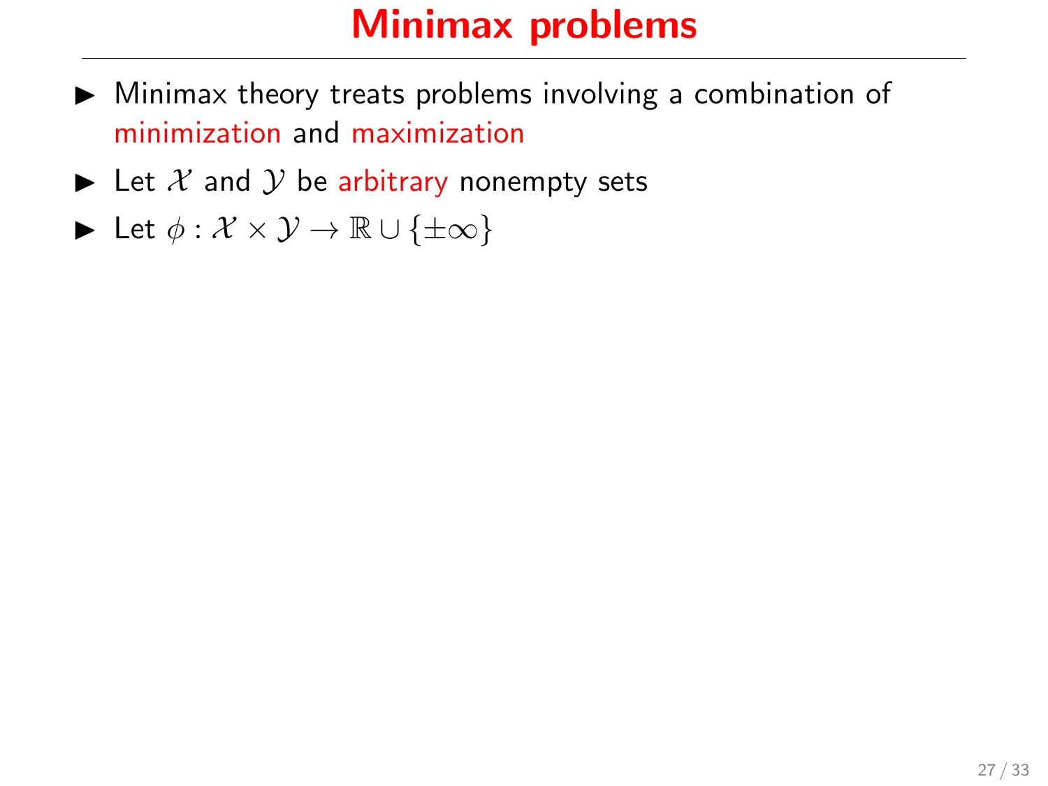# Minimax problems

- Minimax theory treats problems involving a combination of minimization and maximization
- Let $\mathcal{X}$ and $\mathcal{Y}$ be arbitrary nonempty sets
- Let $\phi : \mathcal{X} \times \mathcal{Y} \to \mathbb{R} \cup \{\pm\infty\}$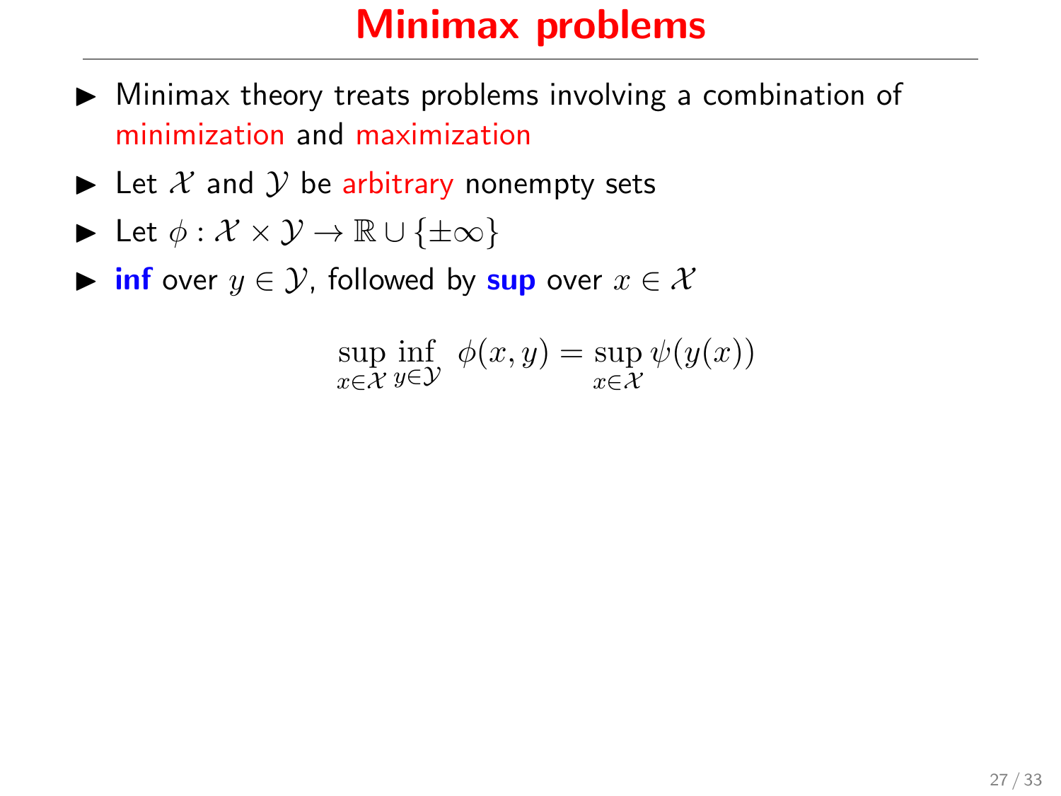# Minimax problems

- Minimax theory treats problems involving a combination of minimization and maximization
- Let $\mathcal{X}$ and $\mathcal{Y}$ be arbitrary nonempty sets
- Let $\phi : \mathcal{X} \times \mathcal{Y} \to \mathbb{R} \cup \{\pm\infty\}$
- **inf** over $y \in \mathcal{Y}$, followed by **sup** over $x \in \mathcal{X}$

$$\sup_{x\in\mathcal{X}} \inf_{y\in\mathcal{Y}} \ \phi(x, y) = \sup_{x\in\mathcal{X}} \psi(y(x))$$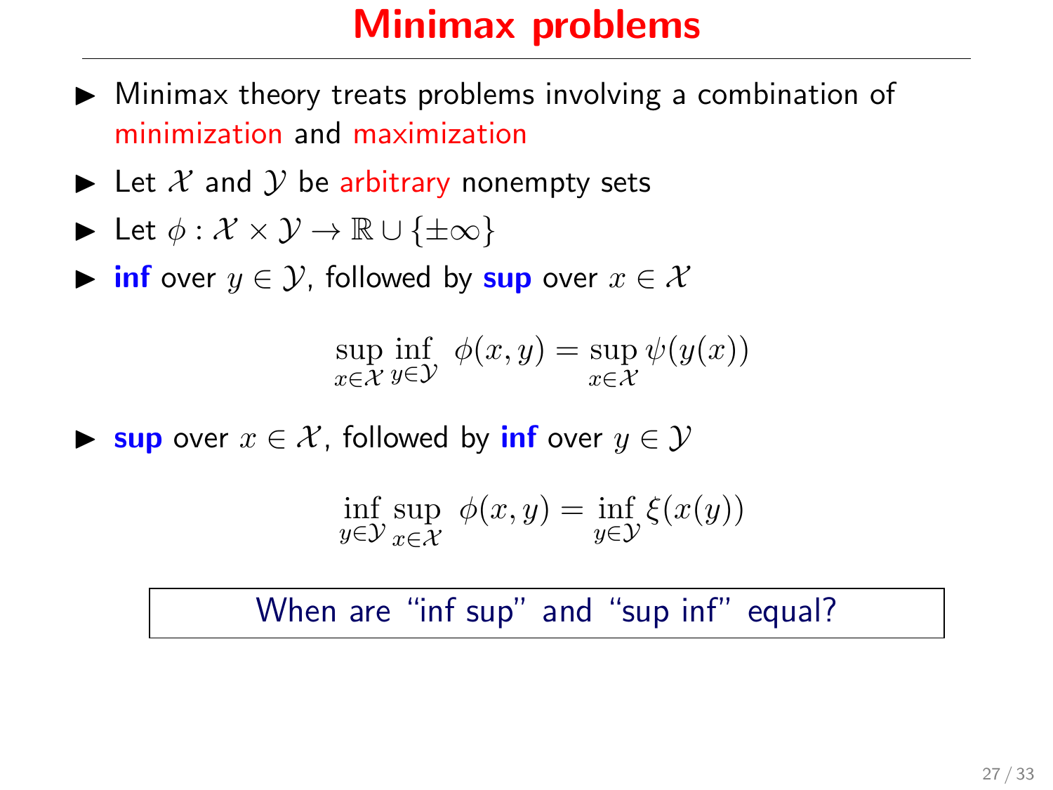# Minimax problems

- Minimax theory treats problems involving a combination of minimization and maximization
- Let $\mathcal{X}$ and $\mathcal{Y}$ be arbitrary nonempty sets
- Let $\phi : \mathcal{X} \times \mathcal{Y} \to \mathbb{R} \cup \{\pm\infty\}$
- **inf** over $y \in \mathcal{Y}$, followed by **sup** over $x \in \mathcal{X}$

$$\sup_{x \in \mathcal{X}} \inf_{y \in \mathcal{Y}} \ \phi(x, y) = \sup_{x \in \mathcal{X}} \psi(y(x))$$

- **sup** over $x \in \mathcal{X}$, followed by **inf** over $y \in \mathcal{Y}$

$$\inf_{y \in \mathcal{Y}} \sup_{x \in \mathcal{X}} \ \phi(x, y) = \inf_{y \in \mathcal{Y}} \xi(x(y))$$

When are "inf sup" and "sup inf" equal?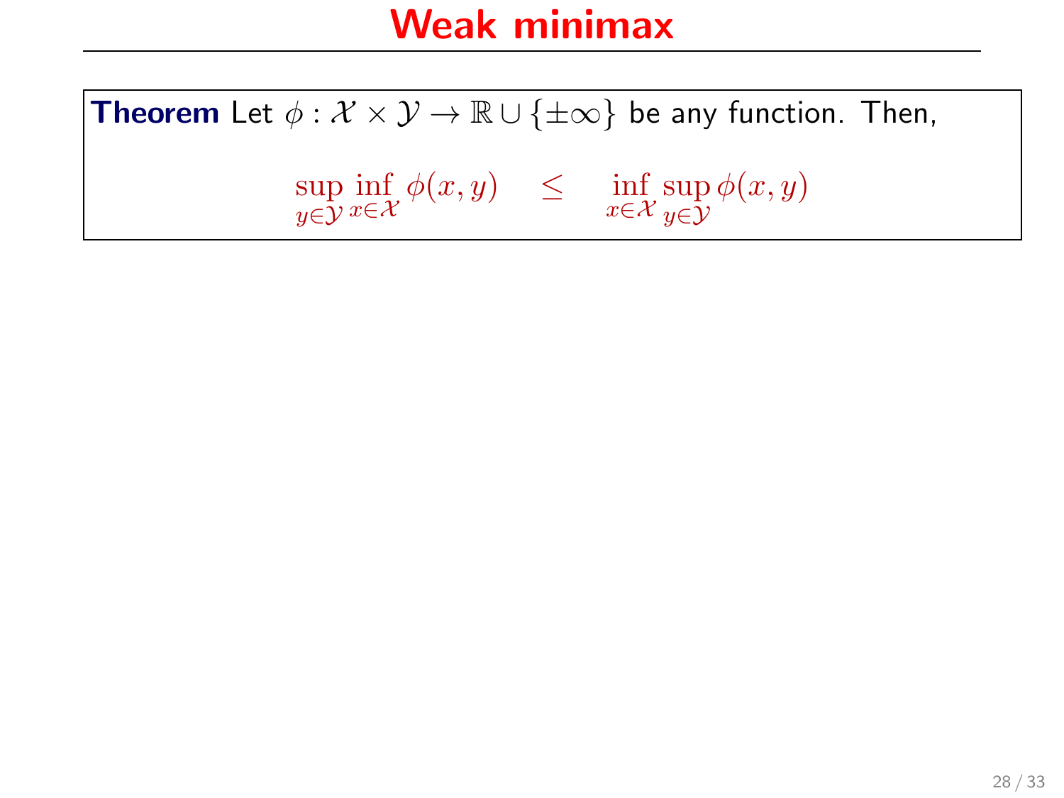# Weak minimax

**Theorem** Let $\phi : \mathcal{X} \times \mathcal{Y} \to \mathbb{R} \cup \{\pm\infty\}$ be any function. Then,

$$\sup_{y \in \mathcal{Y}} \inf_{x \in \mathcal{X}} \phi(x, y) \quad \leq \quad \inf_{x \in \mathcal{X}} \sup_{y \in \mathcal{Y}} \phi(x, y)$$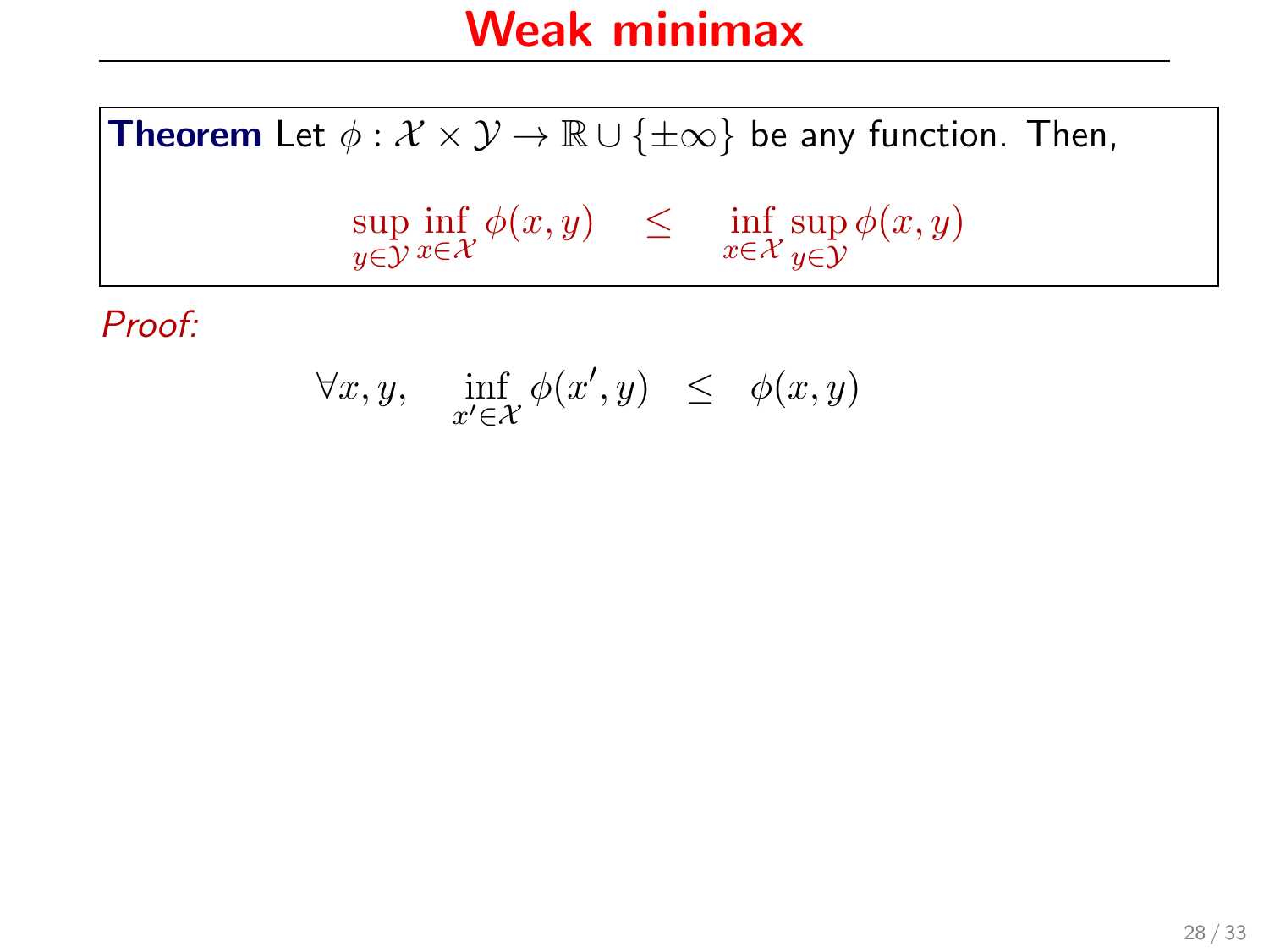# Weak minimax

**Theorem** Let $\phi : \mathcal{X} \times \mathcal{Y} \to \mathbb{R} \cup \{\pm\infty\}$ be any function. Then,

$$\sup_{y \in \mathcal{Y}} \inf_{x \in \mathcal{X}} \phi(x,y) \quad \leq \quad \inf_{x \in \mathcal{X}} \sup_{y \in \mathcal{Y}} \phi(x,y)$$

*Proof:*

$$\forall x, y, \quad \inf_{x' \in \mathcal{X}} \phi(x', y) \;\; \leq \;\; \phi(x,y)$$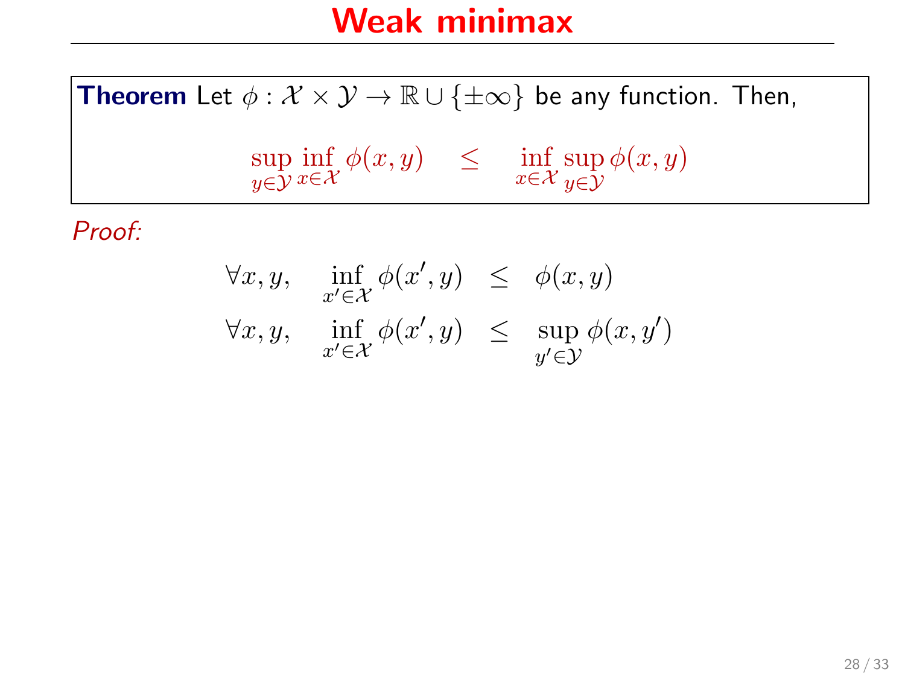# Weak minimax

**Theorem** Let $\phi : \mathcal{X} \times \mathcal{Y} \to \mathbb{R} \cup \{\pm\infty\}$ be any function. Then,

$$\sup_{y \in \mathcal{Y}} \inf_{x \in \mathcal{X}} \phi(x, y) \quad \leq \quad \inf_{x \in \mathcal{X}} \sup_{y \in \mathcal{Y}} \phi(x, y)$$

*Proof:*

$$\forall x, y, \quad \inf_{x' \in \mathcal{X}} \phi(x', y) \ \leq \ \phi(x, y)$$

$$\forall x, y, \quad \inf_{x' \in \mathcal{X}} \phi(x', y) \ \leq \ \sup_{y' \in \mathcal{Y}} \phi(x, y')$$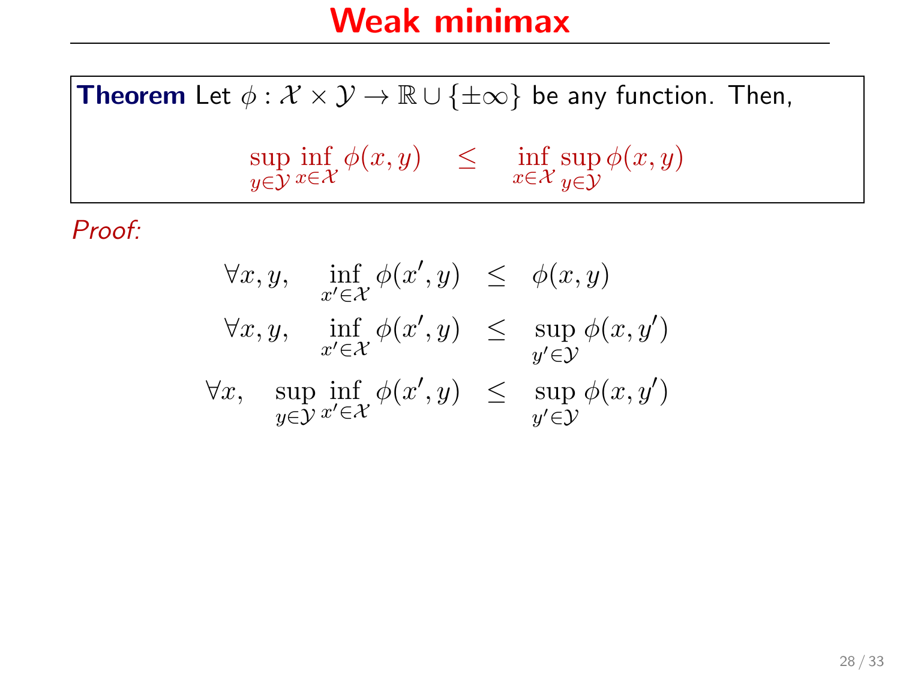# Weak minimax

**Theorem** Let $\phi : \mathcal{X} \times \mathcal{Y} \to \mathbb{R} \cup \{\pm\infty\}$ be any function. Then,

$$\sup_{y \in \mathcal{Y}} \inf_{x \in \mathcal{X}} \phi(x, y) \quad \leq \quad \inf_{x \in \mathcal{X}} \sup_{y \in \mathcal{Y}} \phi(x, y)$$

*Proof:*

$$\forall x, y, \quad \inf_{x' \in \mathcal{X}} \phi(x', y) \leq \phi(x, y)$$

$$\forall x, y, \quad \inf_{x' \in \mathcal{X}} \phi(x', y) \leq \sup_{y' \in \mathcal{Y}} \phi(x, y')$$

$$\forall x, \quad \sup_{y \in \mathcal{Y}} \inf_{x' \in \mathcal{X}} \phi(x', y) \leq \sup_{y' \in \mathcal{Y}} \phi(x, y')$$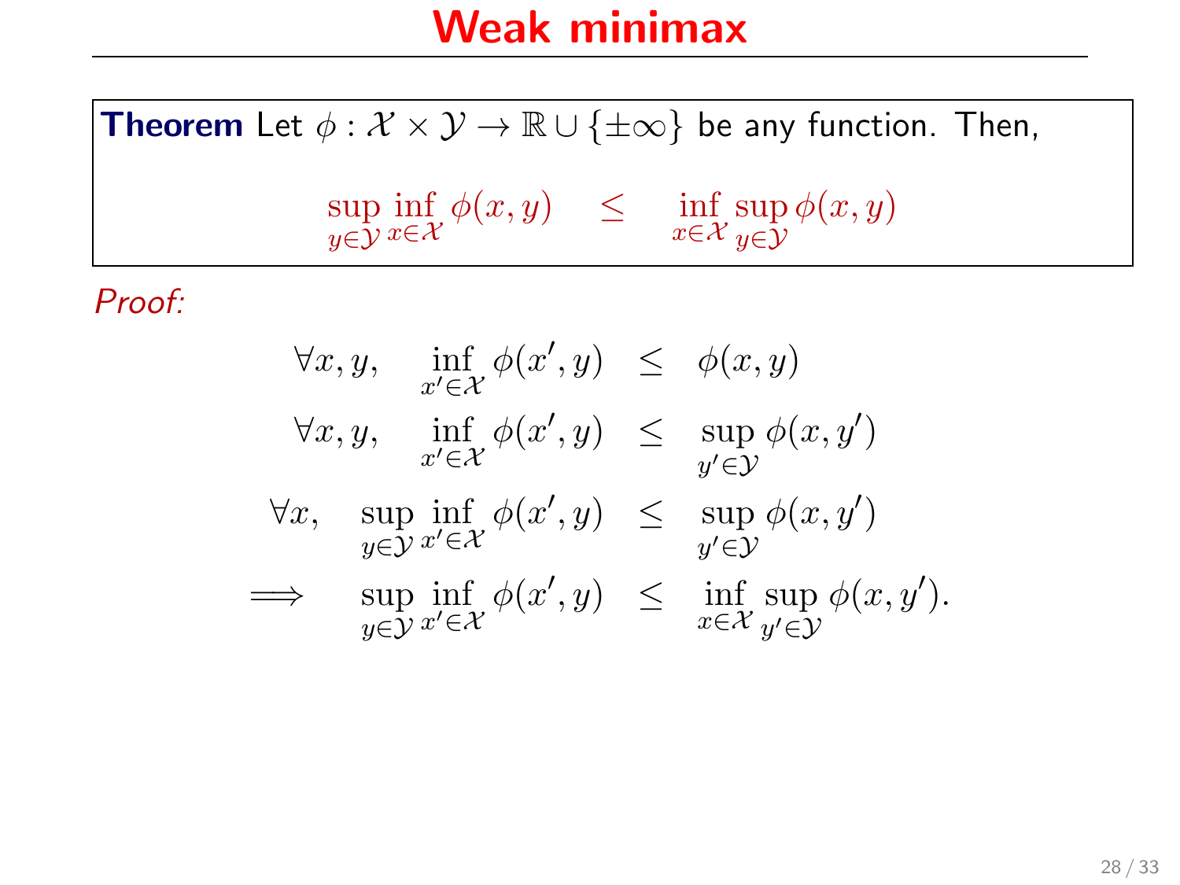# Weak minimax

**Theorem** Let $\phi : \mathcal{X} \times \mathcal{Y} \to \mathbb{R} \cup \{\pm\infty\}$ be any function. Then,

$$\sup_{y \in \mathcal{Y}} \inf_{x \in \mathcal{X}} \phi(x, y) \quad \leq \quad \inf_{x \in \mathcal{X}} \sup_{y \in \mathcal{Y}} \phi(x, y)$$

*Proof:*

$$
\begin{aligned}
\forall x, y, \quad \inf_{x' \in \mathcal{X}} \phi(x', y) &\leq \phi(x, y) \\
\forall x, y, \quad \inf_{x' \in \mathcal{X}} \phi(x', y) &\leq \sup_{y' \in \mathcal{Y}} \phi(x, y') \\
\forall x, \quad \sup_{y \in \mathcal{Y}} \inf_{x' \in \mathcal{X}} \phi(x', y) &\leq \sup_{y' \in \mathcal{Y}} \phi(x, y') \\
\implies \quad \sup_{y \in \mathcal{Y}} \inf_{x' \in \mathcal{X}} \phi(x', y) &\leq \inf_{x \in \mathcal{X}} \sup_{y' \in \mathcal{Y}} \phi(x, y').
\end{aligned}
$$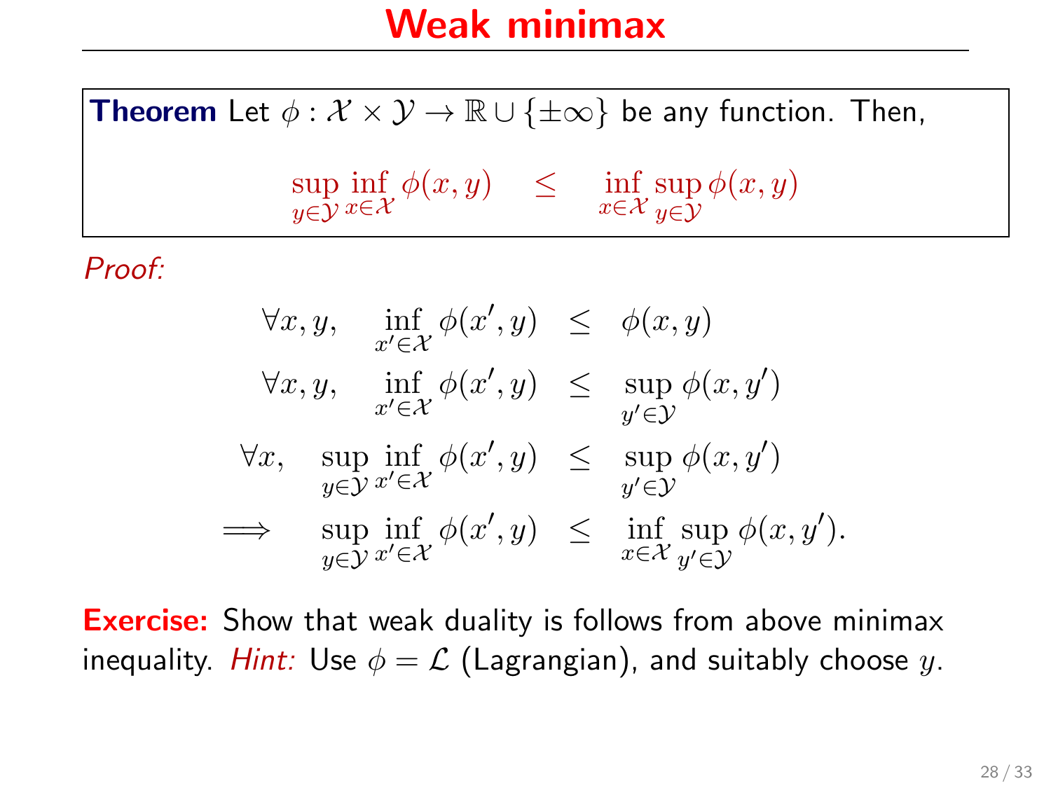# Weak minimax

**Theorem** Let $\phi : \mathcal{X} \times \mathcal{Y} \to \mathbb{R} \cup \{\pm\infty\}$ be any function. Then,

$$\sup_{y \in \mathcal{Y}} \inf_{x \in \mathcal{X}} \phi(x, y) \quad \leq \quad \inf_{x \in \mathcal{X}} \sup_{y \in \mathcal{Y}} \phi(x, y)$$

*Proof:*

$$
\begin{aligned}
\forall x, y, \quad \inf_{x' \in \mathcal{X}} \phi(x', y) &\leq \phi(x, y) \\
\forall x, y, \quad \inf_{x' \in \mathcal{X}} \phi(x', y) &\leq \sup_{y' \in \mathcal{Y}} \phi(x, y') \\
\forall x, \quad \sup_{y \in \mathcal{Y}} \inf_{x' \in \mathcal{X}} \phi(x', y) &\leq \sup_{y' \in \mathcal{Y}} \phi(x, y') \\
\implies \quad \sup_{y \in \mathcal{Y}} \inf_{x' \in \mathcal{X}} \phi(x', y) &\leq \inf_{x \in \mathcal{X}} \sup_{y' \in \mathcal{Y}} \phi(x, y').
\end{aligned}
$$

**Exercise:** Show that weak duality is follows from above minimax inequality. *Hint:* Use $\phi = \mathcal{L}$ (Lagrangian), and suitably choose $y$.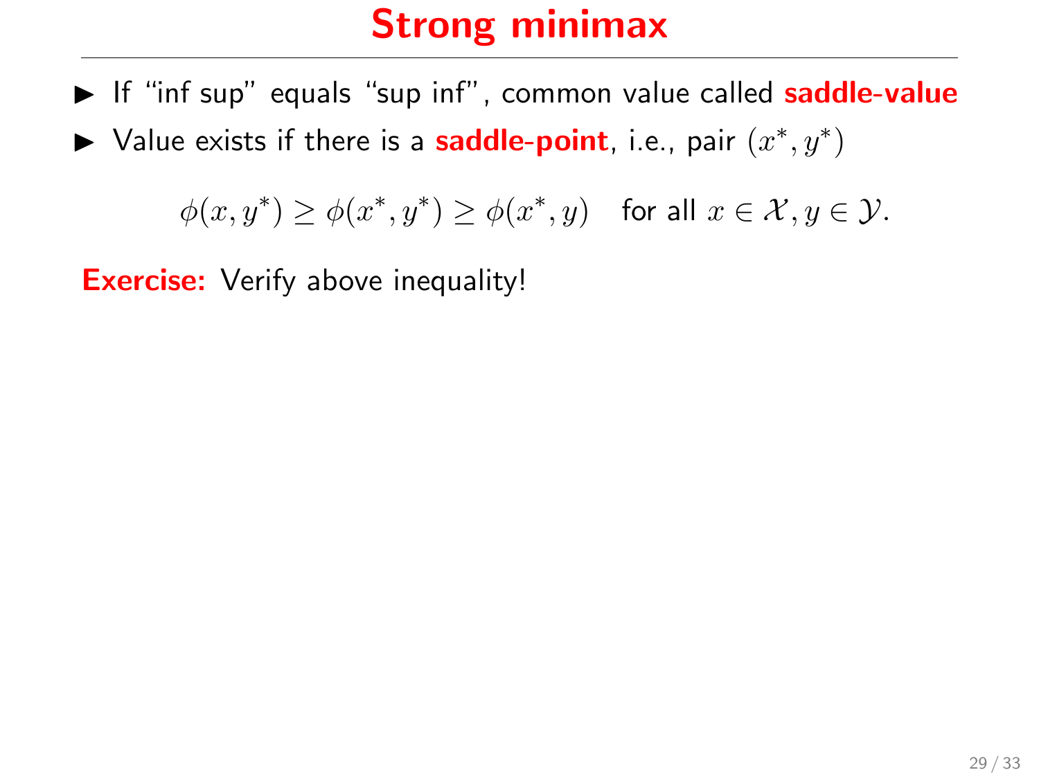# Strong minimax

- If "inf sup" equals "sup inf", common value called **saddle-value**
- Value exists if there is a **saddle-point**, i.e., pair $(x^*, y^*)$

$$\phi(x, y^*) \geq \phi(x^*, y^*) \geq \phi(x^*, y) \quad \text{for all } x \in \mathcal{X}, y \in \mathcal{Y}.$$

**Exercise:** Verify above inequality!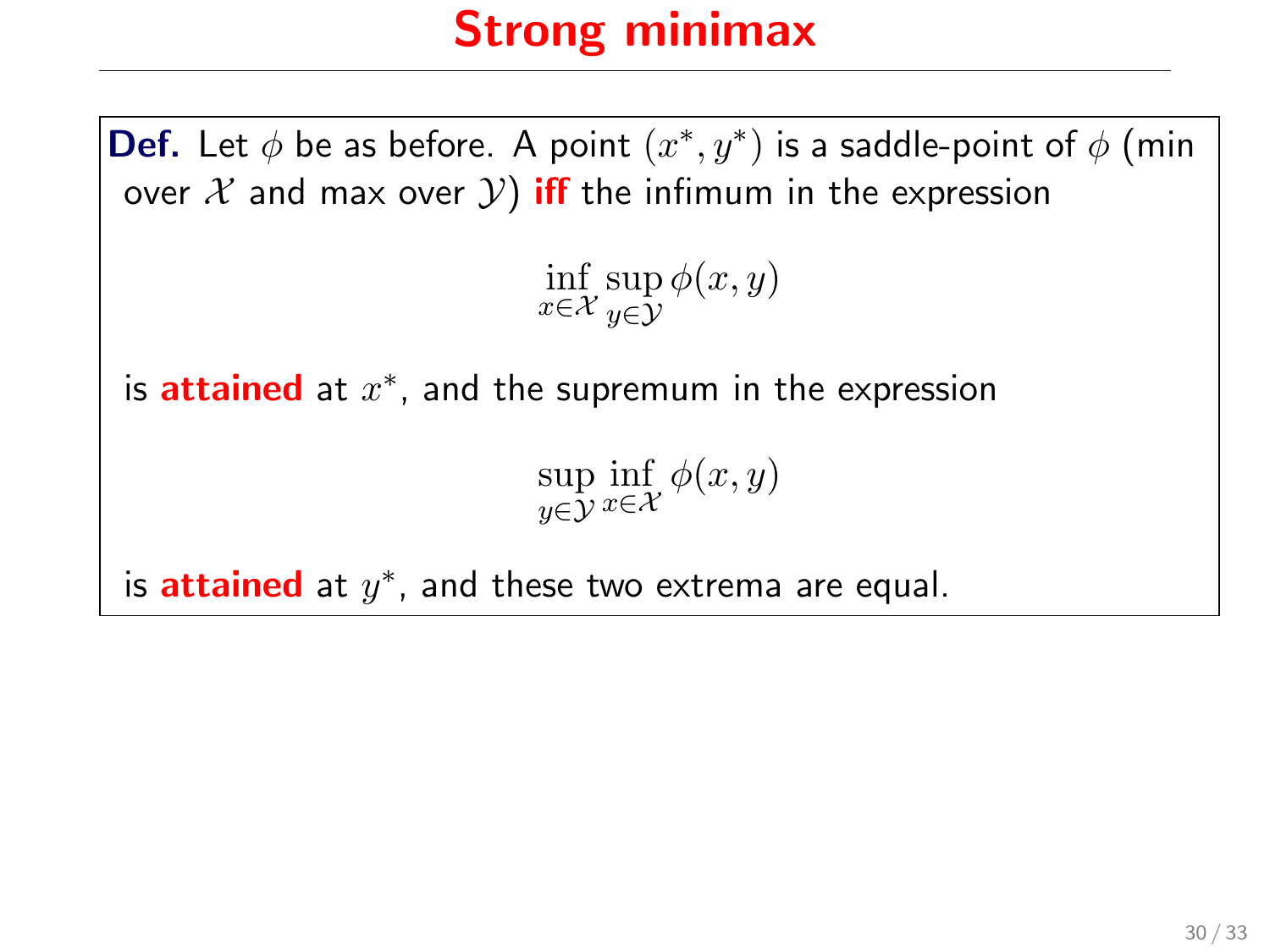# Strong minimax

**Def.** Let $\phi$ be as before. A point $(x^*, y^*)$ is a saddle-point of $\phi$ (min over $\mathcal{X}$ and max over $\mathcal{Y}$) **iff** the infimum in the expression

$$\inf_{x \in \mathcal{X}} \sup_{y \in \mathcal{Y}} \phi(x, y)$$

is **attained** at $x^*$, and the supremum in the expression

$$\sup_{y \in \mathcal{Y}} \inf_{x \in \mathcal{X}} \phi(x, y)$$

is **attained** at $y^*$, and these two extrema are equal.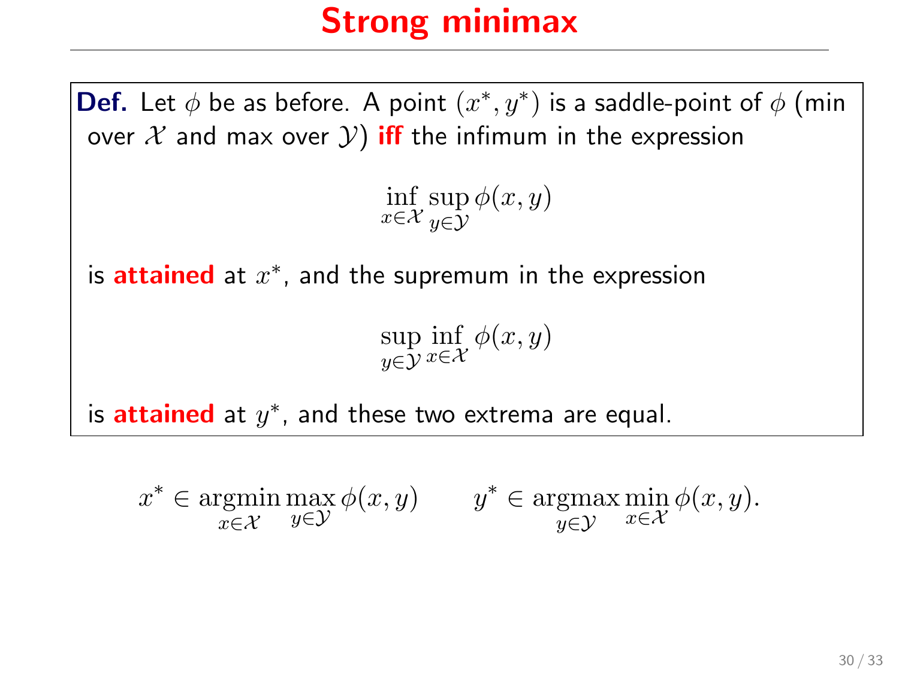# Strong minimax

**Def.** Let $\phi$ be as before. A point $(x^*, y^*)$ is a saddle-point of $\phi$ (min over $\mathcal{X}$ and max over $\mathcal{Y}$) **iff** the infimum in the expression

$$\inf_{x \in \mathcal{X}} \sup_{y \in \mathcal{Y}} \phi(x, y)$$

is **attained** at $x^*$, and the supremum in the expression

$$\sup_{y \in \mathcal{Y}} \inf_{x \in \mathcal{X}} \phi(x, y)$$

is **attained** at $y^*$, and these two extrema are equal.

$$x^* \in \underset{x \in \mathcal{X}}{\operatorname{argmin}} \max_{y \in \mathcal{Y}} \phi(x, y) \qquad y^* \in \underset{y \in \mathcal{Y}}{\operatorname{argmax}} \min_{x \in \mathcal{X}} \phi(x, y).$$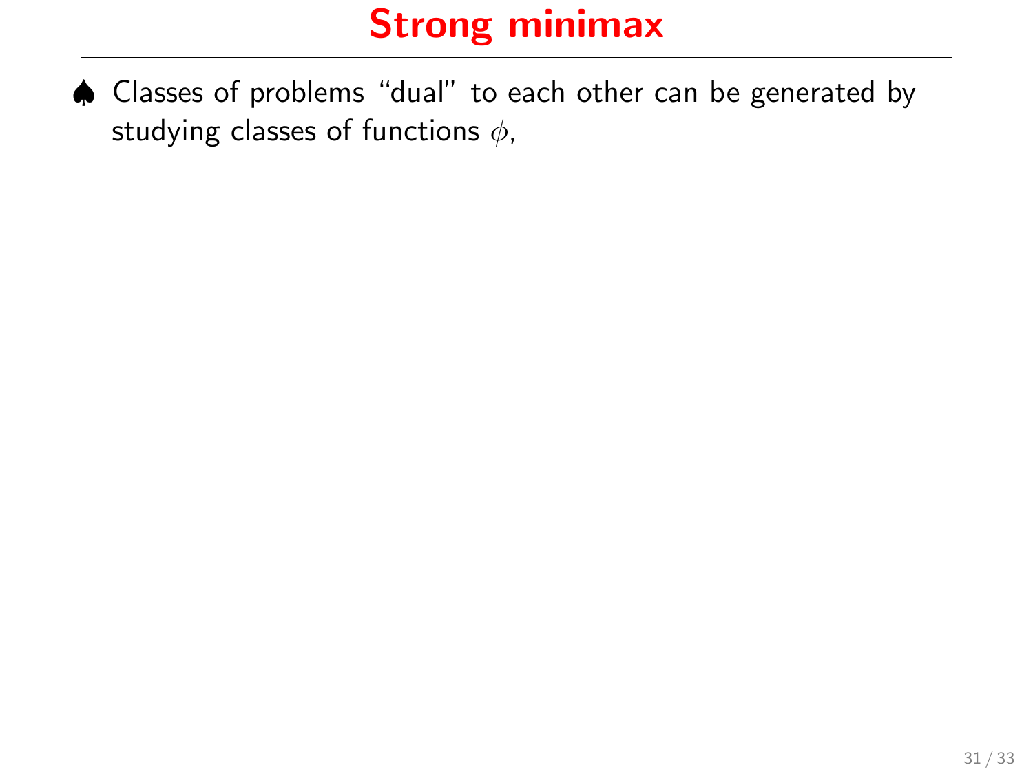# Strong minimax

♠ Classes of problems "dual" to each other can be generated by studying classes of functions $\phi$,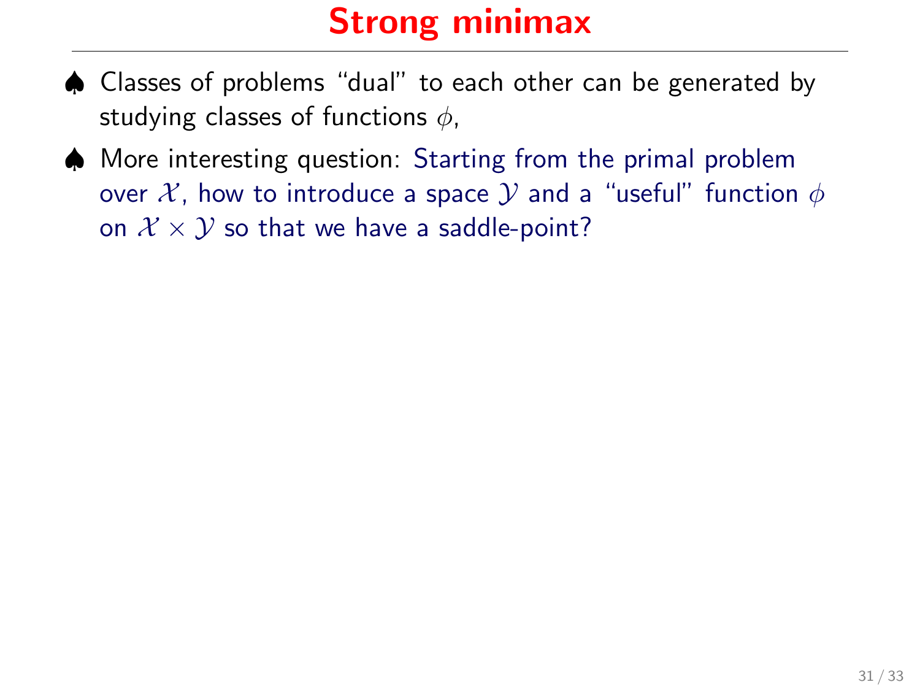# Strong minimax

- ♠ Classes of problems "dual" to each other can be generated by studying classes of functions $\phi$,
- ♠ More interesting question: Starting from the primal problem over $\mathcal{X}$, how to introduce a space $\mathcal{Y}$ and a "useful" function $\phi$ on $\mathcal{X} \times \mathcal{Y}$ so that we have a saddle-point?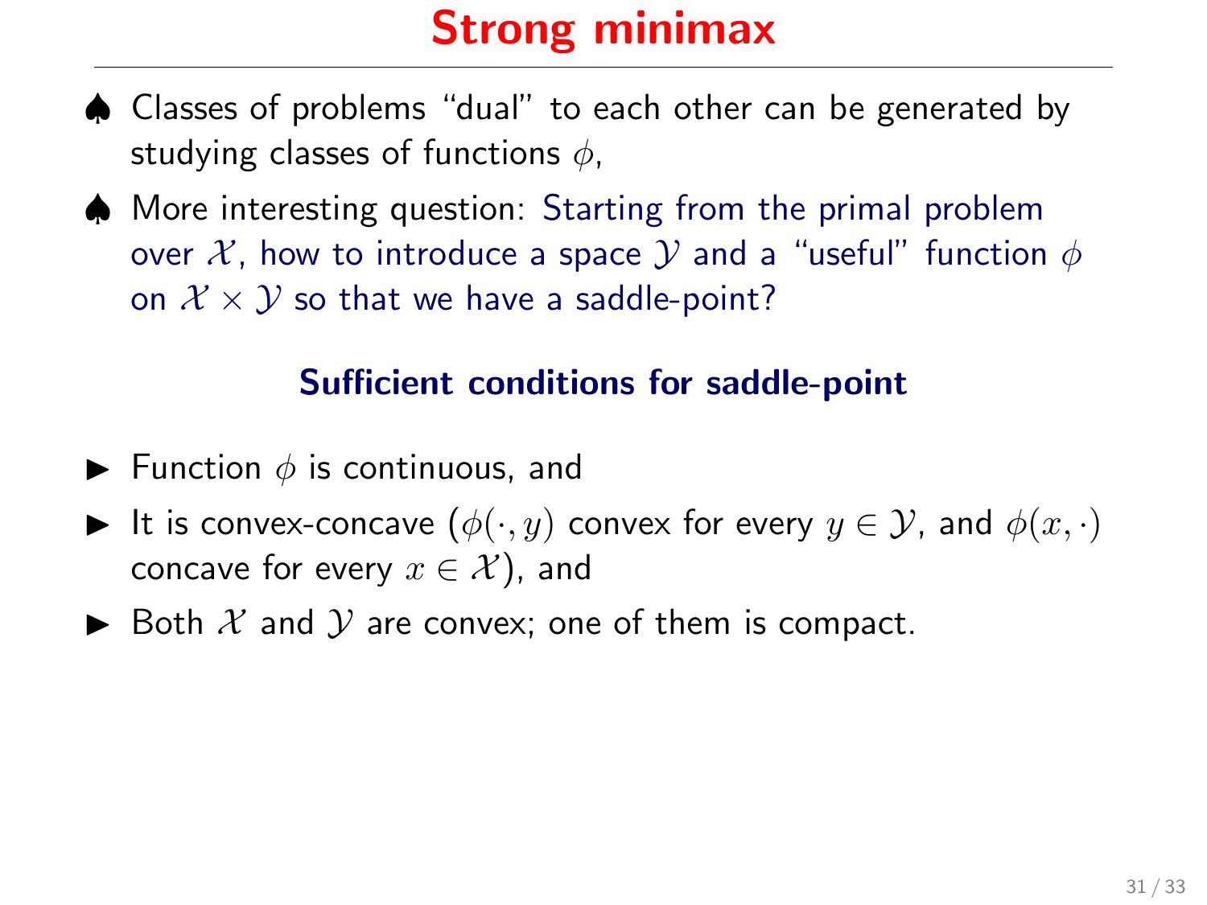# Strong minimax

- ♠ Classes of problems "dual" to each other can be generated by studying classes of functions $\phi$,
- ♠ More interesting question: Starting from the primal problem over $\mathcal{X}$, how to introduce a space $\mathcal{Y}$ and a "useful" function $\phi$ on $\mathcal{X} \times \mathcal{Y}$ so that we have a saddle-point?

### Sufficient conditions for saddle-point

- Function $\phi$ is continuous, and
- It is convex-concave ($\phi(\cdot, y)$ convex for every $y \in \mathcal{Y}$, and $\phi(x, \cdot)$ concave for every $x \in \mathcal{X}$), and
- Both $\mathcal{X}$ and $\mathcal{Y}$ are convex; one of them is compact.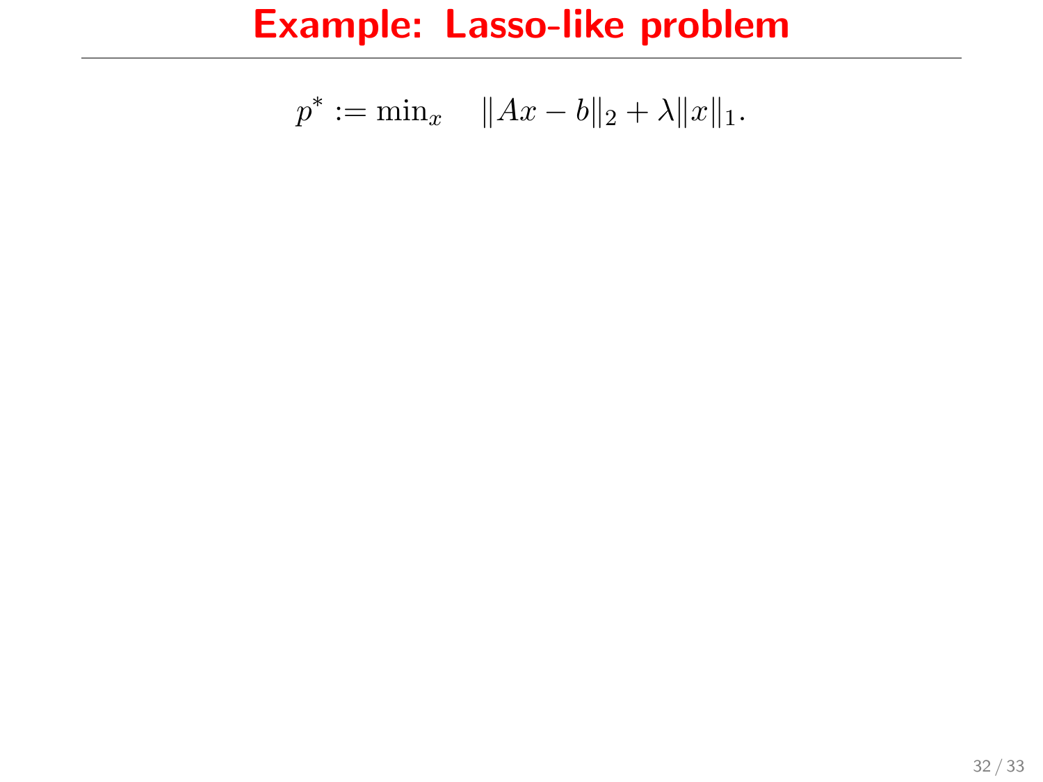# Example: Lasso-like problem

$$p^* := \min_x \quad \|Ax - b\|_2 + \lambda \|x\|_1.$$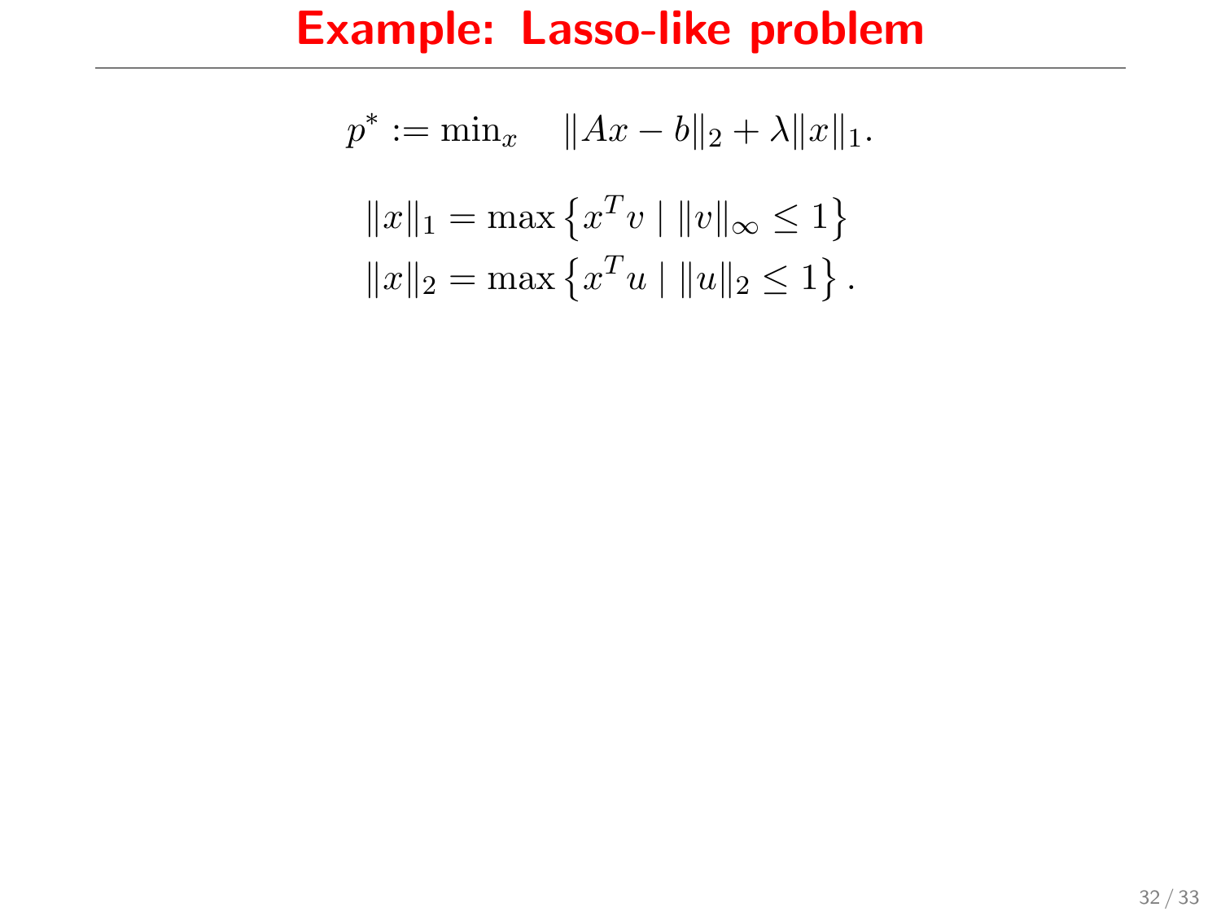# Example: Lasso-like problem

$$p^* := \min_x \quad \|Ax - b\|_2 + \lambda \|x\|_1.$$

$$\|x\|_1 = \max \left\{ x^T v \mid \|v\|_\infty \leq 1 \right\}$$

$$\|x\|_2 = \max \left\{ x^T u \mid \|u\|_2 \leq 1 \right\}.$$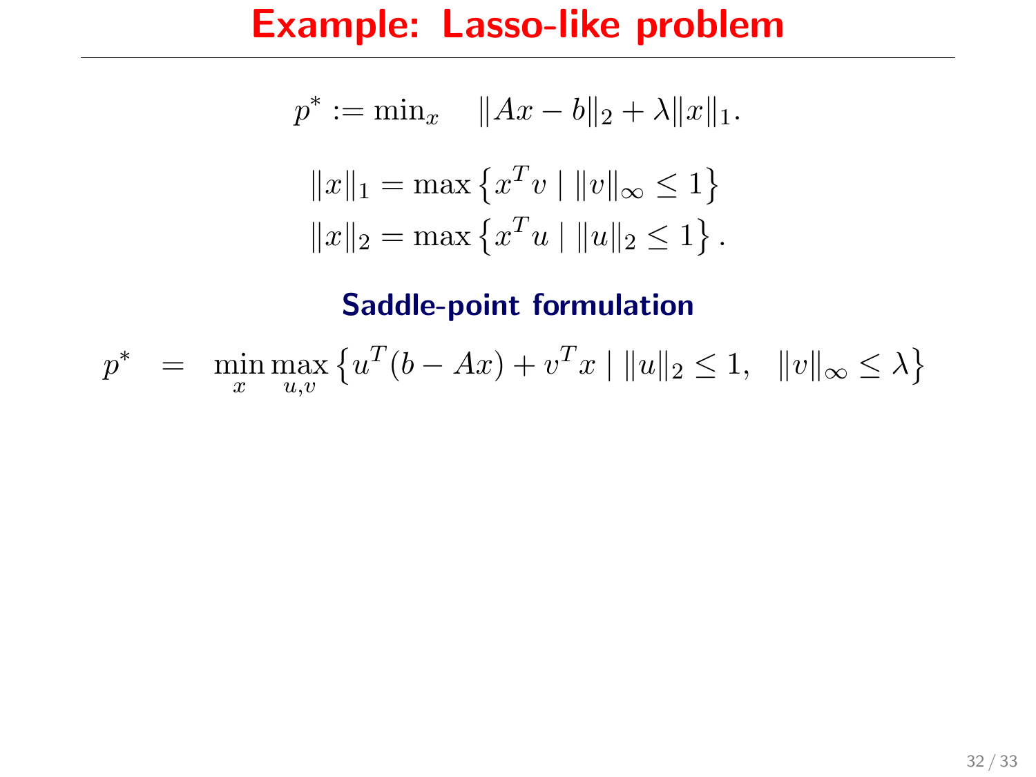# Example: Lasso-like problem

$$p^* := \min_x \quad \|Ax - b\|_2 + \lambda \|x\|_1.$$

$$\|x\|_1 = \max \left\{ x^T v \mid \|v\|_\infty \leq 1 \right\}$$
$$\|x\|_2 = \max \left\{ x^T u \mid \|u\|_2 \leq 1 \right\}.$$

## Saddle-point formulation

$$p^* \quad = \quad \min_x \max_{u,v} \left\{ u^T(b - Ax) + v^T x \mid \|u\|_2 \leq 1, \quad \|v\|_\infty \leq \lambda \right\}$$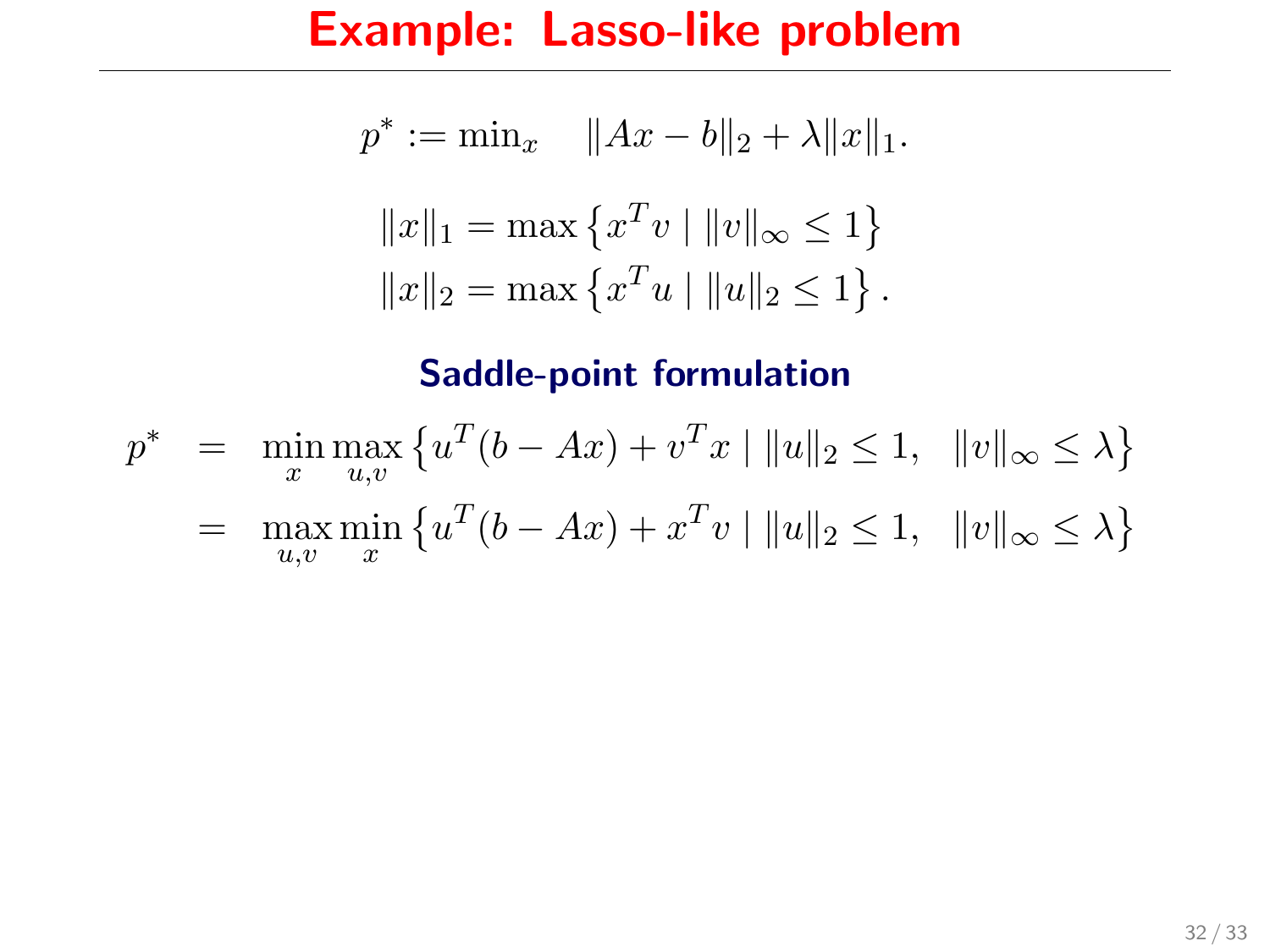# Example: Lasso-like problem

$$p^* := \min_x \quad \|Ax - b\|_2 + \lambda \|x\|_1.$$

$$\|x\|_1 = \max \left\{ x^T v \mid \|v\|_\infty \leq 1 \right\}$$
$$\|x\|_2 = \max \left\{ x^T u \mid \|u\|_2 \leq 1 \right\}.$$

### Saddle-point formulation

$$\begin{aligned}
p^* &= \min_x \max_{u,v} \left\{ u^T (b - Ax) + v^T x \mid \|u\|_2 \leq 1, \quad \|v\|_\infty \leq \lambda \right\} \\
&= \max_{u,v} \min_x \left\{ u^T (b - Ax) + x^T v \mid \|u\|_2 \leq 1, \quad \|v\|_\infty \leq \lambda \right\}
\end{aligned}$$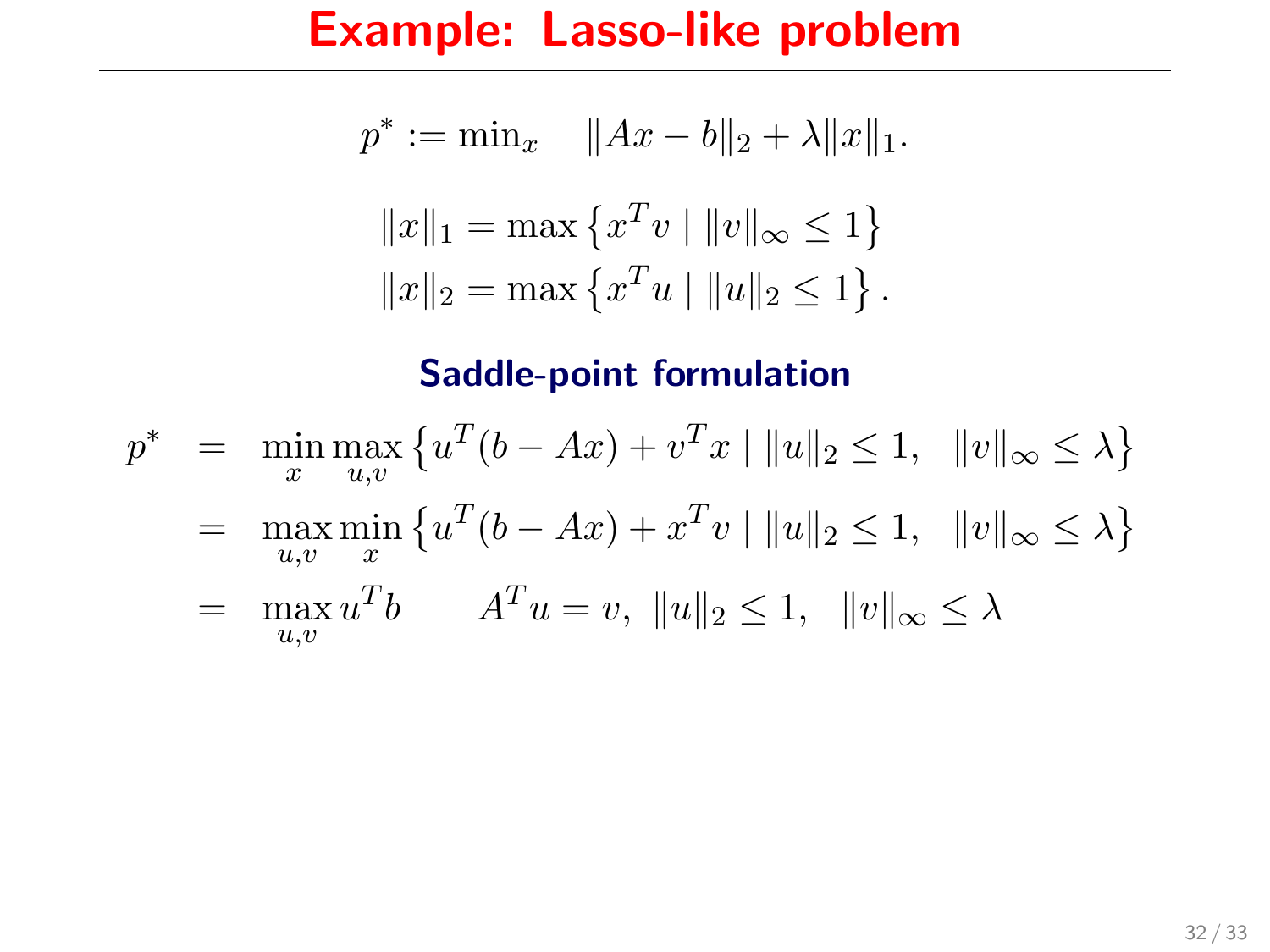# Example: Lasso-like problem

$$p^* := \min_x \quad \|Ax - b\|_2 + \lambda \|x\|_1.$$

$$\|x\|_1 = \max \left\{ x^T v \mid \|v\|_\infty \leq 1 \right\}$$
$$\|x\|_2 = \max \left\{ x^T u \mid \|u\|_2 \leq 1 \right\}.$$

## Saddle-point formulation

$$\begin{aligned}
p^* &= \min_x \max_{u,v} \left\{ u^T(b - Ax) + v^T x \mid \|u\|_2 \leq 1, \quad \|v\|_\infty \leq \lambda \right\} \\
&= \max_{u,v} \min_x \left\{ u^T(b - Ax) + x^T v \mid \|u\|_2 \leq 1, \quad \|v\|_\infty \leq \lambda \right\} \\
&= \max_{u,v} u^T b \qquad A^T u = v, \ \|u\|_2 \leq 1, \quad \|v\|_\infty \leq \lambda
\end{aligned}$$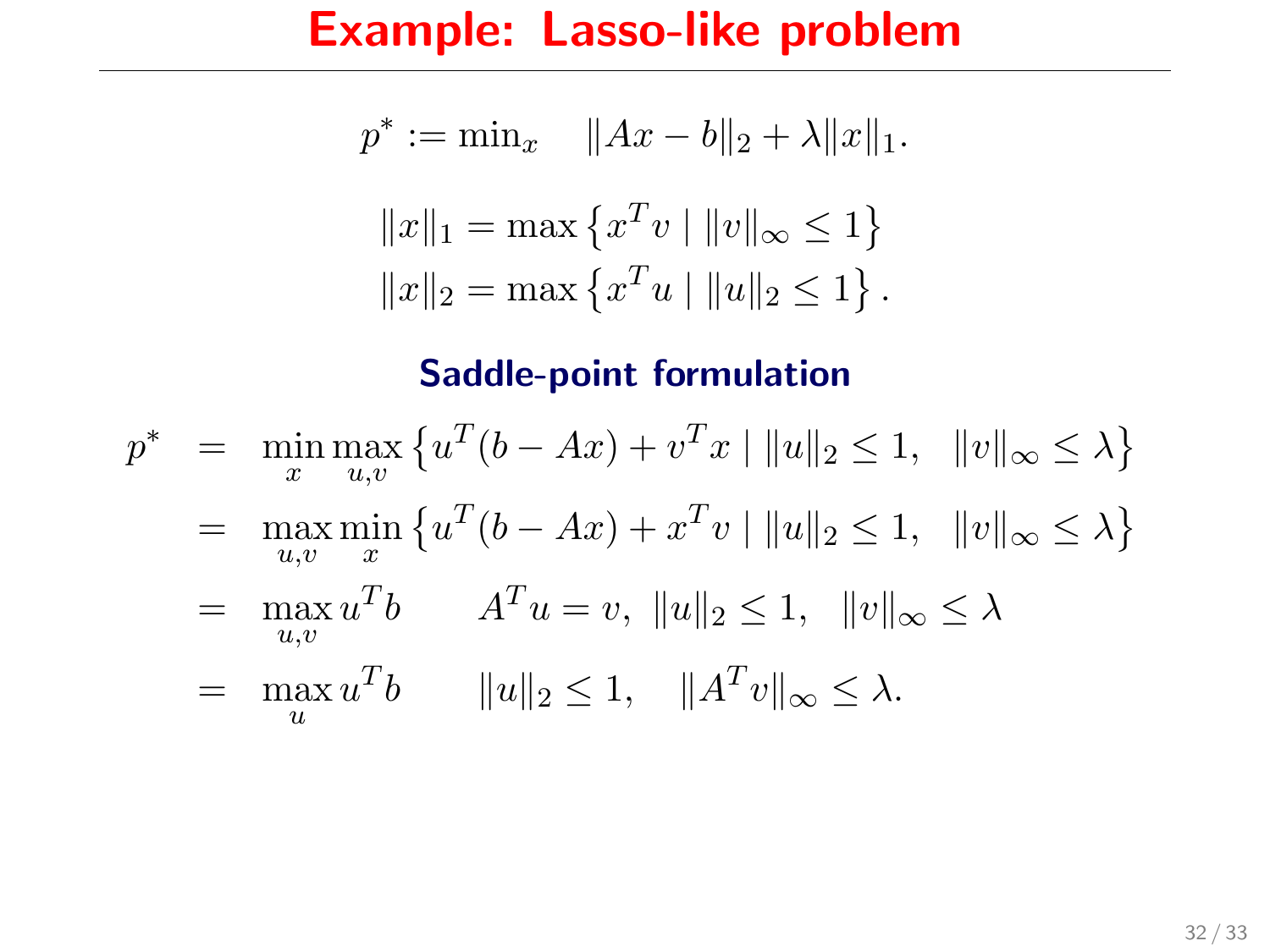# Example: Lasso-like problem

$$p^* := \min_x \quad \|Ax - b\|_2 + \lambda \|x\|_1.$$

$$\|x\|_1 = \max\left\{x^T v \mid \|v\|_\infty \leq 1\right\}$$
$$\|x\|_2 = \max\left\{x^T u \mid \|u\|_2 \leq 1\right\}.$$

### Saddle-point formulation

$$
\begin{aligned}
p^* &= \min_x \max_{u,v} \left\{u^T(b - Ax) + v^T x \mid \|u\|_2 \leq 1, \quad \|v\|_\infty \leq \lambda\right\} \\
&= \max_{u,v} \min_x \left\{u^T(b - Ax) + x^T v \mid \|u\|_2 \leq 1, \quad \|v\|_\infty \leq \lambda\right\} \\
&= \max_{u,v} u^T b \qquad A^T u = v, \ \|u\|_2 \leq 1, \quad \|v\|_\infty \leq \lambda \\
&= \max_u u^T b \qquad \|u\|_2 \leq 1, \quad \|A^T v\|_\infty \leq \lambda.
\end{aligned}
$$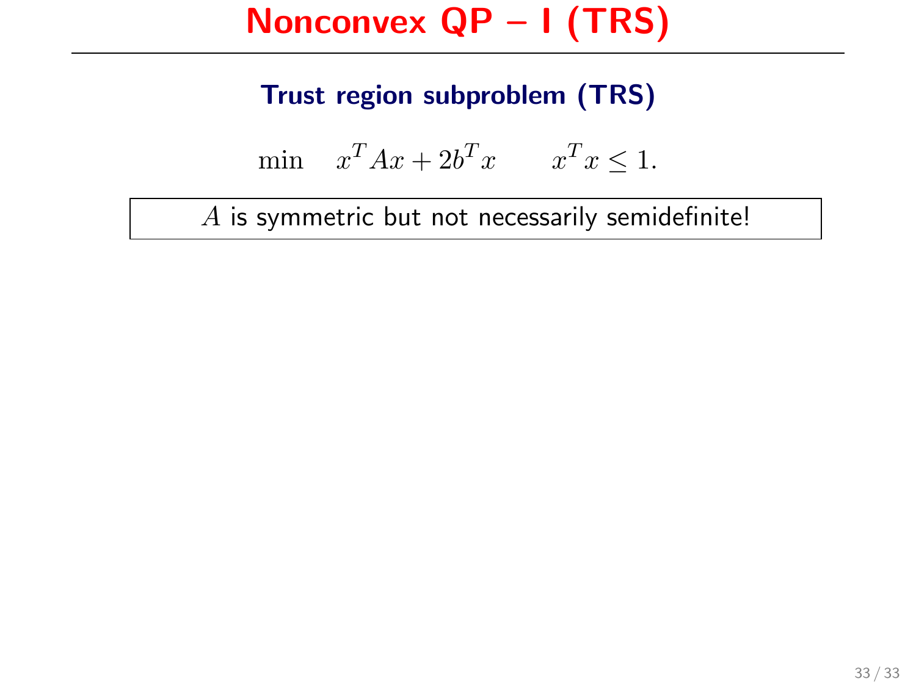# Nonconvex QP – I (TRS)

## Trust region subproblem (TRS)

$$\min \quad x^T A x + 2b^T x \qquad x^T x \leq 1.$$

$A$ is symmetric but not necessarily semidefinite!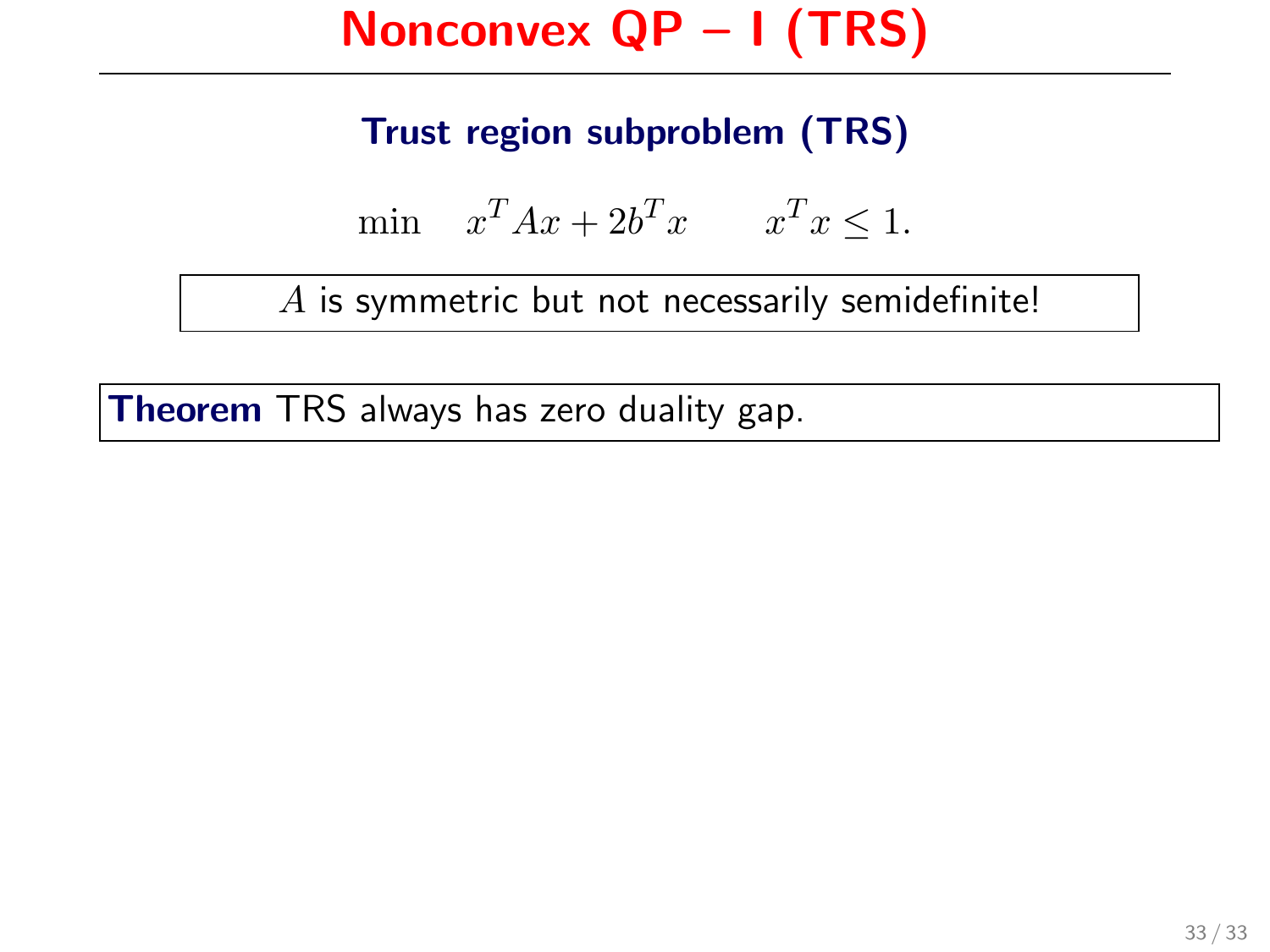# Nonconvex QP – I (TRS)

### Trust region subproblem (TRS)

$$\min \quad x^T A x + 2b^T x \qquad x^T x \leq 1.$$

$A$ is symmetric but not necessarily semidefinite!

**Theorem** TRS always has zero duality gap.